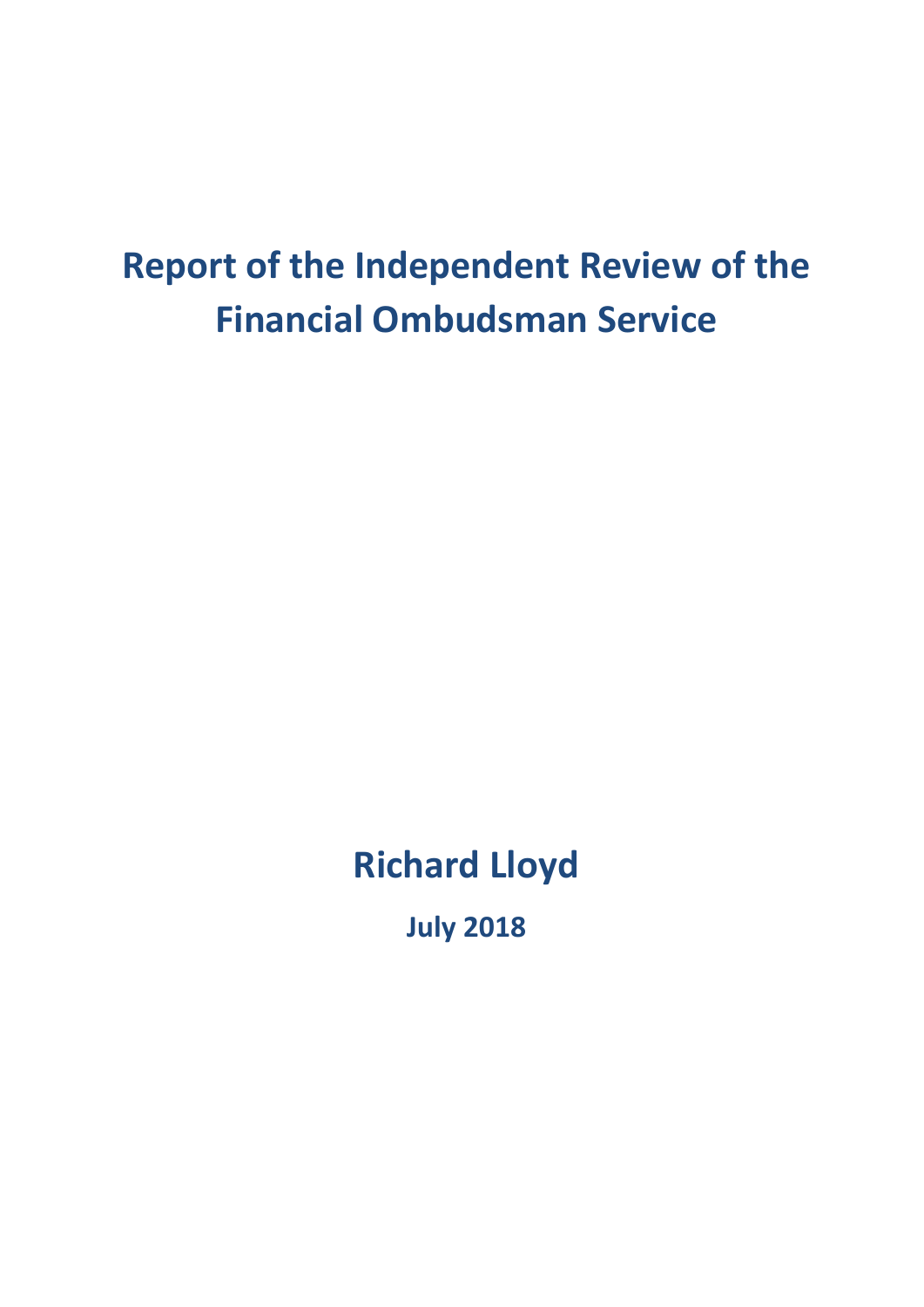# Report of the Independent Review of the Financial Ombudsman Service

**Richard Lloyd**

**July 2018**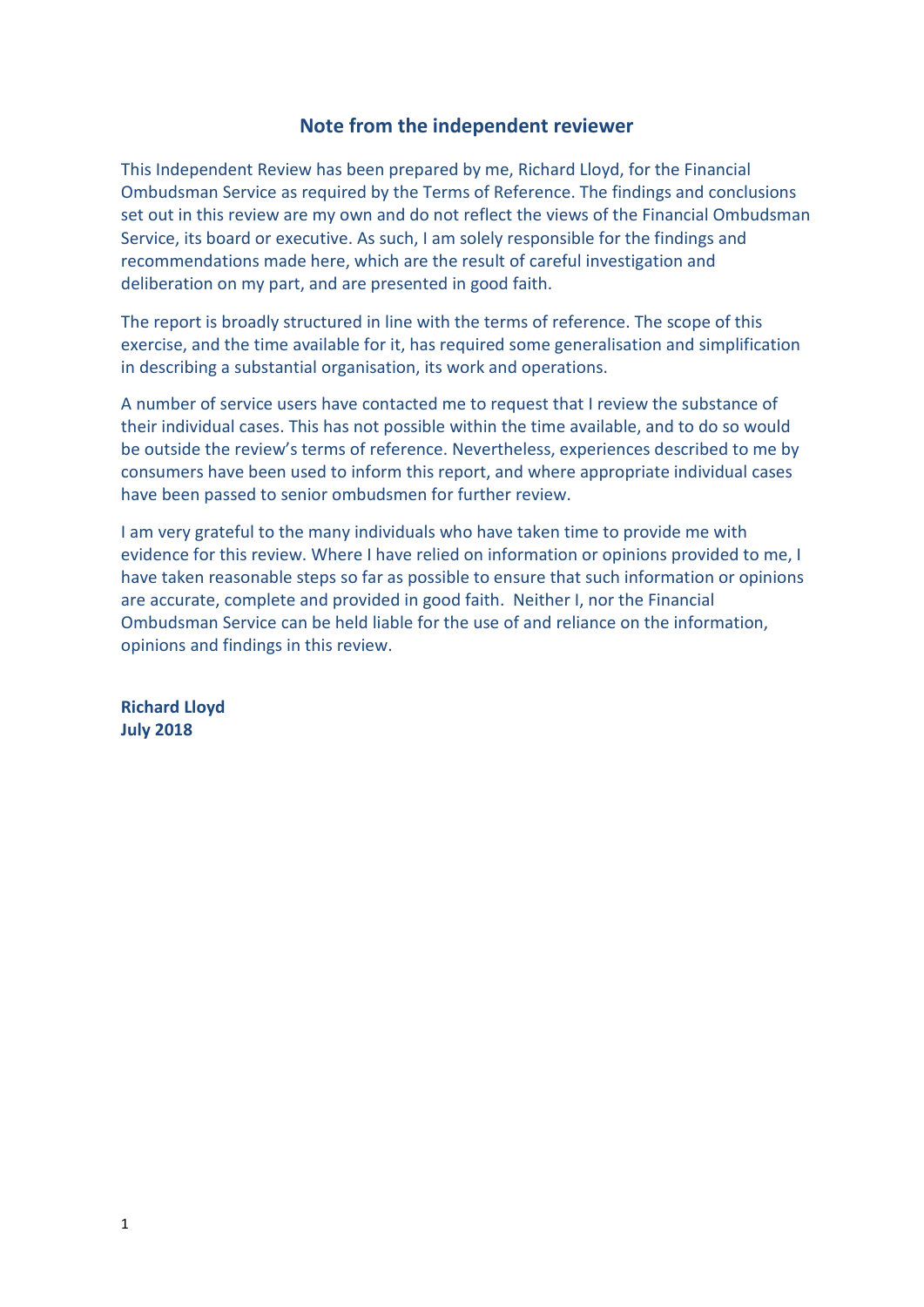## Note from the independent reviewer

This Independent Review has been prepared by me, Richard Lloyd, for the Financial Ombudsman Service as required by the Terms of Reference. The findings and conclusions set out in this review are my own and do not reflect the views of the Financial Ombudsman Service, its board or executive. As such, I am solely responsible for the findings and recommendations made here, which are the result of careful investigation and deliberation on my part, and are presented in good faith.

The report is broadly structured in line with the terms of reference. The scope of this exercise, and the time available for it, has required some generalisation and simplification in describing a substantial organisation, its work and operations.

A number of service users have contacted me to request that I review the substance of their individual cases. This has not possible within the time available, and to do so would be outside the review's terms of reference. Nevertheless, experiences described to me by consumers have been used to inform this report, and where appropriate individual cases have been passed to senior ombudsmen for further review.

I am very grateful to the many individuals who have taken time to provide me with evidence for this review. Where I have relied on information or opinions provided to me, I have taken reasonable steps so far as possible to ensure that such information or opinions are accurate, complete and provided in good faith. Neither I, nor the Financial Ombudsman Service can be held liable for the use of and reliance on the information, opinions and findings in this review.

**Richard Lloyd**
**July 2018**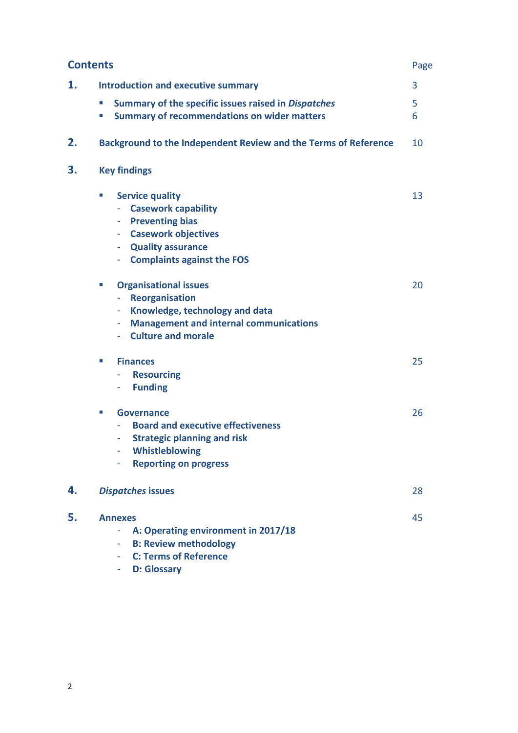## Contents

| | | Page |
|---|---|---|
| **1.** | **Introduction and executive summary** | 3 |
| | ▪ **Summary of the specific issues raised in *Dispatches*** | 5 |
| | ▪ **Summary of recommendations on wider matters** | 6 |
| **2.** | **Background to the Independent Review and the Terms of Reference** | 10 |
| **3.** | **Key findings** | |
| | ▪ **Service quality** | 13 |
| | - **Casework capability** | |
| | - **Preventing bias** | |
| | - **Casework objectives** | |
| | - **Quality assurance** | |
| | - **Complaints against the FOS** | |
| | ▪ **Organisational issues** | 20 |
| | - **Reorganisation** | |
| | - **Knowledge, technology and data** | |
| | - **Management and internal communications** | |
| | - **Culture and morale** | |
| | ▪ **Finances** | 25 |
| | - **Resourcing** | |
| | - **Funding** | |
| | ▪ **Governance** | 26 |
| | - **Board and executive effectiveness** | |
| | - **Strategic planning and risk** | |
| | - **Whistleblowing** | |
| | - **Reporting on progress** | |
| **4.** | ***Dispatches* issues** | 28 |
| **5.** | **Annexes** | 45 |
| | - **A: Operating environment in 2017/18** | |
| | - **B: Review methodology** | |
| | - **C: Terms of Reference** | |
| | - **D: Glossary** | |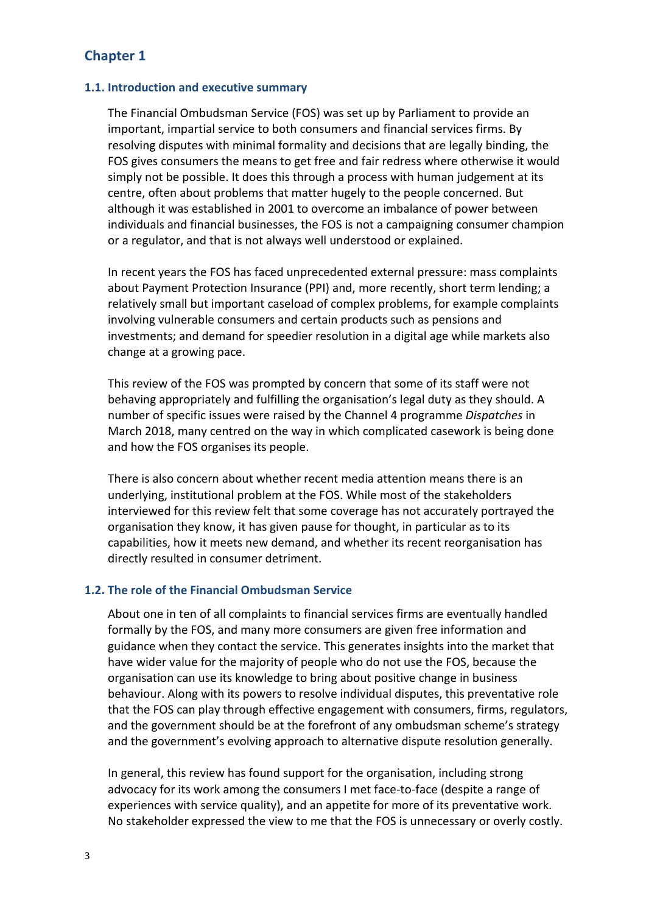## Chapter 1

### 1.1. Introduction and executive summary

The Financial Ombudsman Service (FOS) was set up by Parliament to provide an important, impartial service to both consumers and financial services firms. By resolving disputes with minimal formality and decisions that are legally binding, the FOS gives consumers the means to get free and fair redress where otherwise it would simply not be possible. It does this through a process with human judgement at its centre, often about problems that matter hugely to the people concerned. But although it was established in 2001 to overcome an imbalance of power between individuals and financial businesses, the FOS is not a campaigning consumer champion or a regulator, and that is not always well understood or explained.

In recent years the FOS has faced unprecedented external pressure: mass complaints about Payment Protection Insurance (PPI) and, more recently, short term lending; a relatively small but important caseload of complex problems, for example complaints involving vulnerable consumers and certain products such as pensions and investments; and demand for speedier resolution in a digital age while markets also change at a growing pace.

This review of the FOS was prompted by concern that some of its staff were not behaving appropriately and fulfilling the organisation's legal duty as they should. A number of specific issues were raised by the Channel 4 programme *Dispatches* in March 2018, many centred on the way in which complicated casework is being done and how the FOS organises its people.

There is also concern about whether recent media attention means there is an underlying, institutional problem at the FOS. While most of the stakeholders interviewed for this review felt that some coverage has not accurately portrayed the organisation they know, it has given pause for thought, in particular as to its capabilities, how it meets new demand, and whether its recent reorganisation has directly resulted in consumer detriment.

### 1.2. The role of the Financial Ombudsman Service

About one in ten of all complaints to financial services firms are eventually handled formally by the FOS, and many more consumers are given free information and guidance when they contact the service. This generates insights into the market that have wider value for the majority of people who do not use the FOS, because the organisation can use its knowledge to bring about positive change in business behaviour. Along with its powers to resolve individual disputes, this preventative role that the FOS can play through effective engagement with consumers, firms, regulators, and the government should be at the forefront of any ombudsman scheme's strategy and the government's evolving approach to alternative dispute resolution generally.

In general, this review has found support for the organisation, including strong advocacy for its work among the consumers I met face-to-face (despite a range of experiences with service quality), and an appetite for more of its preventative work. No stakeholder expressed the view to me that the FOS is unnecessary or overly costly.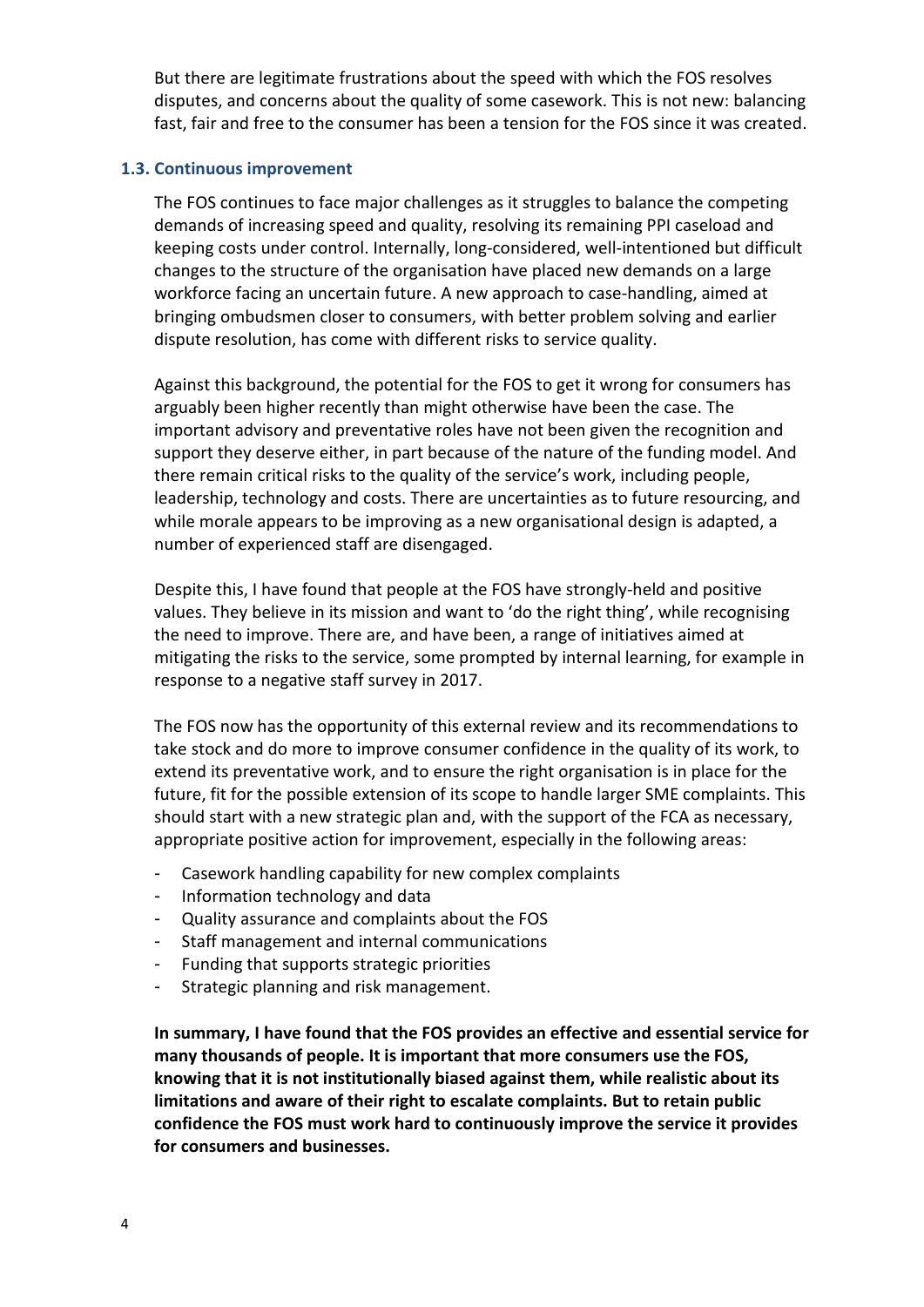But there are legitimate frustrations about the speed with which the FOS resolves disputes, and concerns about the quality of some casework. This is not new: balancing fast, fair and free to the consumer has been a tension for the FOS since it was created.

### 1.3. Continuous improvement

The FOS continues to face major challenges as it struggles to balance the competing demands of increasing speed and quality, resolving its remaining PPI caseload and keeping costs under control. Internally, long-considered, well-intentioned but difficult changes to the structure of the organisation have placed new demands on a large workforce facing an uncertain future. A new approach to case-handling, aimed at bringing ombudsmen closer to consumers, with better problem solving and earlier dispute resolution, has come with different risks to service quality.

Against this background, the potential for the FOS to get it wrong for consumers has arguably been higher recently than might otherwise have been the case. The important advisory and preventative roles have not been given the recognition and support they deserve either, in part because of the nature of the funding model. And there remain critical risks to the quality of the service's work, including people, leadership, technology and costs. There are uncertainties as to future resourcing, and while morale appears to be improving as a new organisational design is adapted, a number of experienced staff are disengaged.

Despite this, I have found that people at the FOS have strongly-held and positive values. They believe in its mission and want to 'do the right thing', while recognising the need to improve. There are, and have been, a range of initiatives aimed at mitigating the risks to the service, some prompted by internal learning, for example in response to a negative staff survey in 2017.

The FOS now has the opportunity of this external review and its recommendations to take stock and do more to improve consumer confidence in the quality of its work, to extend its preventative work, and to ensure the right organisation is in place for the future, fit for the possible extension of its scope to handle larger SME complaints. This should start with a new strategic plan and, with the support of the FCA as necessary, appropriate positive action for improvement, especially in the following areas:

- Casework handling capability for new complex complaints
- Information technology and data
- Quality assurance and complaints about the FOS
- Staff management and internal communications
- Funding that supports strategic priorities
- Strategic planning and risk management.

**In summary, I have found that the FOS provides an effective and essential service for many thousands of people. It is important that more consumers use the FOS, knowing that it is not institutionally biased against them, while realistic about its limitations and aware of their right to escalate complaints. But to retain public confidence the FOS must work hard to continuously improve the service it provides for consumers and businesses.**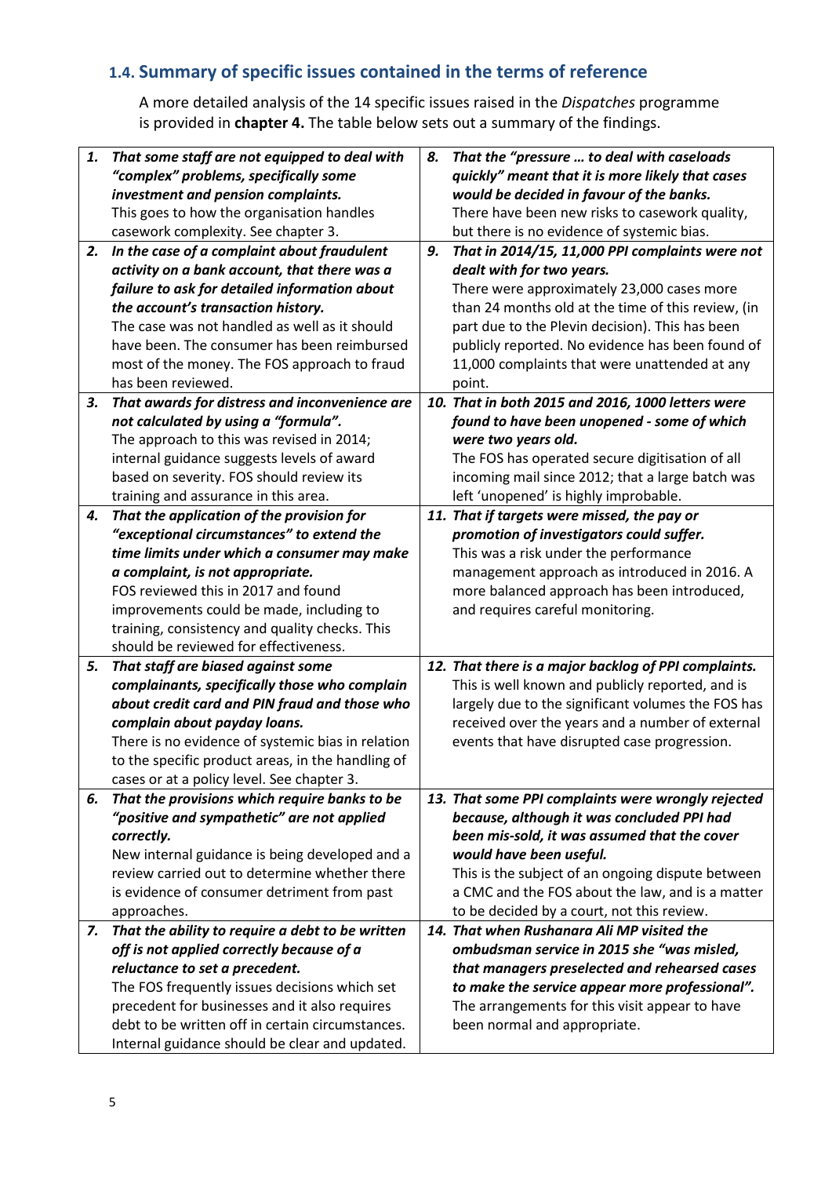## 1.4. Summary of specific issues contained in the terms of reference

A more detailed analysis of the 14 specific issues raised in the *Dispatches* programme is provided in **chapter 4.** The table below sets out a summary of the findings.

| | | | |
|---|---|---|---|
| **1.** | ***That some staff are not equipped to deal with "complex" problems, specifically some investment and pension complaints.*** This goes to how the organisation handles casework complexity. See chapter 3. | **8.** | ***That the "pressure … to deal with caseloads quickly" meant that it is more likely that cases would be decided in favour of the banks.*** There have been new risks to casework quality, but there is no evidence of systemic bias. |
| **2.** | ***In the case of a complaint about fraudulent activity on a bank account, that there was a failure to ask for detailed information about the account's transaction history.*** The case was not handled as well as it should have been. The consumer has been reimbursed most of the money. The FOS approach to fraud has been reviewed. | **9.** | ***That in 2014/15, 11,000 PPI complaints were not dealt with for two years.*** There were approximately 23,000 cases more than 24 months old at the time of this review, (in part due to the Plevin decision). This has been publicly reported. No evidence has been found of 11,000 complaints that were unattended at any point. |
| **3.** | ***That awards for distress and inconvenience are not calculated by using a "formula".*** The approach to this was revised in 2014; internal guidance suggests levels of award based on severity. FOS should review its training and assurance in this area. | **10.** | ***That in both 2015 and 2016, 1000 letters were found to have been unopened - some of which were two years old.*** The FOS has operated secure digitisation of all incoming mail since 2012; that a large batch was left 'unopened' is highly improbable. |
| **4.** | ***That the application of the provision for "exceptional circumstances" to extend the time limits under which a consumer may make a complaint, is not appropriate.*** FOS reviewed this in 2017 and found improvements could be made, including to training, consistency and quality checks. This should be reviewed for effectiveness. | **11.** | ***That if targets were missed, the pay or promotion of investigators could suffer.*** This was a risk under the performance management approach as introduced in 2016. A more balanced approach has been introduced, and requires careful monitoring. |
| **5.** | ***That staff are biased against some complainants, specifically those who complain about credit card and PIN fraud and those who complain about payday loans.*** There is no evidence of systemic bias in relation to the specific product areas, in the handling of cases or at a policy level. See chapter 3. | **12.** | ***That there is a major backlog of PPI complaints.*** This is well known and publicly reported, and is largely due to the significant volumes the FOS has received over the years and a number of external events that have disrupted case progression. |
| **6.** | ***That the provisions which require banks to be "positive and sympathetic" are not applied correctly.*** New internal guidance is being developed and a review carried out to determine whether there is evidence of consumer detriment from past approaches. | **13.** | ***That some PPI complaints were wrongly rejected because, although it was concluded that PPI had been mis-sold, it was assumed that the cover would have been useful.*** This is the subject of an ongoing dispute between a CMC and the FOS about the law, and is a matter to be decided by a court, not this review. |
| **7.** | ***That the ability to require a debt to be written off is not applied correctly because of a reluctance to set a precedent.*** The FOS frequently issues decisions which set precedent for businesses and it also requires debt to be written off in certain circumstances. Internal guidance should be clear and updated. | **14.** | ***That when Rushanara Ali MP visited the ombudsman service in 2015 she "was misled, that managers preselected and rehearsed cases to make the service appear more professional".*** The arrangements for this visit appear to have been normal and appropriate. |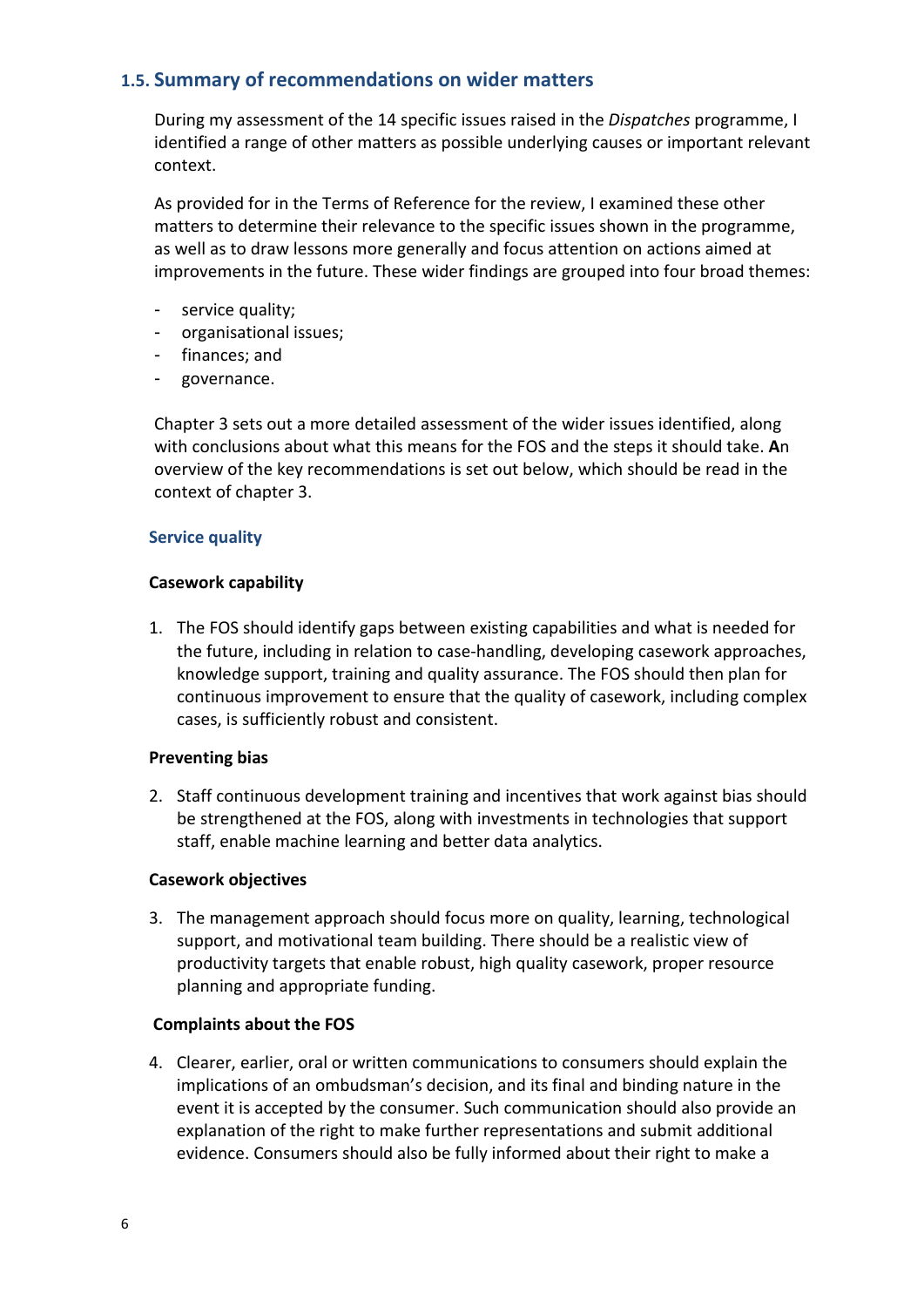## 1.5. Summary of recommendations on wider matters

During my assessment of the 14 specific issues raised in the *Dispatches* programme, I identified a range of other matters as possible underlying causes or important relevant context.

As provided for in the Terms of Reference for the review, I examined these other matters to determine their relevance to the specific issues shown in the programme, as well as to draw lessons more generally and focus attention on actions aimed at improvements in the future. These wider findings are grouped into four broad themes:

- service quality;
- organisational issues;
- finances; and
- governance.

Chapter 3 sets out a more detailed assessment of the wider issues identified, along with conclusions about what this means for the FOS and the steps it should take. **A**n overview of the key recommendations is set out below, which should be read in the context of chapter 3.

### Service quality

**Casework capability**

1. The FOS should identify gaps between existing capabilities and what is needed for the future, including in relation to case-handling, developing casework approaches, knowledge support, training and quality assurance. The FOS should then plan for continuous improvement to ensure that the quality of casework, including complex cases, is sufficiently robust and consistent.

**Preventing bias**

2. Staff continuous development training and incentives that work against bias should be strengthened at the FOS, along with investments in technologies that support staff, enable machine learning and better data analytics.

**Casework objectives**

3. The management approach should focus more on quality, learning, technological support, and motivational team building. There should be a realistic view of productivity targets that enable robust, high quality casework, proper resource planning and appropriate funding.

**Complaints about the FOS**

4. Clearer, earlier, oral or written communications to consumers should explain the implications of an ombudsman's decision, and its final and binding nature in the event it is accepted by the consumer. Such communication should also provide an explanation of the right to make further representations and submit additional evidence. Consumers should also be fully informed about their right to make a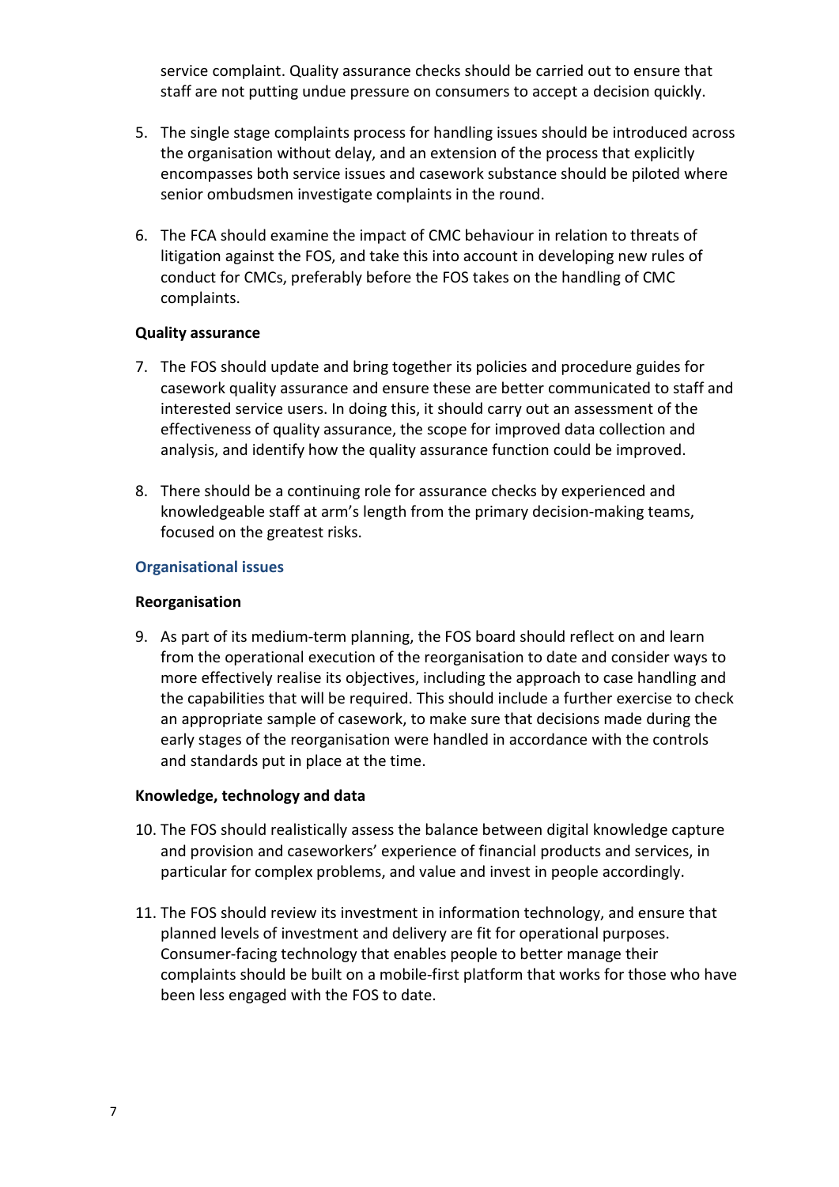service complaint. Quality assurance checks should be carried out to ensure that staff are not putting undue pressure on consumers to accept a decision quickly.

5. The single stage complaints process for handling issues should be introduced across the organisation without delay, and an extension of the process that explicitly encompasses both service issues and casework substance should be piloted where senior ombudsmen investigate complaints in the round.

6. The FCA should examine the impact of CMC behaviour in relation to threats of litigation against the FOS, and take this into account in developing new rules of conduct for CMCs, preferably before the FOS takes on the handling of CMC complaints.

**Quality assurance**

7. The FOS should update and bring together its policies and procedure guides for casework quality assurance and ensure these are better communicated to staff and interested service users. In doing this, it should carry out an assessment of the effectiveness of quality assurance, the scope for improved data collection and analysis, and identify how the quality assurance function could be improved.

8. There should be a continuing role for assurance checks by experienced and knowledgeable staff at arm's length from the primary decision-making teams, focused on the greatest risks.

### Organisational issues

**Reorganisation**

9. As part of its medium-term planning, the FOS board should reflect on and learn from the operational execution of the reorganisation to date and consider ways to more effectively realise its objectives, including the approach to case handling and the capabilities that will be required. This should include a further exercise to check an appropriate sample of casework, to make sure that decisions made during the early stages of the reorganisation were handled in accordance with the controls and standards put in place at the time.

**Knowledge, technology and data**

10. The FOS should realistically assess the balance between digital knowledge capture and provision and caseworkers' experience of financial products and services, in particular for complex problems, and value and invest in people accordingly.

11. The FOS should review its investment in information technology, and ensure that planned levels of investment and delivery are fit for operational purposes. Consumer-facing technology that enables people to better manage their complaints should be built on a mobile-first platform that works for those who have been less engaged with the FOS to date.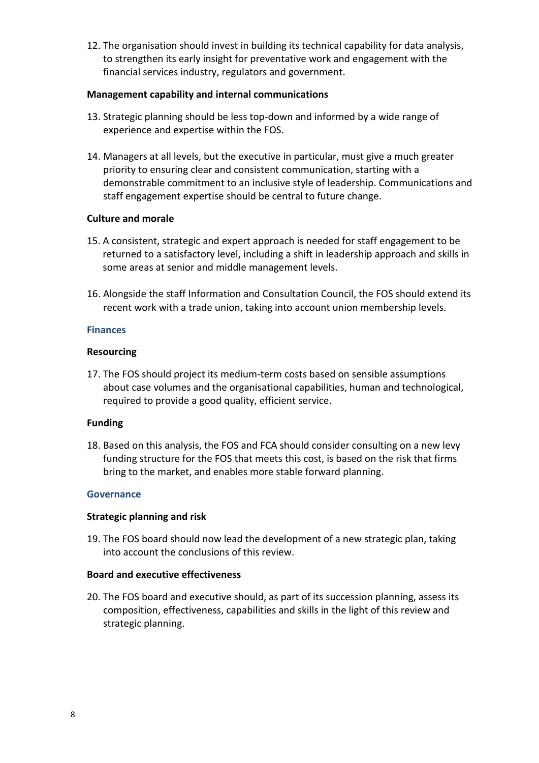12. The organisation should invest in building its technical capability for data analysis, to strengthen its early insight for preventative work and engagement with the financial services industry, regulators and government.

**Management capability and internal communications**

13. Strategic planning should be less top-down and informed by a wide range of experience and expertise within the FOS.

14. Managers at all levels, but the executive in particular, must give a much greater priority to ensuring clear and consistent communication, starting with a demonstrable commitment to an inclusive style of leadership. Communications and staff engagement expertise should be central to future change.

**Culture and morale**

15. A consistent, strategic and expert approach is needed for staff engagement to be returned to a satisfactory level, including a shift in leadership approach and skills in some areas at senior and middle management levels.

16. Alongside the staff Information and Consultation Council, the FOS should extend its recent work with a trade union, taking into account union membership levels.

### Finances

**Resourcing**

17. The FOS should project its medium-term costs based on sensible assumptions about case volumes and the organisational capabilities, human and technological, required to provide a good quality, efficient service.

**Funding**

18. Based on this analysis, the FOS and FCA should consider consulting on a new levy funding structure for the FOS that meets this cost, is based on the risk that firms bring to the market, and enables more stable forward planning.

### Governance

**Strategic planning and risk**

19. The FOS board should now lead the development of a new strategic plan, taking into account the conclusions of this review.

**Board and executive effectiveness**

20. The FOS board and executive should, as part of its succession planning, assess its composition, effectiveness, capabilities and skills in the light of this review and strategic planning.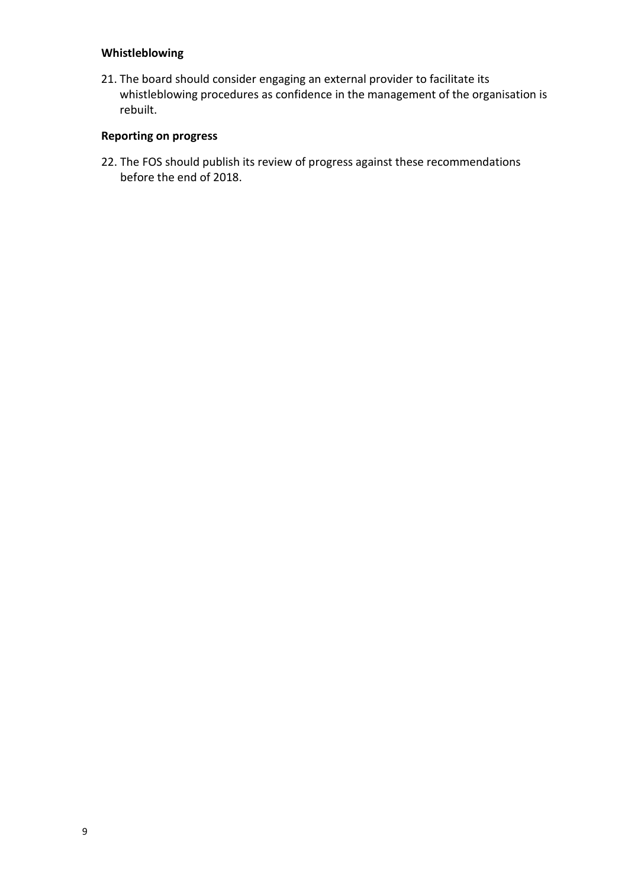**Whistleblowing**

21. The board should consider engaging an external provider to facilitate its whistleblowing procedures as confidence in the management of the organisation is rebuilt.

**Reporting on progress**

22. The FOS should publish its review of progress against these recommendations before the end of 2018.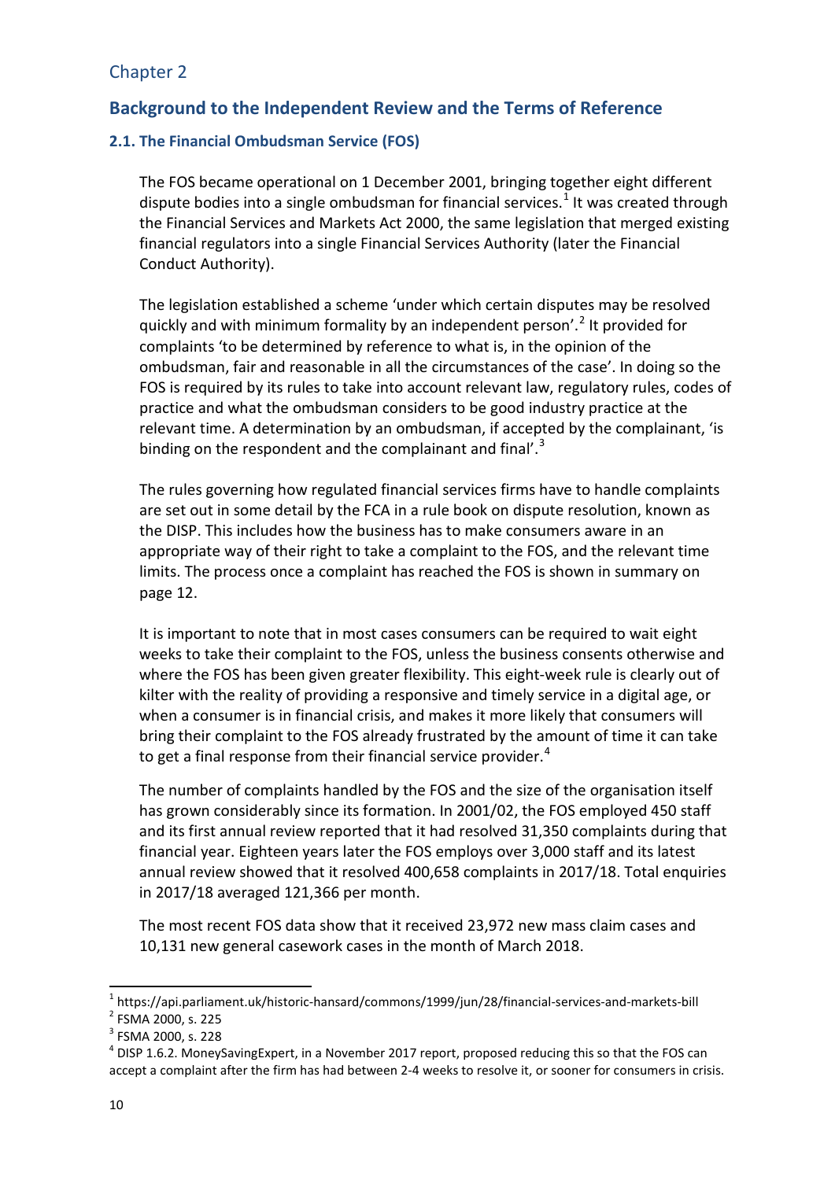Chapter 2

## Background to the Independent Review and the Terms of Reference

### 2.1. The Financial Ombudsman Service (FOS)

The FOS became operational on 1 December 2001, bringing together eight different dispute bodies into a single ombudsman for financial services.[1] It was created through the Financial Services and Markets Act 2000, the same legislation that merged existing financial regulators into a single Financial Services Authority (later the Financial Conduct Authority).

The legislation established a scheme 'under which certain disputes may be resolved quickly and with minimum formality by an independent person'.[2] It provided for complaints 'to be determined by reference to what is, in the opinion of the ombudsman, fair and reasonable in all the circumstances of the case'. In doing so the FOS is required by its rules to take into account relevant law, regulatory rules, codes of practice and what the ombudsman considers to be good industry practice at the relevant time. A determination by an ombudsman, if accepted by the complainant, 'is binding on the respondent and the complainant and final'.[3]

The rules governing how regulated financial services firms have to handle complaints are set out in some detail by the FCA in a rule book on dispute resolution, known as the DISP. This includes how the business has to make consumers aware in an appropriate way of their right to take a complaint to the FOS, and the relevant time limits. The process once a complaint has reached the FOS is shown in summary on page 12.

It is important to note that in most cases consumers can be required to wait eight weeks to take their complaint to the FOS, unless the business consents otherwise and where the FOS has been given greater flexibility. This eight-week rule is clearly out of kilter with the reality of providing a responsive and timely service in a digital age, or when a consumer is in financial crisis, and makes it more likely that consumers will bring their complaint to the FOS already frustrated by the amount of time it can take to get a final response from their financial service provider.[4]

The number of complaints handled by the FOS and the size of the organisation itself has grown considerably since its formation. In 2001/02, the FOS employed 450 staff and its first annual review reported that it had resolved 31,350 complaints during that financial year. Eighteen years later the FOS employs over 3,000 staff and its latest annual review showed that it resolved 400,658 complaints in 2017/18. Total enquiries in 2017/18 averaged 121,366 per month.

The most recent FOS data show that it received 23,972 new mass claim cases and 10,131 new general casework cases in the month of March 2018.

---

[1] https://api.parliament.uk/historic-hansard/commons/1999/jun/28/financial-services-and-markets-bill

[2] FSMA 2000, s. 225

[3] FSMA 2000, s. 228

[4] DISP 1.6.2. MoneySavingExpert, in a November 2017 report, proposed reducing this so that the FOS can accept a complaint after the firm has had between 2-4 weeks to resolve it, or sooner for consumers in crisis.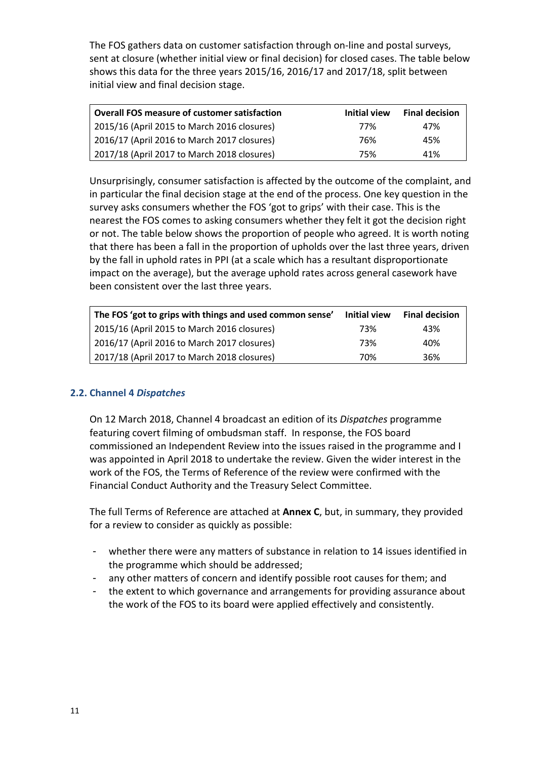The FOS gathers data on customer satisfaction through on-line and postal surveys, sent at closure (whether initial view or final decision) for closed cases. The table below shows this data for the three years 2015/16, 2016/17 and 2017/18, split between initial view and final decision stage.

| Overall FOS measure of customer satisfaction | Initial view | Final decision |
|---|---|---|
| 2015/16 (April 2015 to March 2016 closures) | 77% | 47% |
| 2016/17 (April 2016 to March 2017 closures) | 76% | 45% |
| 2017/18 (April 2017 to March 2018 closures) | 75% | 41% |

Unsurprisingly, consumer satisfaction is affected by the outcome of the complaint, and in particular the final decision stage at the end of the process. One key question in the survey asks consumers whether the FOS 'got to grips' with their case. This is the nearest the FOS comes to asking consumers whether they felt it got the decision right or not. The table below shows the proportion of people who agreed. It is worth noting that there has been a fall in the proportion of upholds over the last three years, driven by the fall in uphold rates in PPI (at a scale which has a resultant disproportionate impact on the average), but the average uphold rates across general casework have been consistent over the last three years.

| The FOS 'got to grips with things and used common sense' | Initial view | Final decision |
|---|---|---|
| 2015/16 (April 2015 to March 2016 closures) | 73% | 43% |
| 2016/17 (April 2016 to March 2017 closures) | 73% | 40% |
| 2017/18 (April 2017 to March 2018 closures) | 70% | 36% |

### 2.2. Channel 4 *Dispatches*

On 12 March 2018, Channel 4 broadcast an edition of its *Dispatches* programme featuring covert filming of ombudsman staff. In response, the FOS board commissioned an Independent Review into the issues raised in the programme and I was appointed in April 2018 to undertake the review. Given the wider interest in the work of the FOS, the Terms of Reference of the review were confirmed with the Financial Conduct Authority and the Treasury Select Committee.

The full Terms of Reference are attached at **Annex C**, but, in summary, they provided for a review to consider as quickly as possible:

- whether there were any matters of substance in relation to 14 issues identified in the programme which should be addressed;
- any other matters of concern and identify possible root causes for them; and
- the extent to which governance and arrangements for providing assurance about the work of the FOS to its board were applied effectively and consistently.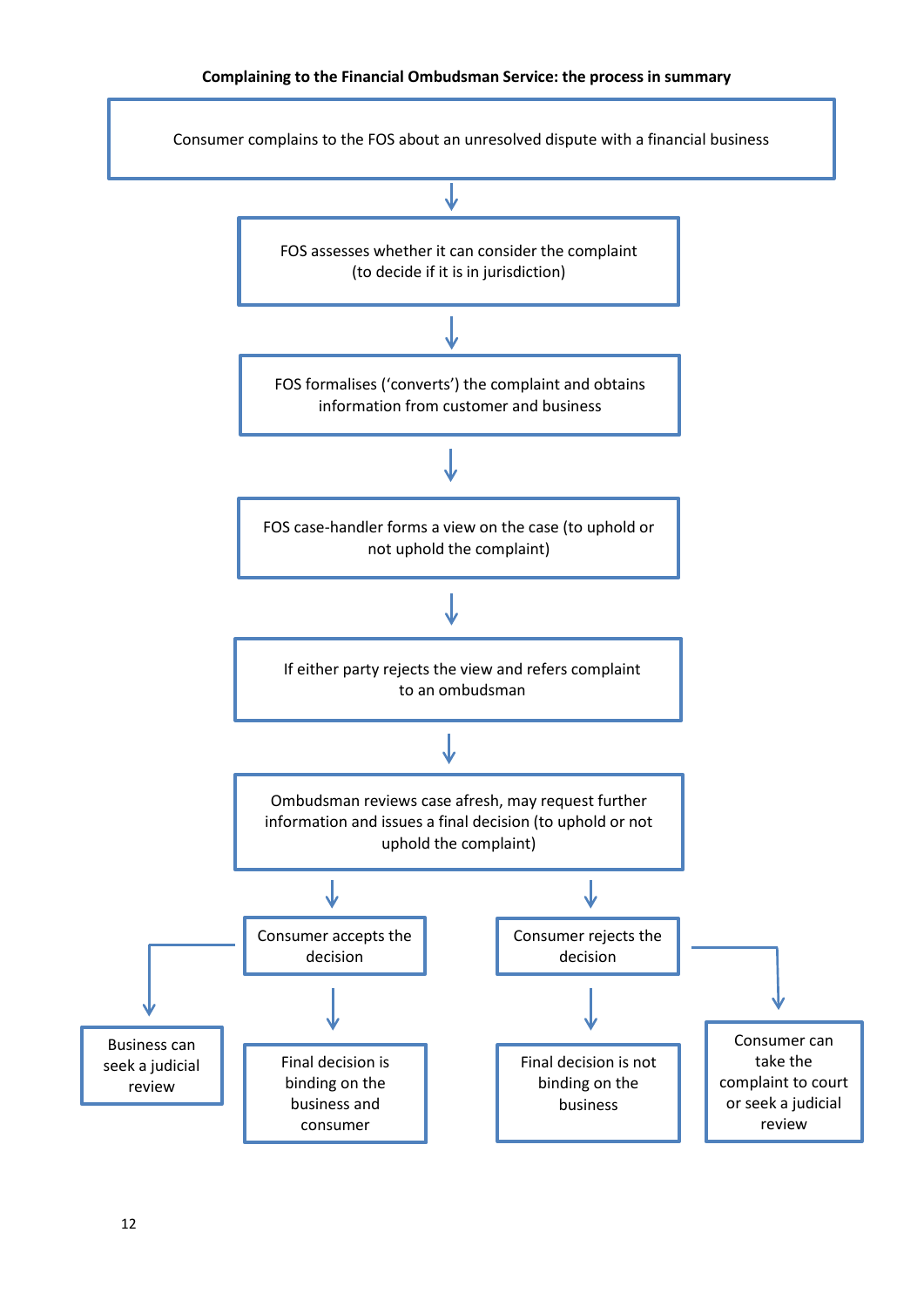**Complaining to the Financial Ombudsman Service: the process in summary**

Consumer complains to the FOS about an unresolved dispute with a financial business

↓

FOS assesses whether it can consider the complaint (to decide if it is in jurisdiction)

↓

FOS formalises ('converts') the complaint and obtains information from customer and business

↓

FOS case-handler forms a view on the case (to uphold or not uphold the complaint)

↓

If either party rejects the view and refers complaint to an ombudsman

↓

Ombudsman reviews case afresh, may request further information and issues a final decision (to uphold or not uphold the complaint)

↓

- Consumer accepts the decision
  - Final decision is binding on the business and consumer
  - Business can seek a judicial review
- Consumer rejects the decision
  - Final decision is not binding on the business
  - Consumer can take the complaint to court or seek a judicial review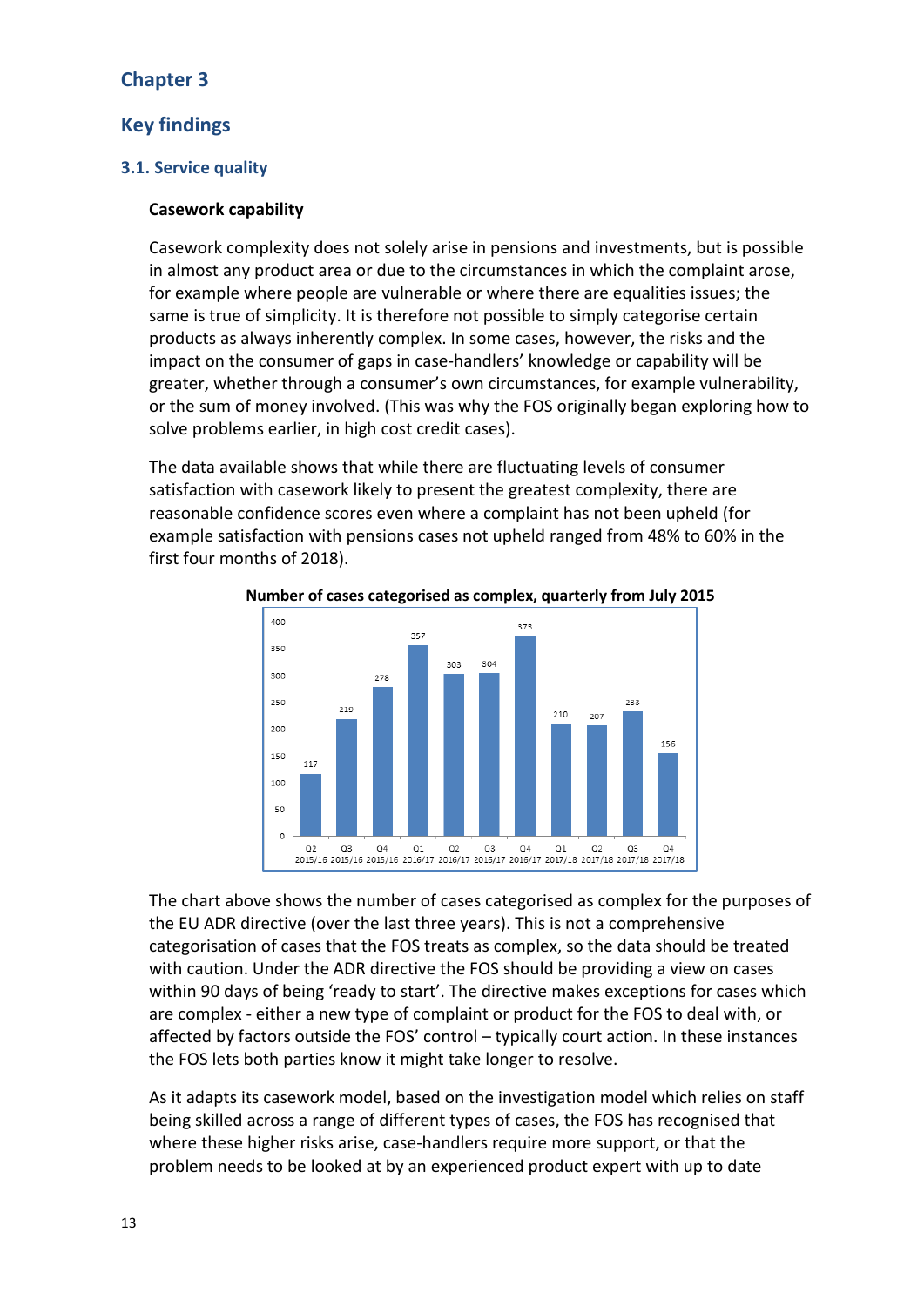# Chapter 3

## Key findings

### 3.1. Service quality

**Casework capability**

Casework complexity does not solely arise in pensions and investments, but is possible in almost any product area or due to the circumstances in which the complaint arose, for example where people are vulnerable or where there are equalities issues; the same is true of simplicity. It is therefore not possible to simply categorise certain products as always inherently complex. In some cases, however, the risks and the impact on the consumer of gaps in case-handlers' knowledge or capability will be greater, whether through a consumer's own circumstances, for example vulnerability, or the sum of money involved. (This was why the FOS originally began exploring how to solve problems earlier, in high cost credit cases).

The data available shows that while there are fluctuating levels of consumer satisfaction with casework likely to present the greatest complexity, there are reasonable confidence scores even where a complaint has not been upheld (for example satisfaction with pensions cases not upheld ranged from 48% to 60% in the first four months of 2018).

**Number of cases categorised as complex, quarterly from July 2015**

| Quarter | Number of cases |
|---|---|
| Q2 2015/16 | 117 |
| Q3 2015/16 | 219 |
| Q4 2015/16 | 278 |
| Q1 2016/17 | 357 |
| Q2 2016/17 | 303 |
| Q3 2016/17 | 304 |
| Q4 2016/17 | 375 |
| Q1 2017/18 | 210 |
| Q2 2017/18 | 207 |
| Q3 2017/18 | 233 |
| Q4 2017/18 | 156 |

The chart above shows the number of cases categorised as complex for the purposes of the EU ADR directive (over the last three years). This is not a comprehensive categorisation of cases that the FOS treats as complex, so the data should be treated with caution. Under the ADR directive the FOS should be providing a view on cases within 90 days of being 'ready to start'. The directive makes exceptions for cases which are complex - either a new type of complaint or product for the FOS to deal with, or affected by factors outside the FOS' control – typically court action. In these instances the FOS lets both parties know it might take longer to resolve.

As it adapts its casework model, based on the investigation model which relies on staff being skilled across a range of different types of cases, the FOS has recognised that where these higher risks arise, case-handlers require more support, or that the problem needs to be looked at by an experienced product expert with up to date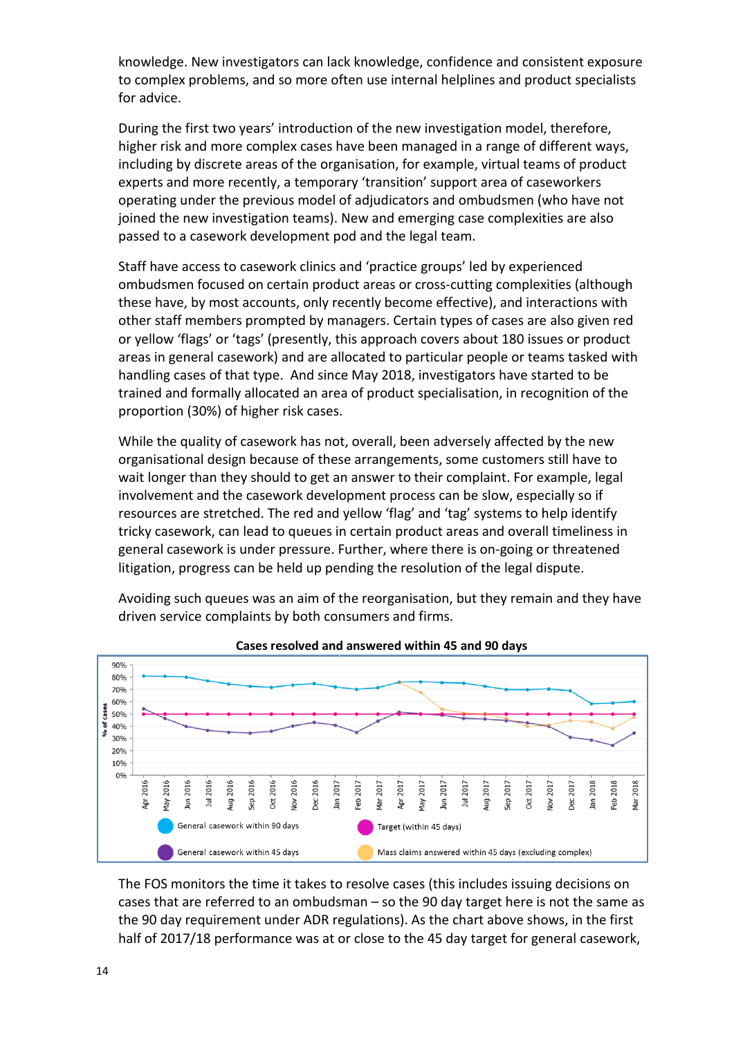knowledge. New investigators can lack knowledge, confidence and consistent exposure to complex problems, and so more often use internal helplines and product specialists for advice.

During the first two years' introduction of the new investigation model, therefore, higher risk and more complex cases have been managed in a range of different ways, including by discrete areas of the organisation, for example, virtual teams of product experts and more recently, a temporary 'transition' support area of caseworkers operating under the previous model of adjudicators and ombudsmen (who have not joined the new investigation teams). New and emerging case complexities are also passed to a casework development pod and the legal team.

Staff have access to casework clinics and 'practice groups' led by experienced ombudsmen focused on certain product areas or cross-cutting complexities (although these have, by most accounts, only recently become effective), and interactions with other staff members prompted by managers. Certain types of cases are also given red or yellow 'flags' or 'tags' (presently, this approach covers about 180 issues or product areas in general casework) and are allocated to particular people or teams tasked with handling cases of that type. And since May 2018, investigators have started to be trained and formally allocated an area of product specialisation, in recognition of the proportion (30%) of higher risk cases.

While the quality of casework has not, overall, been adversely affected by the new organisational design because of these arrangements, some customers still have to wait longer than they should to get an answer to their complaint. For example, legal involvement and the casework development process can be slow, especially so if resources are stretched. The red and yellow 'flag' and 'tag' systems to help identify tricky casework, can lead to queues in certain product areas and overall timeliness in general casework is under pressure. Further, where there is on-going or threatened litigation, progress can be held up pending the resolution of the legal dispute.

Avoiding such queues was an aim of the reorganisation, but they remain and they have driven service complaints by both consumers and firms.

**Cases resolved and answered within 45 and 90 days**

The FOS monitors the time it takes to resolve cases (this includes issuing decisions on cases that are referred to an ombudsman – so the 90 day target here is not the same as the 90 day requirement under ADR regulations). As the chart above shows, in the first half of 2017/18 performance was at or close to the 45 day target for general casework,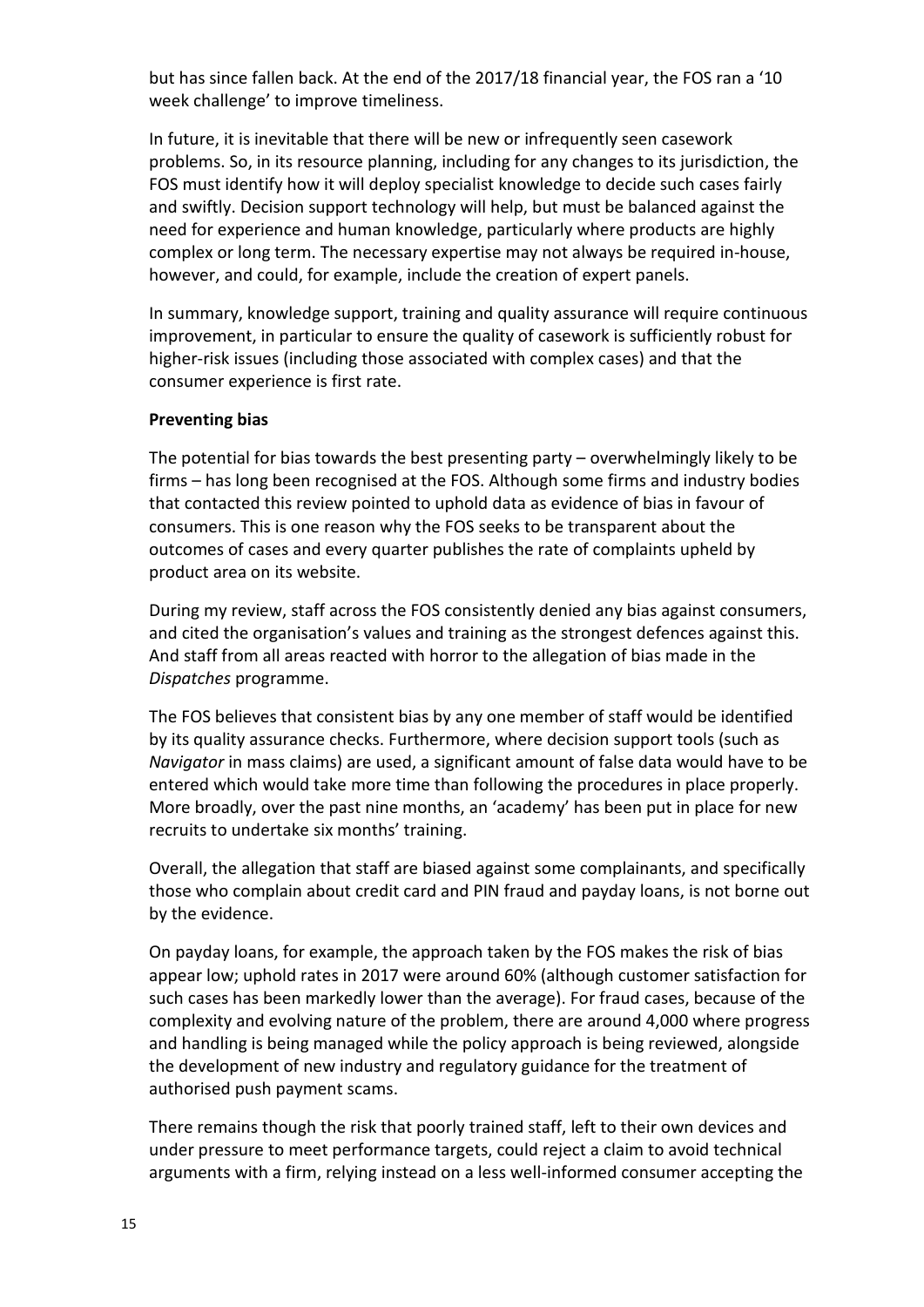but has since fallen back. At the end of the 2017/18 financial year, the FOS ran a '10 week challenge' to improve timeliness.

In future, it is inevitable that there will be new or infrequently seen casework problems. So, in its resource planning, including for any changes to its jurisdiction, the FOS must identify how it will deploy specialist knowledge to decide such cases fairly and swiftly. Decision support technology will help, but must be balanced against the need for experience and human knowledge, particularly where products are highly complex or long term. The necessary expertise may not always be required in-house, however, and could, for example, include the creation of expert panels.

In summary, knowledge support, training and quality assurance will require continuous improvement, in particular to ensure the quality of casework is sufficiently robust for higher-risk issues (including those associated with complex cases) and that the consumer experience is first rate.

**Preventing bias**

The potential for bias towards the best presenting party – overwhelmingly likely to be firms – has long been recognised at the FOS. Although some firms and industry bodies that contacted this review pointed to uphold data as evidence of bias in favour of consumers. This is one reason why the FOS seeks to be transparent about the outcomes of cases and every quarter publishes the rate of complaints upheld by product area on its website.

During my review, staff across the FOS consistently denied any bias against consumers, and cited the organisation's values and training as the strongest defences against this. And staff from all areas reacted with horror to the allegation of bias made in the *Dispatches* programme.

The FOS believes that consistent bias by any one member of staff would be identified by its quality assurance checks. Furthermore, where decision support tools (such as *Navigator* in mass claims) are used, a significant amount of false data would have to be entered which would take more time than following the procedures in place properly. More broadly, over the past nine months, an 'academy' has been put in place for new recruits to undertake six months' training.

Overall, the allegation that staff are biased against some complainants, and specifically those who complain about credit card and PIN fraud and payday loans, is not borne out by the evidence.

On payday loans, for example, the approach taken by the FOS makes the risk of bias appear low; uphold rates in 2017 were around 60% (although customer satisfaction for such cases has been markedly lower than the average). For fraud cases, because of the complexity and evolving nature of the problem, there are around 4,000 where progress and handling is being managed while the policy approach is being reviewed, alongside the development of new industry and regulatory guidance for the treatment of authorised push payment scams.

There remains though the risk that poorly trained staff, left to their own devices and under pressure to meet performance targets, could reject a claim to avoid technical arguments with a firm, relying instead on a less well-informed consumer accepting the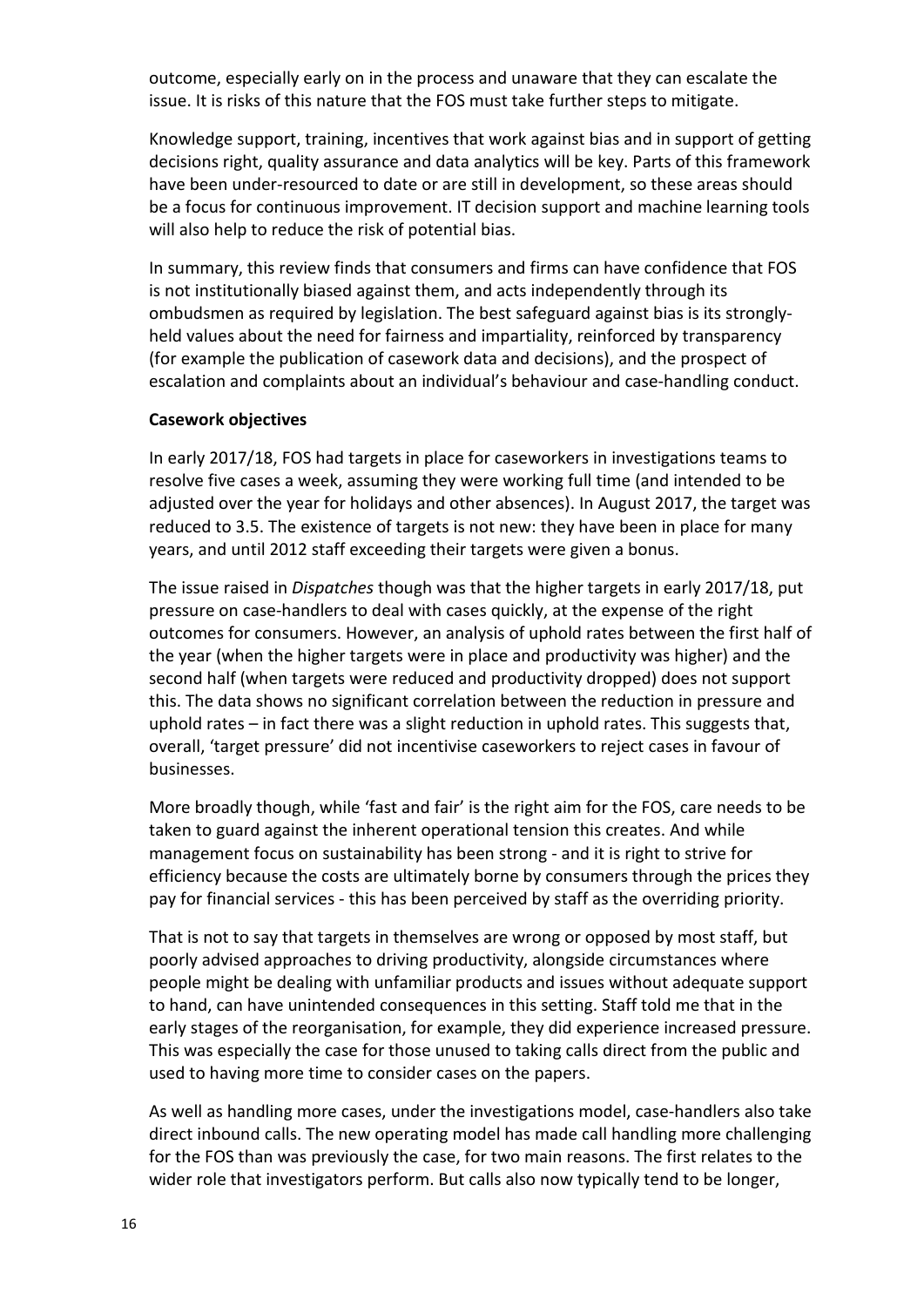outcome, especially early on in the process and unaware that they can escalate the issue. It is risks of this nature that the FOS must take further steps to mitigate.

Knowledge support, training, incentives that work against bias and in support of getting decisions right, quality assurance and data analytics will be key. Parts of this framework have been under-resourced to date or are still in development, so these areas should be a focus for continuous improvement. IT decision support and machine learning tools will also help to reduce the risk of potential bias.

In summary, this review finds that consumers and firms can have confidence that FOS is not institutionally biased against them, and acts independently through its ombudsmen as required by legislation. The best safeguard against bias is its strongly-held values about the need for fairness and impartiality, reinforced by transparency (for example the publication of casework data and decisions), and the prospect of escalation and complaints about an individual's behaviour and case-handling conduct.

**Casework objectives**

In early 2017/18, FOS had targets in place for caseworkers in investigations teams to resolve five cases a week, assuming they were working full time (and intended to be adjusted over the year for holidays and other absences). In August 2017, the target was reduced to 3.5. The existence of targets is not new: they have been in place for many years, and until 2012 staff exceeding their targets were given a bonus.

The issue raised in *Dispatches* though was that the higher targets in early 2017/18, put pressure on case-handlers to deal with cases quickly, at the expense of the right outcomes for consumers. However, an analysis of uphold rates between the first half of the year (when the higher targets were in place and productivity was higher) and the second half (when targets were reduced and productivity dropped) does not support this. The data shows no significant correlation between the reduction in pressure and uphold rates – in fact there was a slight reduction in uphold rates. This suggests that, overall, 'target pressure' did not incentivise caseworkers to reject cases in favour of businesses.

More broadly though, while 'fast and fair' is the right aim for the FOS, care needs to be taken to guard against the inherent operational tension this creates. And while management focus on sustainability has been strong - and it is right to strive for efficiency because the costs are ultimately borne by consumers through the prices they pay for financial services - this has been perceived by staff as the overriding priority.

That is not to say that targets in themselves are wrong or opposed by most staff, but poorly advised approaches to driving productivity, alongside circumstances where people might be dealing with unfamiliar products and issues without adequate support to hand, can have unintended consequences in this setting. Staff told me that in the early stages of the reorganisation, for example, they did experience increased pressure. This was especially the case for those unused to taking calls direct from the public and used to having more time to consider cases on the papers.

As well as handling more cases, under the investigations model, case-handlers also take direct inbound calls. The new operating model has made call handling more challenging for the FOS than was previously the case, for two main reasons. The first relates to the wider role that investigators perform. But calls also now typically tend to be longer,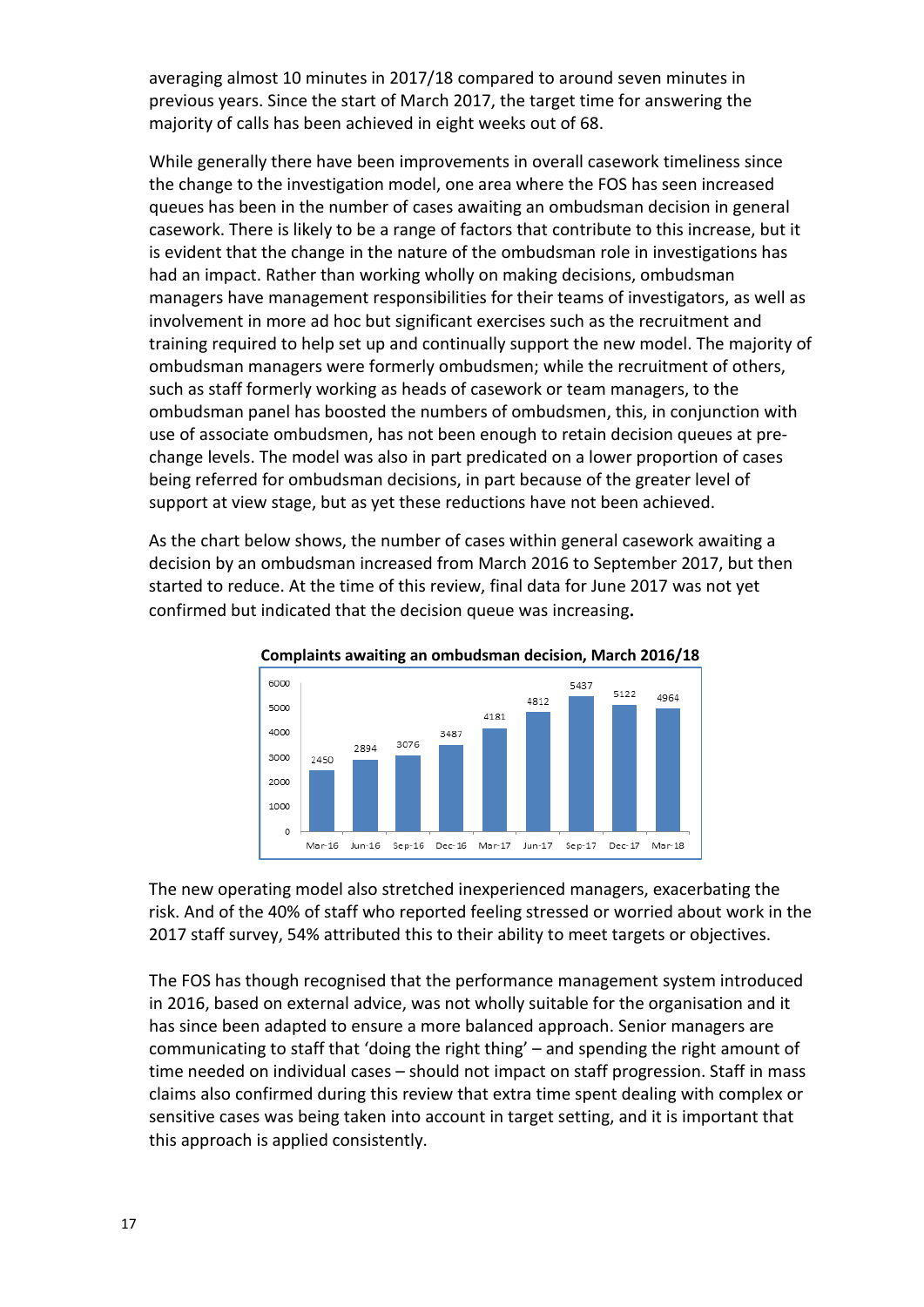averaging almost 10 minutes in 2017/18 compared to around seven minutes in previous years. Since the start of March 2017, the target time for answering the majority of calls has been achieved in eight weeks out of 68.

While generally there have been improvements in overall casework timeliness since the change to the investigation model, one area where the FOS has seen increased queues has been in the number of cases awaiting an ombudsman decision in general casework. There is likely to be a range of factors that contribute to this increase, but it is evident that the change in the nature of the ombudsman role in investigations has had an impact. Rather than working wholly on making decisions, ombudsman managers have management responsibilities for their teams of investigators, as well as involvement in more ad hoc but significant exercises such as the recruitment and training required to help set up and continually support the new model. The majority of ombudsman managers were formerly ombudsmen; while the recruitment of others, such as staff formerly working as heads of casework or team managers, to the ombudsman panel has boosted the numbers of ombudsmen, this, in conjunction with use of associate ombudsmen, has not been enough to retain decision queues at pre-change levels. The model was also in part predicated on a lower proportion of cases being referred for ombudsman decisions, in part because of the greater level of support at view stage, but as yet these reductions have not been achieved.

As the chart below shows, the number of cases within general casework awaiting a decision by an ombudsman increased from March 2016 to September 2017, but then started to reduce. At the time of this review, final data for June 2017 was not yet confirmed but indicated that the decision queue was increasing.

**Complaints awaiting an ombudsman decision, March 2016/18**

| Mar-16 | Jun-16 | Sep-16 | Dec-16 | Mar-17 | Jun-17 | Sep-17 | Dec-17 | Mar-18 |
|---|---|---|---|---|---|---|---|---|
| 2450 | 2894 | 3076 | 3487 | 4181 | 4812 | 5437 | 5122 | 4964 |

The new operating model also stretched inexperienced managers, exacerbating the risk. And of the 40% of staff who reported feeling stressed or worried about work in the 2017 staff survey, 54% attributed this to their ability to meet targets or objectives.

The FOS has though recognised that the performance management system introduced in 2016, based on external advice, was not wholly suitable for the organisation and it has since been adapted to ensure a more balanced approach. Senior managers are communicating to staff that 'doing the right thing' – and spending the right amount of time needed on individual cases – should not impact on staff progression. Staff in mass claims also confirmed during this review that extra time spent dealing with complex or sensitive cases was being taken into account in target setting, and it is important that this approach is applied consistently.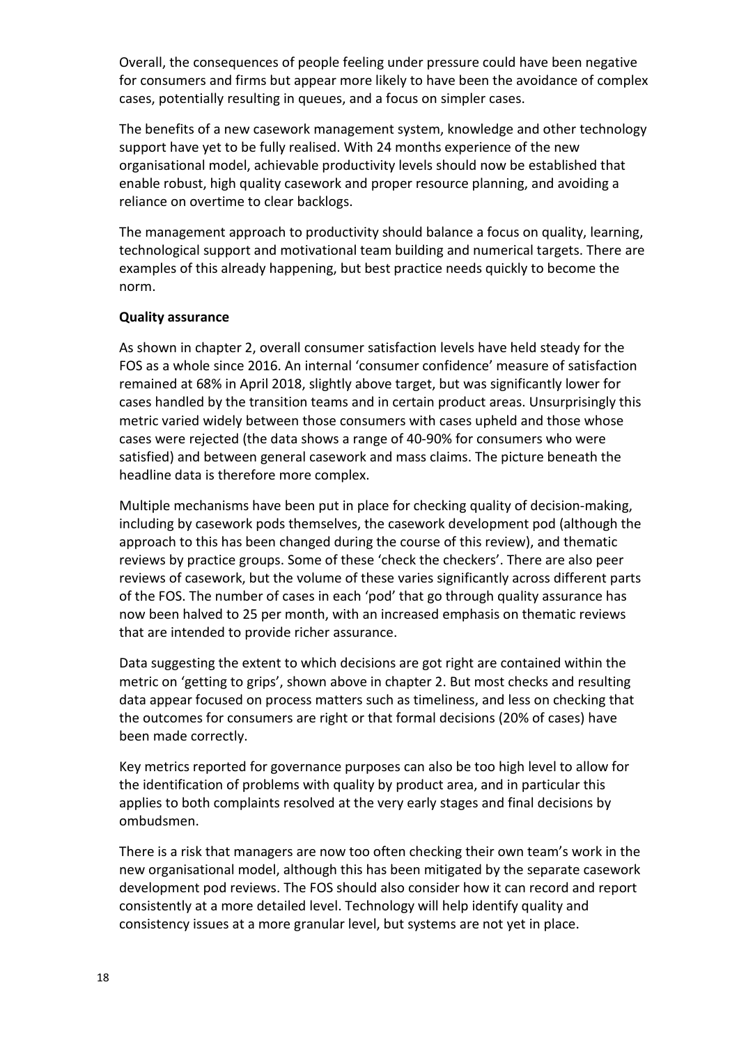Overall, the consequences of people feeling under pressure could have been negative for consumers and firms but appear more likely to have been the avoidance of complex cases, potentially resulting in queues, and a focus on simpler cases.

The benefits of a new casework management system, knowledge and other technology support have yet to be fully realised. With 24 months experience of the new organisational model, achievable productivity levels should now be established that enable robust, high quality casework and proper resource planning, and avoiding a reliance on overtime to clear backlogs.

The management approach to productivity should balance a focus on quality, learning, technological support and motivational team building and numerical targets. There are examples of this already happening, but best practice needs quickly to become the norm.

**Quality assurance**

As shown in chapter 2, overall consumer satisfaction levels have held steady for the FOS as a whole since 2016. An internal 'consumer confidence' measure of satisfaction remained at 68% in April 2018, slightly above target, but was significantly lower for cases handled by the transition teams and in certain product areas. Unsurprisingly this metric varied widely between those consumers with cases upheld and those whose cases were rejected (the data shows a range of 40-90% for consumers who were satisfied) and between general casework and mass claims. The picture beneath the headline data is therefore more complex.

Multiple mechanisms have been put in place for checking quality of decision-making, including by casework pods themselves, the casework development pod (although the approach to this has been changed during the course of this review), and thematic reviews by practice groups. Some of these 'check the checkers'. There are also peer reviews of casework, but the volume of these varies significantly across different parts of the FOS. The number of cases in each 'pod' that go through quality assurance has now been halved to 25 per month, with an increased emphasis on thematic reviews that are intended to provide richer assurance.

Data suggesting the extent to which decisions are got right are contained within the metric on 'getting to grips', shown above in chapter 2. But most checks and resulting data appear focused on process matters such as timeliness, and less on checking that the outcomes for consumers are right or that formal decisions (20% of cases) have been made correctly.

Key metrics reported for governance purposes can also be too high level to allow for the identification of problems with quality by product area, and in particular this applies to both complaints resolved at the very early stages and final decisions by ombudsmen.

There is a risk that managers are now too often checking their own team's work in the new organisational model, although this has been mitigated by the separate casework development pod reviews. The FOS should also consider how it can record and report consistently at a more detailed level. Technology will help identify quality and consistency issues at a more granular level, but systems are not yet in place.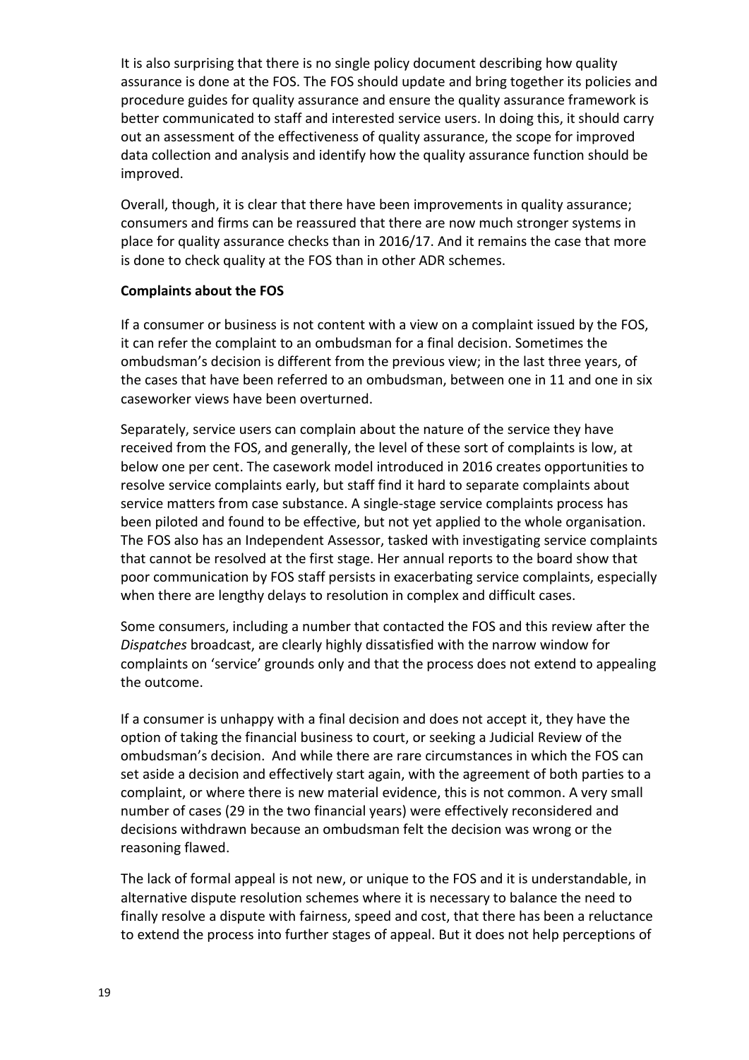It is also surprising that there is no single policy document describing how quality assurance is done at the FOS. The FOS should update and bring together its policies and procedure guides for quality assurance and ensure the quality assurance framework is better communicated to staff and interested service users. In doing this, it should carry out an assessment of the effectiveness of quality assurance, the scope for improved data collection and analysis and identify how the quality assurance function should be improved.

Overall, though, it is clear that there have been improvements in quality assurance; consumers and firms can be reassured that there are now much stronger systems in place for quality assurance checks than in 2016/17. And it remains the case that more is done to check quality at the FOS than in other ADR schemes.

**Complaints about the FOS**

If a consumer or business is not content with a view on a complaint issued by the FOS, it can refer the complaint to an ombudsman for a final decision. Sometimes the ombudsman's decision is different from the previous view; in the last three years, of the cases that have been referred to an ombudsman, between one in 11 and one in six caseworker views have been overturned.

Separately, service users can complain about the nature of the service they have received from the FOS, and generally, the level of these sort of complaints is low, at below one per cent. The casework model introduced in 2016 creates opportunities to resolve service complaints early, but staff find it hard to separate complaints about service matters from case substance. A single-stage service complaints process has been piloted and found to be effective, but not yet applied to the whole organisation. The FOS also has an Independent Assessor, tasked with investigating service complaints that cannot be resolved at the first stage. Her annual reports to the board show that poor communication by FOS staff persists in exacerbating service complaints, especially when there are lengthy delays to resolution in complex and difficult cases.

Some consumers, including a number that contacted the FOS and this review after the *Dispatches* broadcast, are clearly highly dissatisfied with the narrow window for complaints on 'service' grounds only and that the process does not extend to appealing the outcome.

If a consumer is unhappy with a final decision and does not accept it, they have the option of taking the financial business to court, or seeking a Judicial Review of the ombudsman's decision. And while there are rare circumstances in which the FOS can set aside a decision and effectively start again, with the agreement of both parties to a complaint, or where there is new material evidence, this is not common. A very small number of cases (29 in the two financial years) were effectively reconsidered and decisions withdrawn because an ombudsman felt the decision was wrong or the reasoning flawed.

The lack of formal appeal is not new, or unique to the FOS and it is understandable, in alternative dispute resolution schemes where it is necessary to balance the need to finally resolve a dispute with fairness, speed and cost, that there has been a reluctance to extend the process into further stages of appeal. But it does not help perceptions of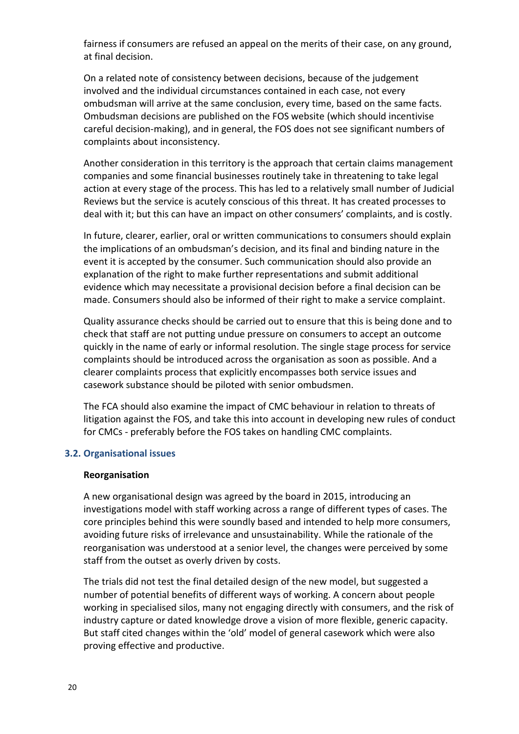fairness if consumers are refused an appeal on the merits of their case, on any ground, at final decision.

On a related note of consistency between decisions, because of the judgement involved and the individual circumstances contained in each case, not every ombudsman will arrive at the same conclusion, every time, based on the same facts. Ombudsman decisions are published on the FOS website (which should incentivise careful decision-making), and in general, the FOS does not see significant numbers of complaints about inconsistency.

Another consideration in this territory is the approach that certain claims management companies and some financial businesses routinely take in threatening to take legal action at every stage of the process. This has led to a relatively small number of Judicial Reviews but the service is acutely conscious of this threat. It has created processes to deal with it; but this can have an impact on other consumers' complaints, and is costly.

In future, clearer, earlier, oral or written communications to consumers should explain the implications of an ombudsman's decision, and its final and binding nature in the event it is accepted by the consumer. Such communication should also provide an explanation of the right to make further representations and submit additional evidence which may necessitate a provisional decision before a final decision can be made. Consumers should also be informed of their right to make a service complaint.

Quality assurance checks should be carried out to ensure that this is being done and to check that staff are not putting undue pressure on consumers to accept an outcome quickly in the name of early or informal resolution. The single stage process for service complaints should be introduced across the organisation as soon as possible. And a clearer complaints process that explicitly encompasses both service issues and casework substance should be piloted with senior ombudsmen.

The FCA should also examine the impact of CMC behaviour in relation to threats of litigation against the FOS, and take this into account in developing new rules of conduct for CMCs - preferably before the FOS takes on handling CMC complaints.

### 3.2. Organisational issues

**Reorganisation**

A new organisational design was agreed by the board in 2015, introducing an investigations model with staff working across a range of different types of cases. The core principles behind this were soundly based and intended to help more consumers, avoiding future risks of irrelevance and unsustainability. While the rationale of the reorganisation was understood at a senior level, the changes were perceived by some staff from the outset as overly driven by costs.

The trials did not test the final detailed design of the new model, but suggested a number of potential benefits of different ways of working. A concern about people working in specialised silos, many not engaging directly with consumers, and the risk of industry capture or dated knowledge drove a vision of more flexible, generic capacity. But staff cited changes within the 'old' model of general casework which were also proving effective and productive.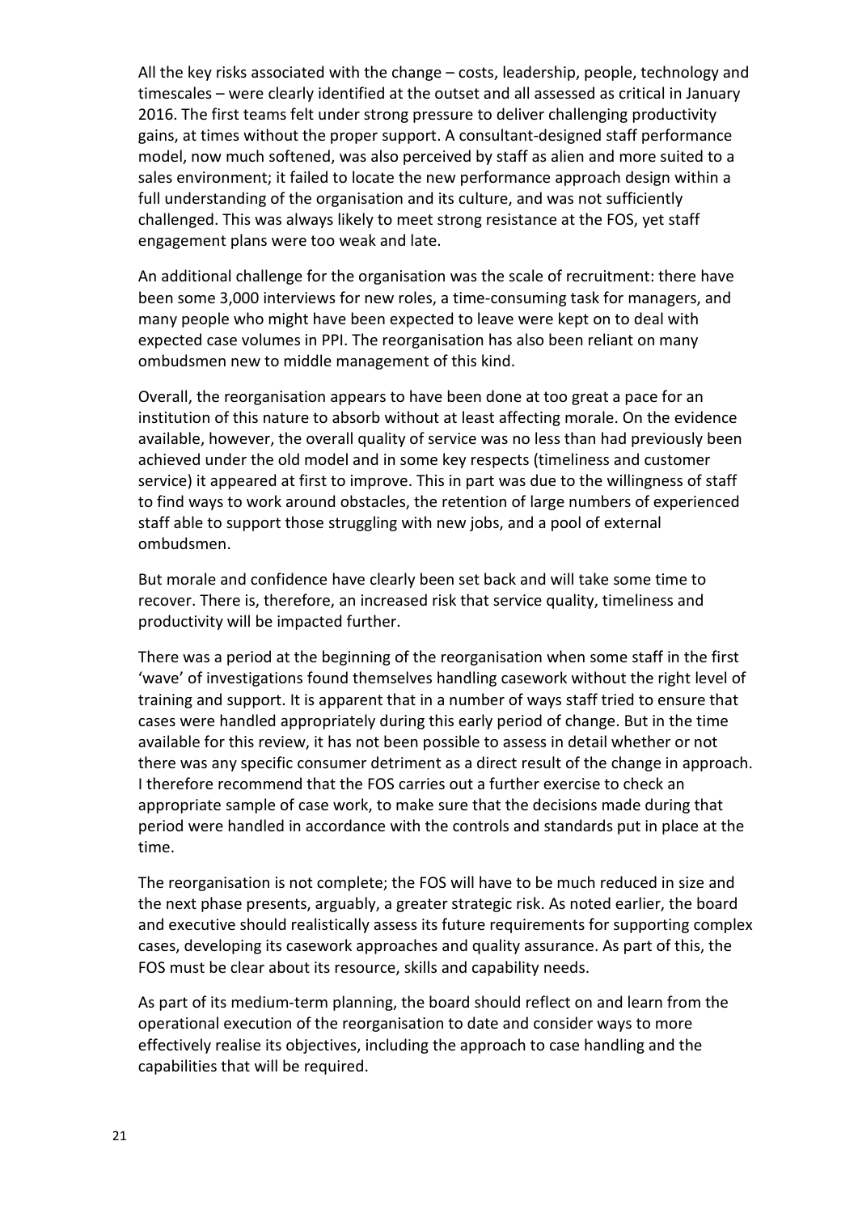All the key risks associated with the change – costs, leadership, people, technology and timescales – were clearly identified at the outset and all assessed as critical in January 2016. The first teams felt under strong pressure to deliver challenging productivity gains, at times without the proper support. A consultant-designed staff performance model, now much softened, was also perceived by staff as alien and more suited to a sales environment; it failed to locate the new performance approach design within a full understanding of the organisation and its culture, and was not sufficiently challenged. This was always likely to meet strong resistance at the FOS, yet staff engagement plans were too weak and late.

An additional challenge for the organisation was the scale of recruitment: there have been some 3,000 interviews for new roles, a time-consuming task for managers, and many people who might have been expected to leave were kept on to deal with expected case volumes in PPI. The reorganisation has also been reliant on many ombudsmen new to middle management of this kind.

Overall, the reorganisation appears to have been done at too great a pace for an institution of this nature to absorb without at least affecting morale. On the evidence available, however, the overall quality of service was no less than had previously been achieved under the old model and in some key respects (timeliness and customer service) it appeared at first to improve. This in part was due to the willingness of staff to find ways to work around obstacles, the retention of large numbers of experienced staff able to support those struggling with new jobs, and a pool of external ombudsmen.

But morale and confidence have clearly been set back and will take some time to recover. There is, therefore, an increased risk that service quality, timeliness and productivity will be impacted further.

There was a period at the beginning of the reorganisation when some staff in the first 'wave' of investigations found themselves handling casework without the right level of training and support. It is apparent that in a number of ways staff tried to ensure that cases were handled appropriately during this early period of change. But in the time available for this review, it has not been possible to assess in detail whether or not there was any specific consumer detriment as a direct result of the change in approach. I therefore recommend that the FOS carries out a further exercise to check an appropriate sample of case work, to make sure that the decisions made during that period were handled in accordance with the controls and standards put in place at the time.

The reorganisation is not complete; the FOS will have to be much reduced in size and the next phase presents, arguably, a greater strategic risk. As noted earlier, the board and executive should realistically assess its future requirements for supporting complex cases, developing its casework approaches and quality assurance. As part of this, the FOS must be clear about its resource, skills and capability needs.

As part of its medium-term planning, the board should reflect on and learn from the operational execution of the reorganisation to date and consider ways to more effectively realise its objectives, including the approach to case handling and the capabilities that will be required.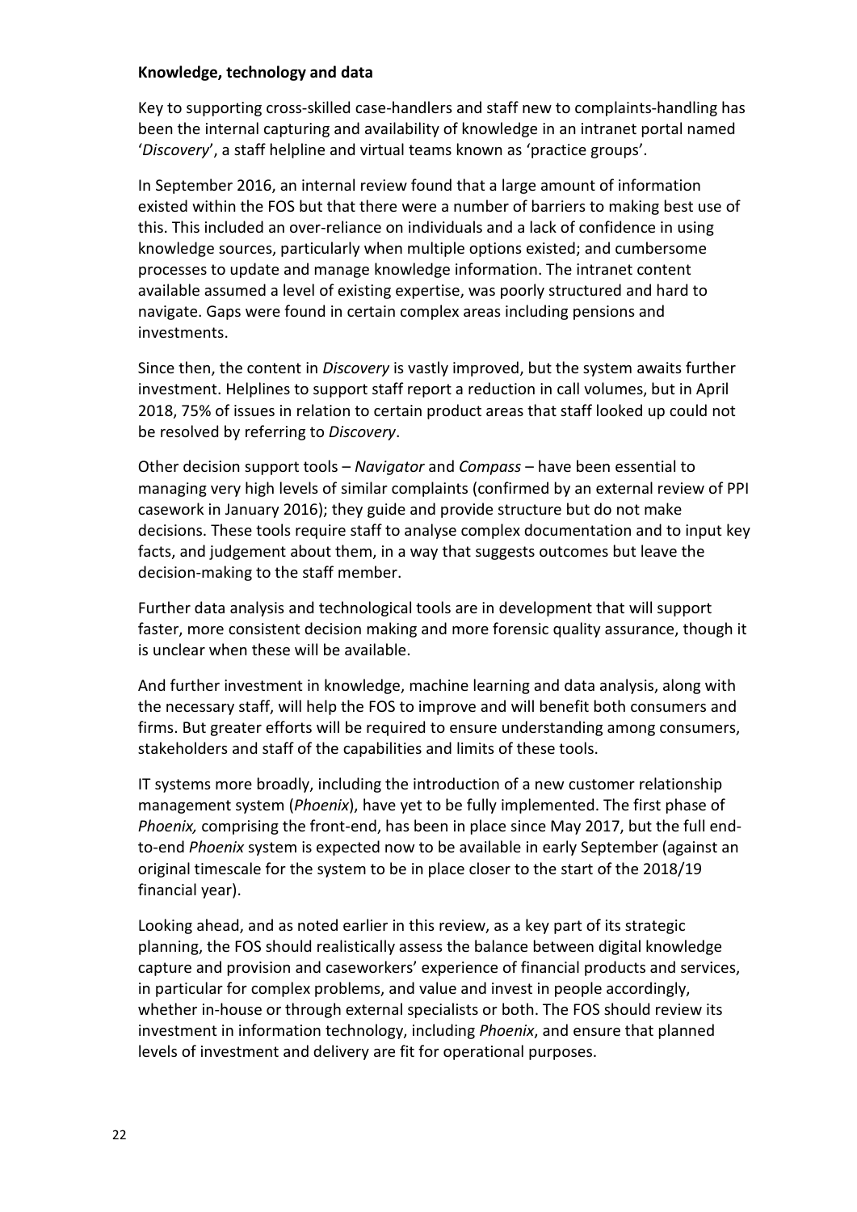**Knowledge, technology and data**

Key to supporting cross-skilled case-handlers and staff new to complaints-handling has been the internal capturing and availability of knowledge in an intranet portal named '*Discovery*', a staff helpline and virtual teams known as 'practice groups'.

In September 2016, an internal review found that a large amount of information existed within the FOS but that there were a number of barriers to making best use of this. This included an over-reliance on individuals and a lack of confidence in using knowledge sources, particularly when multiple options existed; and cumbersome processes to update and manage knowledge information. The intranet content available assumed a level of existing expertise, was poorly structured and hard to navigate. Gaps were found in certain complex areas including pensions and investments.

Since then, the content in *Discovery* is vastly improved, but the system awaits further investment. Helplines to support staff report a reduction in call volumes, but in April 2018, 75% of issues in relation to certain product areas that staff looked up could not be resolved by referring to *Discovery*.

Other decision support tools – *Navigator* and *Compass* – have been essential to managing very high levels of similar complaints (confirmed by an external review of PPI casework in January 2016); they guide and provide structure but do not make decisions. These tools require staff to analyse complex documentation and to input key facts, and judgement about them, in a way that suggests outcomes but leave the decision-making to the staff member.

Further data analysis and technological tools are in development that will support faster, more consistent decision making and more forensic quality assurance, though it is unclear when these will be available.

And further investment in knowledge, machine learning and data analysis, along with the necessary staff, will help the FOS to improve and will benefit both consumers and firms. But greater efforts will be required to ensure understanding among consumers, stakeholders and staff of the capabilities and limits of these tools.

IT systems more broadly, including the introduction of a new customer relationship management system (*Phoenix*), have yet to be fully implemented. The first phase of *Phoenix,* comprising the front-end, has been in place since May 2017, but the full end-to-end *Phoenix* system is expected now to be available in early September (against an original timescale for the system to be in place closer to the start of the 2018/19 financial year).

Looking ahead, and as noted earlier in this review, as a key part of its strategic planning, the FOS should realistically assess the balance between digital knowledge capture and provision and caseworkers' experience of financial products and services, in particular for complex problems, and value and invest in people accordingly, whether in-house or through external specialists or both. The FOS should review its investment in information technology, including *Phoenix*, and ensure that planned levels of investment and delivery are fit for operational purposes.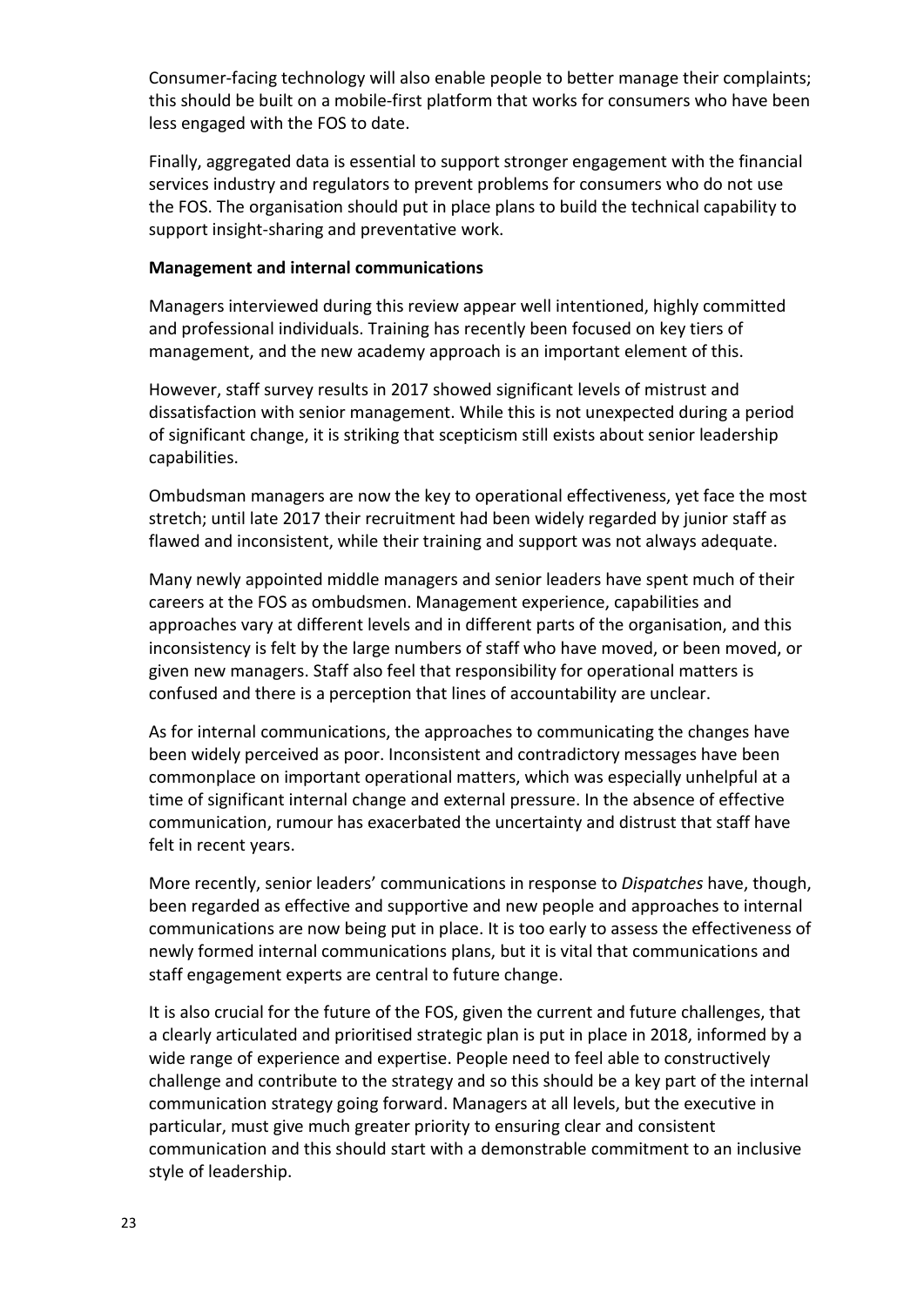Consumer-facing technology will also enable people to better manage their complaints; this should be built on a mobile-first platform that works for consumers who have been less engaged with the FOS to date.

Finally, aggregated data is essential to support stronger engagement with the financial services industry and regulators to prevent problems for consumers who do not use the FOS. The organisation should put in place plans to build the technical capability to support insight-sharing and preventative work.

**Management and internal communications**

Managers interviewed during this review appear well intentioned, highly committed and professional individuals. Training has recently been focused on key tiers of management, and the new academy approach is an important element of this.

However, staff survey results in 2017 showed significant levels of mistrust and dissatisfaction with senior management. While this is not unexpected during a period of significant change, it is striking that scepticism still exists about senior leadership capabilities.

Ombudsman managers are now the key to operational effectiveness, yet face the most stretch; until late 2017 their recruitment had been widely regarded by junior staff as flawed and inconsistent, while their training and support was not always adequate.

Many newly appointed middle managers and senior leaders have spent much of their careers at the FOS as ombudsmen. Management experience, capabilities and approaches vary at different levels and in different parts of the organisation, and this inconsistency is felt by the large numbers of staff who have moved, or been moved, or given new managers. Staff also feel that responsibility for operational matters is confused and there is a perception that lines of accountability are unclear.

As for internal communications, the approaches to communicating the changes have been widely perceived as poor. Inconsistent and contradictory messages have been commonplace on important operational matters, which was especially unhelpful at a time of significant internal change and external pressure. In the absence of effective communication, rumour has exacerbated the uncertainty and distrust that staff have felt in recent years.

More recently, senior leaders' communications in response to *Dispatches* have, though, been regarded as effective and supportive and new people and approaches to internal communications are now being put in place. It is too early to assess the effectiveness of newly formed internal communications plans, but it is vital that communications and staff engagement experts are central to future change.

It is also crucial for the future of the FOS, given the current and future challenges, that a clearly articulated and prioritised strategic plan is put in place in 2018, informed by a wide range of experience and expertise. People need to feel able to constructively challenge and contribute to the strategy and so this should be a key part of the internal communication strategy going forward. Managers at all levels, but the executive in particular, must give much greater priority to ensuring clear and consistent communication and this should start with a demonstrable commitment to an inclusive style of leadership.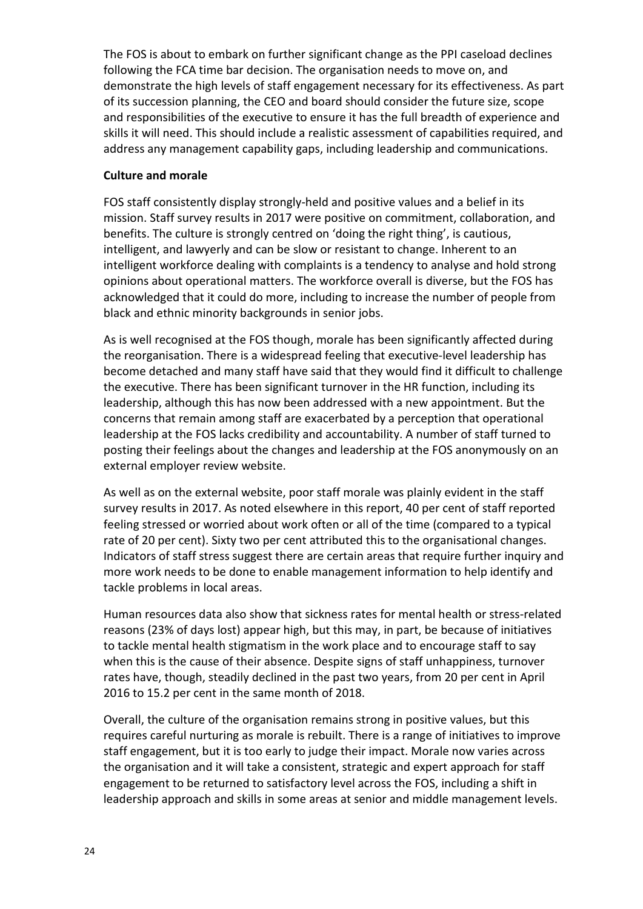The FOS is about to embark on further significant change as the PPI caseload declines following the FCA time bar decision. The organisation needs to move on, and demonstrate the high levels of staff engagement necessary for its effectiveness. As part of its succession planning, the CEO and board should consider the future size, scope and responsibilities of the executive to ensure it has the full breadth of experience and skills it will need. This should include a realistic assessment of capabilities required, and address any management capability gaps, including leadership and communications.

**Culture and morale**

FOS staff consistently display strongly-held and positive values and a belief in its mission. Staff survey results in 2017 were positive on commitment, collaboration, and benefits. The culture is strongly centred on 'doing the right thing', is cautious, intelligent, and lawyerly and can be slow or resistant to change. Inherent to an intelligent workforce dealing with complaints is a tendency to analyse and hold strong opinions about operational matters. The workforce overall is diverse, but the FOS has acknowledged that it could do more, including to increase the number of people from black and ethnic minority backgrounds in senior jobs.

As is well recognised at the FOS though, morale has been significantly affected during the reorganisation. There is a widespread feeling that executive-level leadership has become detached and many staff have said that they would find it difficult to challenge the executive. There has been significant turnover in the HR function, including its leadership, although this has now been addressed with a new appointment. But the concerns that remain among staff are exacerbated by a perception that operational leadership at the FOS lacks credibility and accountability. A number of staff turned to posting their feelings about the changes and leadership at the FOS anonymously on an external employer review website.

As well as on the external website, poor staff morale was plainly evident in the staff survey results in 2017. As noted elsewhere in this report, 40 per cent of staff reported feeling stressed or worried about work often or all of the time (compared to a typical rate of 20 per cent). Sixty two per cent attributed this to the organisational changes. Indicators of staff stress suggest there are certain areas that require further inquiry and more work needs to be done to enable management information to help identify and tackle problems in local areas.

Human resources data also show that sickness rates for mental health or stress-related reasons (23% of days lost) appear high, but this may, in part, be because of initiatives to tackle mental health stigmatism in the work place and to encourage staff to say when this is the cause of their absence. Despite signs of staff unhappiness, turnover rates have, though, steadily declined in the past two years, from 20 per cent in April 2016 to 15.2 per cent in the same month of 2018.

Overall, the culture of the organisation remains strong in positive values, but this requires careful nurturing as morale is rebuilt. There is a range of initiatives to improve staff engagement, but it is too early to judge their impact. Morale now varies across the organisation and it will take a consistent, strategic and expert approach for staff engagement to be returned to satisfactory level across the FOS, including a shift in leadership approach and skills in some areas at senior and middle management levels.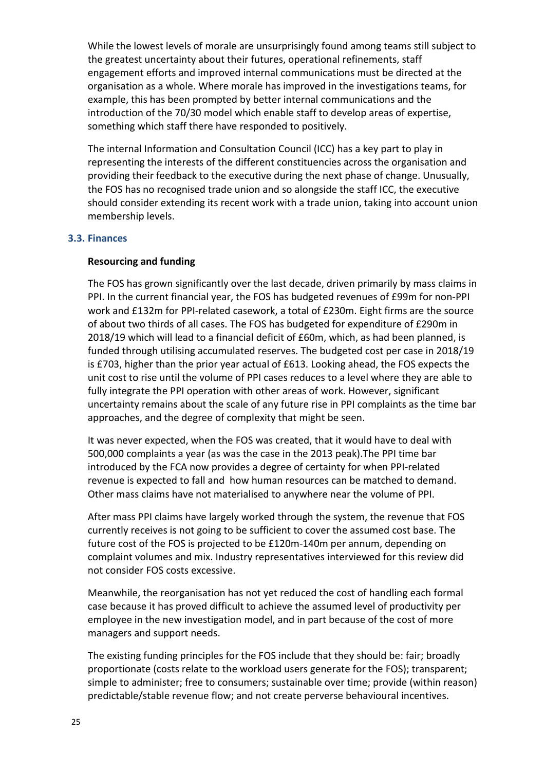While the lowest levels of morale are unsurprisingly found among teams still subject to the greatest uncertainty about their futures, operational refinements, staff engagement efforts and improved internal communications must be directed at the organisation as a whole. Where morale has improved in the investigations teams, for example, this has been prompted by better internal communications and the introduction of the 70/30 model which enable staff to develop areas of expertise, something which staff there have responded to positively.

The internal Information and Consultation Council (ICC) has a key part to play in representing the interests of the different constituencies across the organisation and providing their feedback to the executive during the next phase of change. Unusually, the FOS has no recognised trade union and so alongside the staff ICC, the executive should consider extending its recent work with a trade union, taking into account union membership levels.

### 3.3. Finances

**Resourcing and funding**

The FOS has grown significantly over the last decade, driven primarily by mass claims in PPI. In the current financial year, the FOS has budgeted revenues of £99m for non-PPI work and £132m for PPI-related casework, a total of £230m. Eight firms are the source of about two thirds of all cases. The FOS has budgeted for expenditure of £290m in 2018/19 which will lead to a financial deficit of £60m, which, as had been planned, is funded through utilising accumulated reserves. The budgeted cost per case in 2018/19 is £703, higher than the prior year actual of £613. Looking ahead, the FOS expects the unit cost to rise until the volume of PPI cases reduces to a level where they are able to fully integrate the PPI operation with other areas of work. However, significant uncertainty remains about the scale of any future rise in PPI complaints as the time bar approaches, and the degree of complexity that might be seen.

It was never expected, when the FOS was created, that it would have to deal with 500,000 complaints a year (as was the case in the 2013 peak).The PPI time bar introduced by the FCA now provides a degree of certainty for when PPI-related revenue is expected to fall and how human resources can be matched to demand. Other mass claims have not materialised to anywhere near the volume of PPI.

After mass PPI claims have largely worked through the system, the revenue that FOS currently receives is not going to be sufficient to cover the assumed cost base. The future cost of the FOS is projected to be £120m-140m per annum, depending on complaint volumes and mix. Industry representatives interviewed for this review did not consider FOS costs excessive.

Meanwhile, the reorganisation has not yet reduced the cost of handling each formal case because it has proved difficult to achieve the assumed level of productivity per employee in the new investigation model, and in part because of the cost of more managers and support needs.

The existing funding principles for the FOS include that they should be: fair; broadly proportionate (costs relate to the workload users generate for the FOS); transparent; simple to administer; free to consumers; sustainable over time; provide (within reason) predictable/stable revenue flow; and not create perverse behavioural incentives.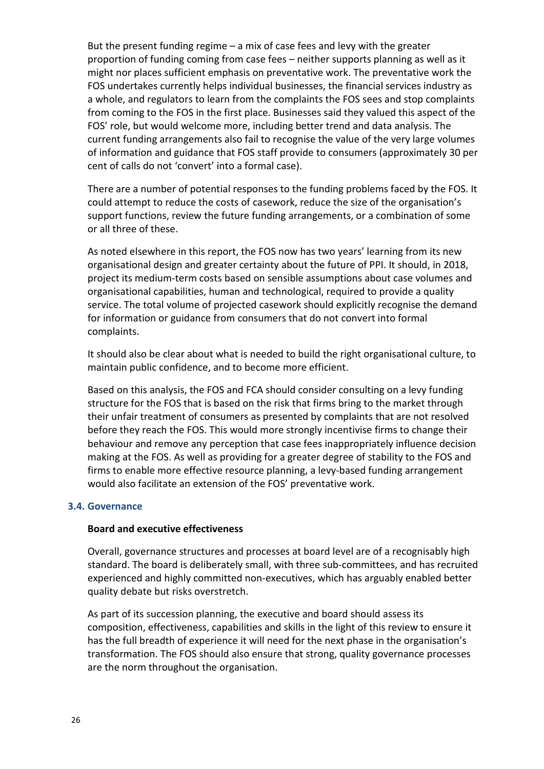But the present funding regime – a mix of case fees and levy with the greater proportion of funding coming from case fees – neither supports planning as well as it might nor places sufficient emphasis on preventative work. The preventative work the FOS undertakes currently helps individual businesses, the financial services industry as a whole, and regulators to learn from the complaints the FOS sees and stop complaints from coming to the FOS in the first place. Businesses said they valued this aspect of the FOS' role, but would welcome more, including better trend and data analysis. The current funding arrangements also fail to recognise the value of the very large volumes of information and guidance that FOS staff provide to consumers (approximately 30 per cent of calls do not 'convert' into a formal case).

There are a number of potential responses to the funding problems faced by the FOS. It could attempt to reduce the costs of casework, reduce the size of the organisation's support functions, review the future funding arrangements, or a combination of some or all three of these.

As noted elsewhere in this report, the FOS now has two years' learning from its new organisational design and greater certainty about the future of PPI. It should, in 2018, project its medium-term costs based on sensible assumptions about case volumes and organisational capabilities, human and technological, required to provide a quality service. The total volume of projected casework should explicitly recognise the demand for information or guidance from consumers that do not convert into formal complaints.

It should also be clear about what is needed to build the right organisational culture, to maintain public confidence, and to become more efficient.

Based on this analysis, the FOS and FCA should consider consulting on a levy funding structure for the FOS that is based on the risk that firms bring to the market through their unfair treatment of consumers as presented by complaints that are not resolved before they reach the FOS. This would more strongly incentivise firms to change their behaviour and remove any perception that case fees inappropriately influence decision making at the FOS. As well as providing for a greater degree of stability to the FOS and firms to enable more effective resource planning, a levy-based funding arrangement would also facilitate an extension of the FOS' preventative work.

### 3.4. Governance

#### Board and executive effectiveness

Overall, governance structures and processes at board level are of a recognisably high standard. The board is deliberately small, with three sub-committees, and has recruited experienced and highly committed non-executives, which has arguably enabled better quality debate but risks overstretch.

As part of its succession planning, the executive and board should assess its composition, effectiveness, capabilities and skills in the light of this review to ensure it has the full breadth of experience it will need for the next phase in the organisation's transformation. The FOS should also ensure that strong, quality governance processes are the norm throughout the organisation.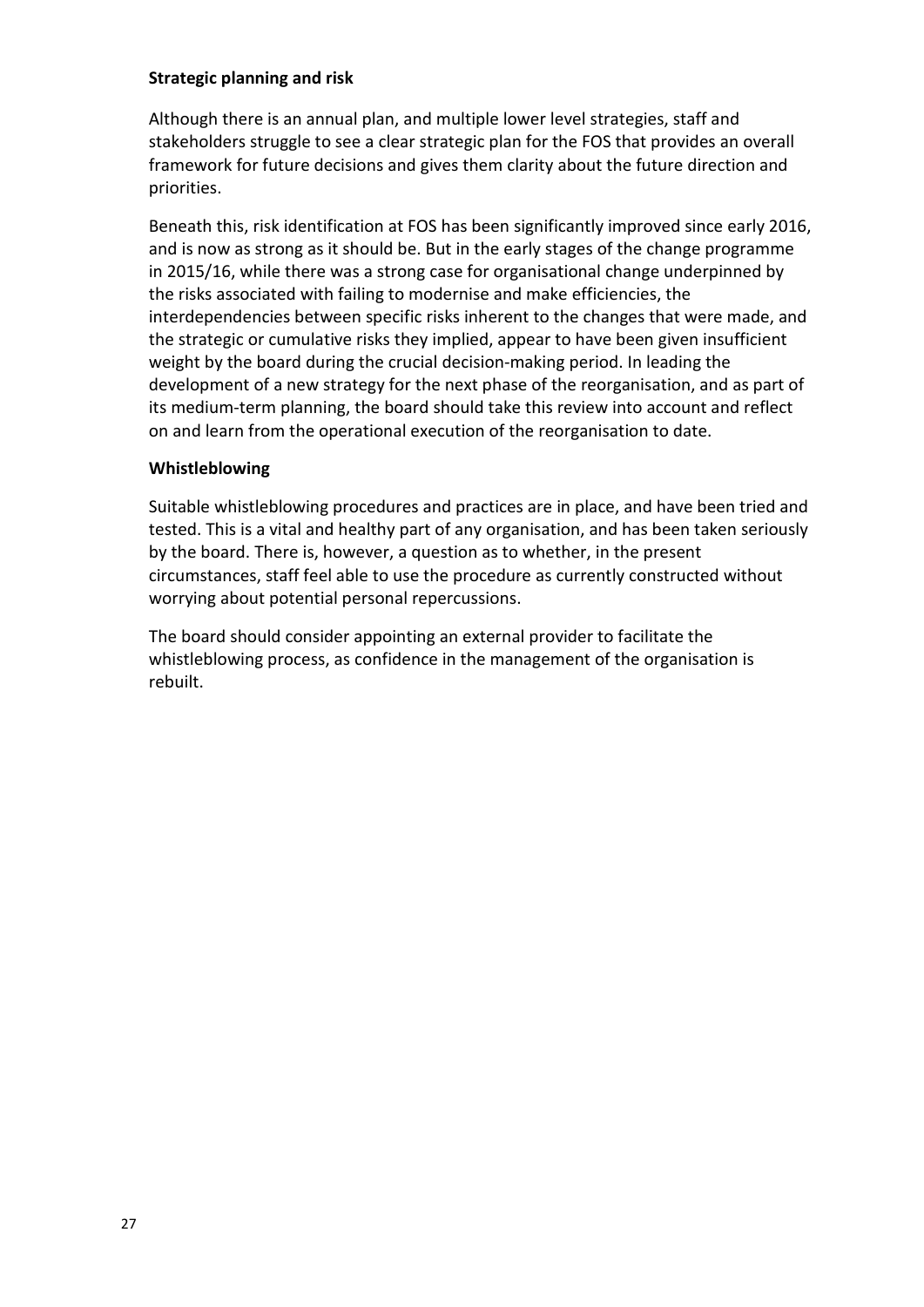**Strategic planning and risk**

Although there is an annual plan, and multiple lower level strategies, staff and stakeholders struggle to see a clear strategic plan for the FOS that provides an overall framework for future decisions and gives them clarity about the future direction and priorities.

Beneath this, risk identification at FOS has been significantly improved since early 2016, and is now as strong as it should be. But in the early stages of the change programme in 2015/16, while there was a strong case for organisational change underpinned by the risks associated with failing to modernise and make efficiencies, the interdependencies between specific risks inherent to the changes that were made, and the strategic or cumulative risks they implied, appear to have been given insufficient weight by the board during the crucial decision-making period. In leading the development of a new strategy for the next phase of the reorganisation, and as part of its medium-term planning, the board should take this review into account and reflect on and learn from the operational execution of the reorganisation to date.

**Whistleblowing**

Suitable whistleblowing procedures and practices are in place, and have been tried and tested. This is a vital and healthy part of any organisation, and has been taken seriously by the board. There is, however, a question as to whether, in the present circumstances, staff feel able to use the procedure as currently constructed without worrying about potential personal repercussions.

The board should consider appointing an external provider to facilitate the whistleblowing process, as confidence in the management of the organisation is rebuilt.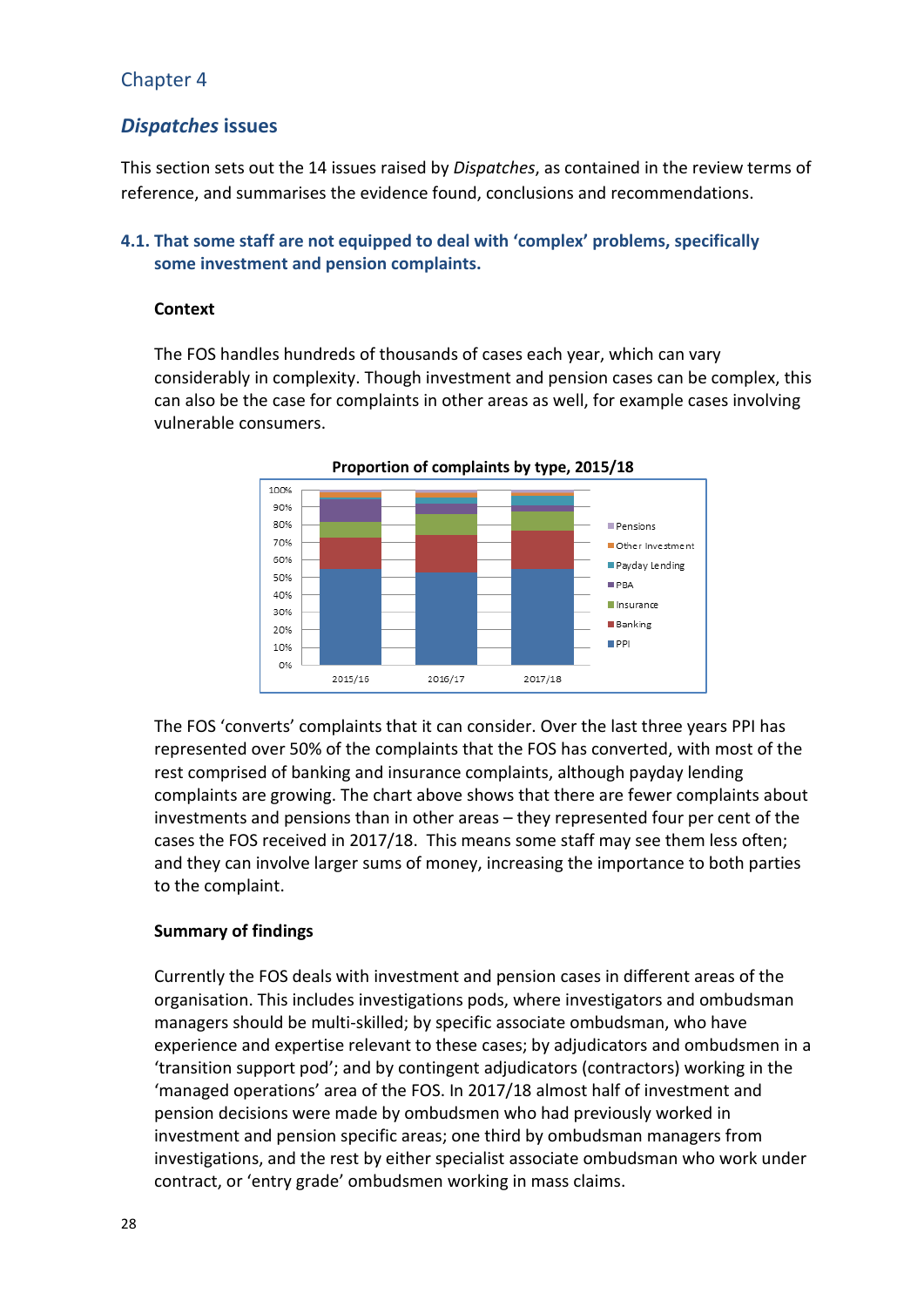Chapter 4

## *Dispatches* issues

This section sets out the 14 issues raised by *Dispatches*, as contained in the review terms of reference, and summarises the evidence found, conclusions and recommendations.

### 4.1. That some staff are not equipped to deal with 'complex' problems, specifically some investment and pension complaints.

**Context**

The FOS handles hundreds of thousands of cases each year, which can vary considerably in complexity. Though investment and pension cases can be complex, this can also be the case for complaints in other areas as well, for example cases involving vulnerable consumers.

**Proportion of complaints by type, 2015/18**

The FOS 'converts' complaints that it can consider. Over the last three years PPI has represented over 50% of the complaints that the FOS has converted, with most of the rest comprised of banking and insurance complaints, although payday lending complaints are growing. The chart above shows that there are fewer complaints about investments and pensions than in other areas – they represented four per cent of the cases the FOS received in 2017/18. This means some staff may see them less often; and they can involve larger sums of money, increasing the importance to both parties to the complaint.

**Summary of findings**

Currently the FOS deals with investment and pension cases in different areas of the organisation. This includes investigations pods, where investigators and ombudsman managers should be multi-skilled; by specific associate ombudsman, who have experience and expertise relevant to these cases; by adjudicators and ombudsmen in a 'transition support pod'; and by contingent adjudicators (contractors) working in the 'managed operations' area of the FOS. In 2017/18 almost half of investment and pension decisions were made by ombudsmen who had previously worked in investment and pension specific areas; one third by ombudsman managers from investigations, and the rest by either specialist associate ombudsman who work under contract, or 'entry grade' ombudsmen working in mass claims.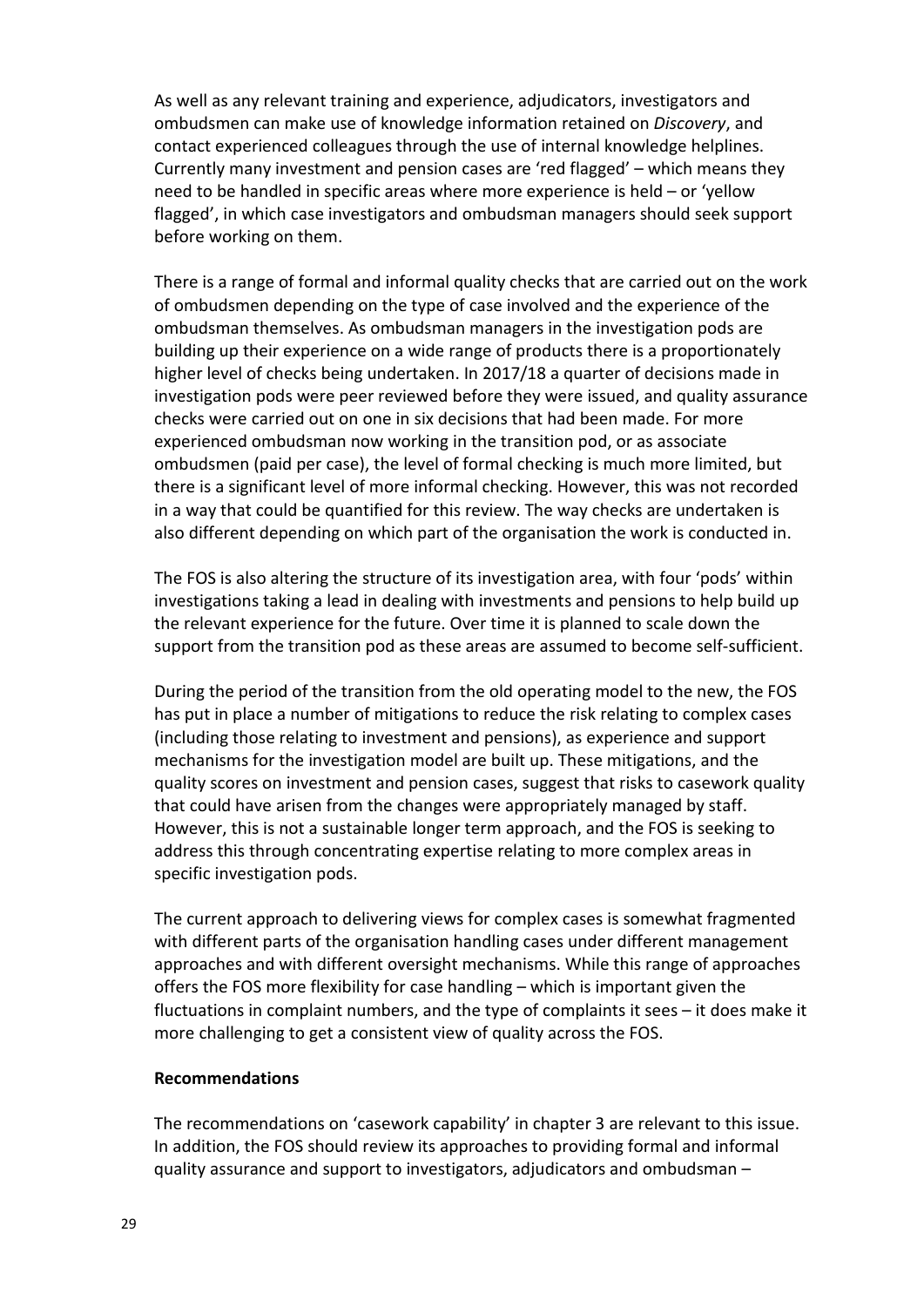As well as any relevant training and experience, adjudicators, investigators and ombudsmen can make use of knowledge information retained on *Discovery*, and contact experienced colleagues through the use of internal knowledge helplines. Currently many investment and pension cases are 'red flagged' – which means they need to be handled in specific areas where more experience is held – or 'yellow flagged', in which case investigators and ombudsman managers should seek support before working on them.

There is a range of formal and informal quality checks that are carried out on the work of ombudsmen depending on the type of case involved and the experience of the ombudsman themselves. As ombudsman managers in the investigation pods are building up their experience on a wide range of products there is a proportionately higher level of checks being undertaken. In 2017/18 a quarter of decisions made in investigation pods were peer reviewed before they were issued, and quality assurance checks were carried out on one in six decisions that had been made. For more experienced ombudsman now working in the transition pod, or as associate ombudsmen (paid per case), the level of formal checking is much more limited, but there is a significant level of more informal checking. However, this was not recorded in a way that could be quantified for this review. The way checks are undertaken is also different depending on which part of the organisation the work is conducted in.

The FOS is also altering the structure of its investigation area, with four 'pods' within investigations taking a lead in dealing with investments and pensions to help build up the relevant experience for the future. Over time it is planned to scale down the support from the transition pod as these areas are assumed to become self-sufficient.

During the period of the transition from the old operating model to the new, the FOS has put in place a number of mitigations to reduce the risk relating to complex cases (including those relating to investment and pensions), as experience and support mechanisms for the investigation model are built up. These mitigations, and the quality scores on investment and pension cases, suggest that risks to casework quality that could have arisen from the changes were appropriately managed by staff. However, this is not a sustainable longer term approach, and the FOS is seeking to address this through concentrating expertise relating to more complex areas in specific investigation pods.

The current approach to delivering views for complex cases is somewhat fragmented with different parts of the organisation handling cases under different management approaches and with different oversight mechanisms. While this range of approaches offers the FOS more flexibility for case handling – which is important given the fluctuations in complaint numbers, and the type of complaints it sees – it does make it more challenging to get a consistent view of quality across the FOS.

**Recommendations**

The recommendations on 'casework capability' in chapter 3 are relevant to this issue. In addition, the FOS should review its approaches to providing formal and informal quality assurance and support to investigators, adjudicators and ombudsman –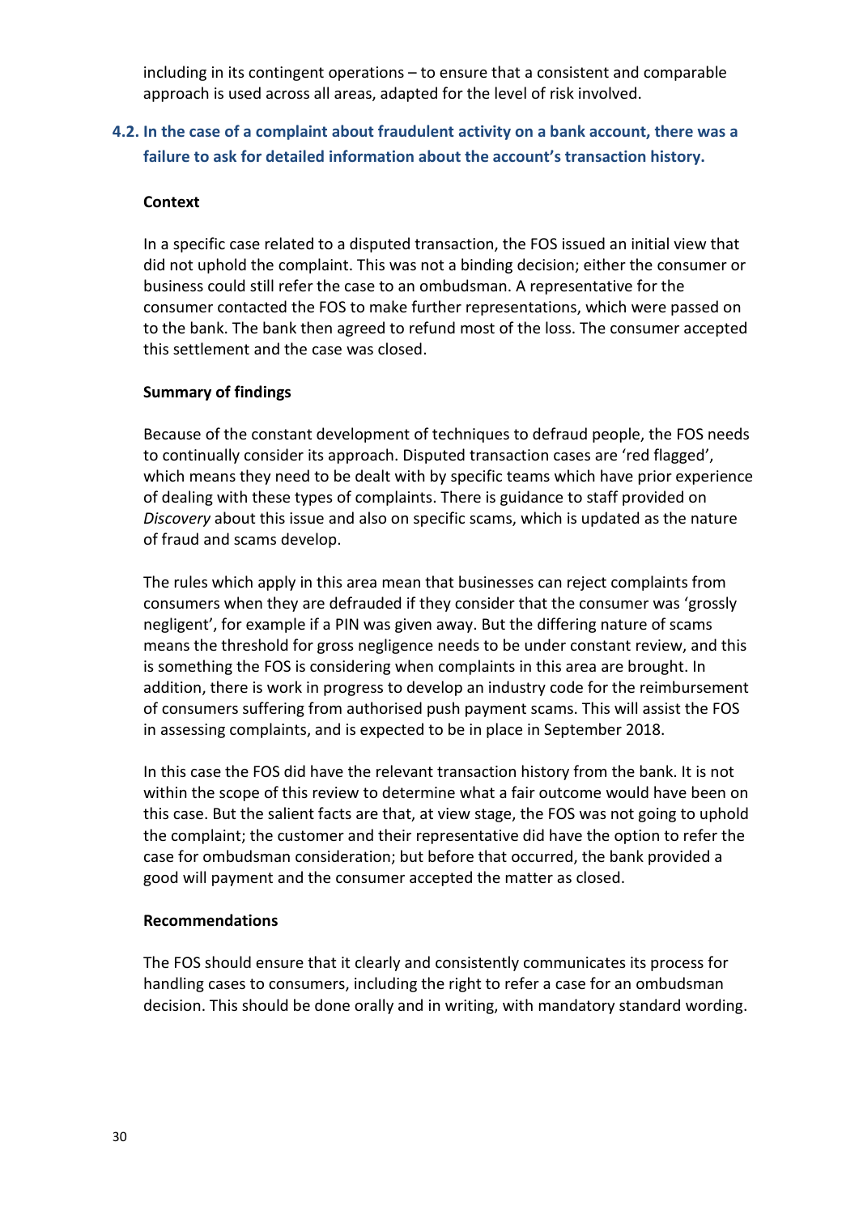including in its contingent operations – to ensure that a consistent and comparable approach is used across all areas, adapted for the level of risk involved.

### 4.2. In the case of a complaint about fraudulent activity on a bank account, there was a failure to ask for detailed information about the account's transaction history.

**Context**

In a specific case related to a disputed transaction, the FOS issued an initial view that did not uphold the complaint. This was not a binding decision; either the consumer or business could still refer the case to an ombudsman. A representative for the consumer contacted the FOS to make further representations, which were passed on to the bank. The bank then agreed to refund most of the loss. The consumer accepted this settlement and the case was closed.

**Summary of findings**

Because of the constant development of techniques to defraud people, the FOS needs to continually consider its approach. Disputed transaction cases are 'red flagged', which means they need to be dealt with by specific teams which have prior experience of dealing with these types of complaints. There is guidance to staff provided on *Discovery* about this issue and also on specific scams, which is updated as the nature of fraud and scams develop.

The rules which apply in this area mean that businesses can reject complaints from consumers when they are defrauded if they consider that the consumer was 'grossly negligent', for example if a PIN was given away. But the differing nature of scams means the threshold for gross negligence needs to be under constant review, and this is something the FOS is considering when complaints in this area are brought. In addition, there is work in progress to develop an industry code for the reimbursement of consumers suffering from authorised push payment scams. This will assist the FOS in assessing complaints, and is expected to be in place in September 2018.

In this case the FOS did have the relevant transaction history from the bank. It is not within the scope of this review to determine what a fair outcome would have been on this case. But the salient facts are that, at view stage, the FOS was not going to uphold the complaint; the customer and their representative did have the option to refer the case for ombudsman consideration; but before that occurred, the bank provided a good will payment and the consumer accepted the matter as closed.

**Recommendations**

The FOS should ensure that it clearly and consistently communicates its process for handling cases to consumers, including the right to refer a case for an ombudsman decision. This should be done orally and in writing, with mandatory standard wording.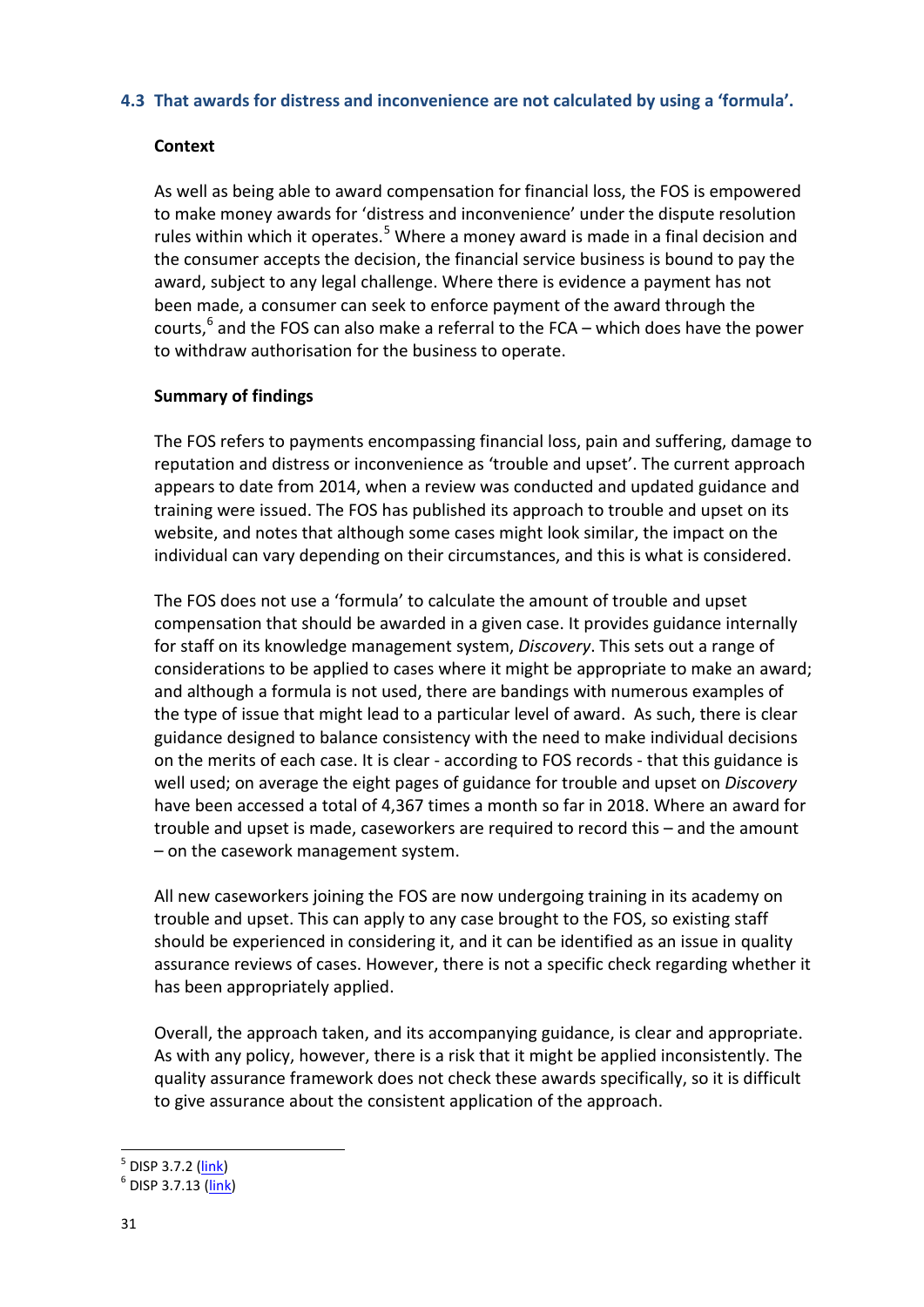### 4.3 That awards for distress and inconvenience are not calculated by using a 'formula'.

**Context**

As well as being able to award compensation for financial loss, the FOS is empowered to make money awards for 'distress and inconvenience' under the dispute resolution rules within which it operates.[5] Where a money award is made in a final decision and the consumer accepts the decision, the financial service business is bound to pay the award, subject to any legal challenge. Where there is evidence a payment has not been made, a consumer can seek to enforce payment of the award through the courts,[6] and the FOS can also make a referral to the FCA – which does have the power to withdraw authorisation for the business to operate.

**Summary of findings**

The FOS refers to payments encompassing financial loss, pain and suffering, damage to reputation and distress or inconvenience as 'trouble and upset'. The current approach appears to date from 2014, when a review was conducted and updated guidance and training were issued. The FOS has published its approach to trouble and upset on its website, and notes that although some cases might look similar, the impact on the individual can vary depending on their circumstances, and this is what is considered.

The FOS does not use a 'formula' to calculate the amount of trouble and upset compensation that should be awarded in a given case. It provides guidance internally for staff on its knowledge management system, *Discovery*. This sets out a range of considerations to be applied to cases where it might be appropriate to make an award; and although a formula is not used, there are bandings with numerous examples of the type of issue that might lead to a particular level of award. As such, there is clear guidance designed to balance consistency with the need to make individual decisions on the merits of each case. It is clear - according to FOS records - that this guidance is well used; on average the eight pages of guidance for trouble and upset on *Discovery* have been accessed a total of 4,367 times a month so far in 2018. Where an award for trouble and upset is made, caseworkers are required to record this – and the amount – on the casework management system.

All new caseworkers joining the FOS are now undergoing training in its academy on trouble and upset. This can apply to any case brought to the FOS, so existing staff should be experienced in considering it, and it can be identified as an issue in quality assurance reviews of cases. However, there is not a specific check regarding whether it has been appropriately applied.

Overall, the approach taken, and its accompanying guidance, is clear and appropriate. As with any policy, however, there is a risk that it might be applied inconsistently. The quality assurance framework does not check these awards specifically, so it is difficult to give assurance about the consistent application of the approach.

---

[5] DISP 3.7.2 (link)

[6] DISP 3.7.13 (link)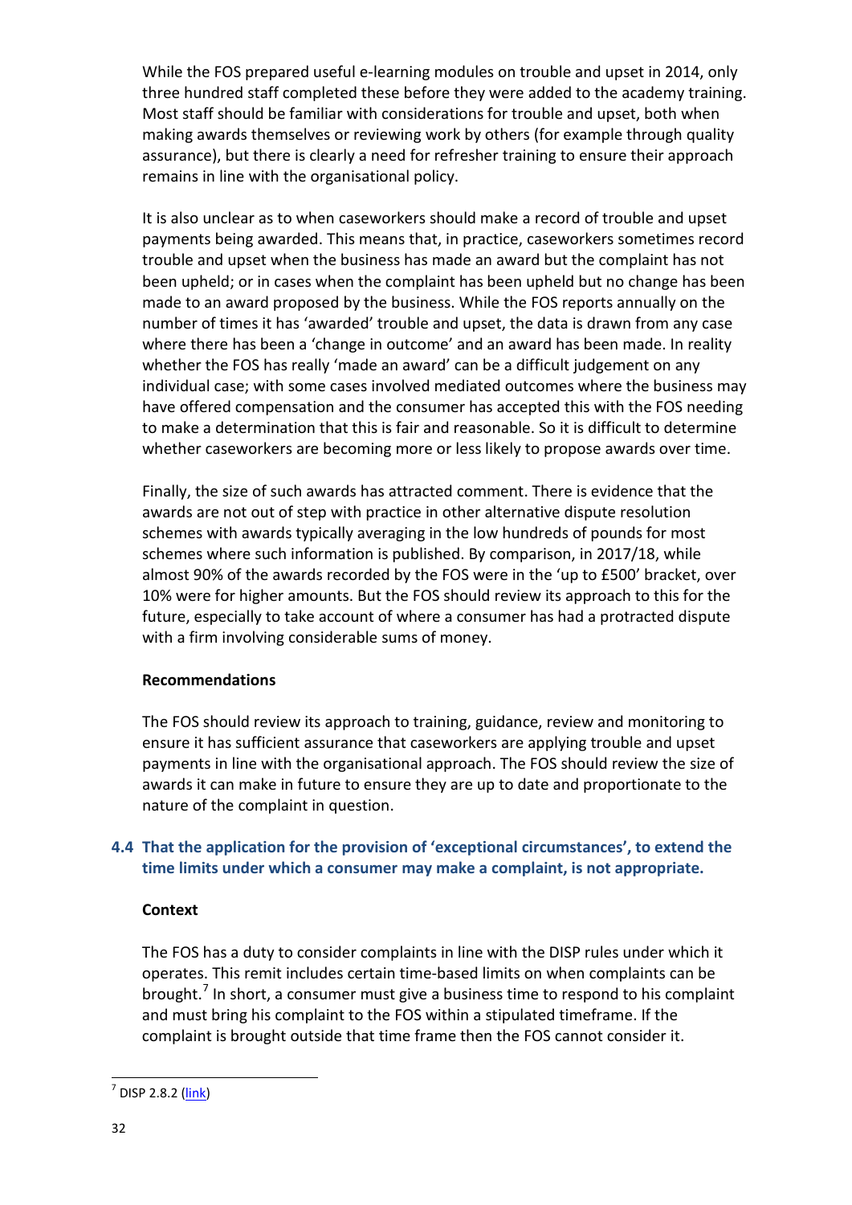While the FOS prepared useful e-learning modules on trouble and upset in 2014, only three hundred staff completed these before they were added to the academy training. Most staff should be familiar with considerations for trouble and upset, both when making awards themselves or reviewing work by others (for example through quality assurance), but there is clearly a need for refresher training to ensure their approach remains in line with the organisational policy.

It is also unclear as to when caseworkers should make a record of trouble and upset payments being awarded. This means that, in practice, caseworkers sometimes record trouble and upset when the business has made an award but the complaint has not been upheld; or in cases when the complaint has been upheld but no change has been made to an award proposed by the business. While the FOS reports annually on the number of times it has 'awarded' trouble and upset, the data is drawn from any case where there has been a 'change in outcome' and an award has been made. In reality whether the FOS has really 'made an award' can be a difficult judgement on any individual case; with some cases involved mediated outcomes where the business may have offered compensation and the consumer has accepted this with the FOS needing to make a determination that this is fair and reasonable. So it is difficult to determine whether caseworkers are becoming more or less likely to propose awards over time.

Finally, the size of such awards has attracted comment. There is evidence that the awards are not out of step with practice in other alternative dispute resolution schemes with awards typically averaging in the low hundreds of pounds for most schemes where such information is published. By comparison, in 2017/18, while almost 90% of the awards recorded by the FOS were in the 'up to £500' bracket, over 10% were for higher amounts. But the FOS should review its approach to this for the future, especially to take account of where a consumer has had a protracted dispute with a firm involving considerable sums of money.

**Recommendations**

The FOS should review its approach to training, guidance, review and monitoring to ensure it has sufficient assurance that caseworkers are applying trouble and upset payments in line with the organisational approach. The FOS should review the size of awards it can make in future to ensure they are up to date and proportionate to the nature of the complaint in question.

### 4.4 That the application for the provision of 'exceptional circumstances', to extend the time limits under which a consumer may make a complaint, is not appropriate.

**Context**

The FOS has a duty to consider complaints in line with the DISP rules under which it operates. This remit includes certain time-based limits on when complaints can be brought.[7] In short, a consumer must give a business time to respond to his complaint and must bring his complaint to the FOS within a stipulated timeframe. If the complaint is brought outside that time frame then the FOS cannot consider it.

[7] DISP 2.8.2 (link)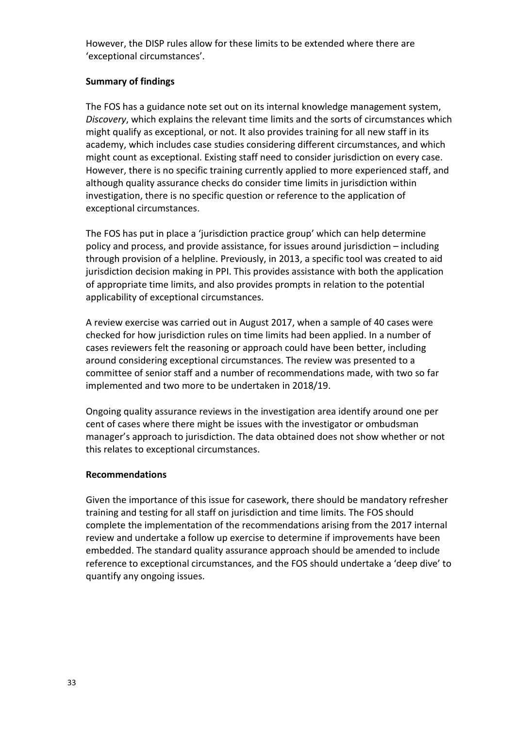However, the DISP rules allow for these limits to be extended where there are 'exceptional circumstances'.

**Summary of findings**

The FOS has a guidance note set out on its internal knowledge management system, *Discovery*, which explains the relevant time limits and the sorts of circumstances which might qualify as exceptional, or not. It also provides training for all new staff in its academy, which includes case studies considering different circumstances, and which might count as exceptional. Existing staff need to consider jurisdiction on every case. However, there is no specific training currently applied to more experienced staff, and although quality assurance checks do consider time limits in jurisdiction within investigation, there is no specific question or reference to the application of exceptional circumstances.

The FOS has put in place a 'jurisdiction practice group' which can help determine policy and process, and provide assistance, for issues around jurisdiction – including through provision of a helpline. Previously, in 2013, a specific tool was created to aid jurisdiction decision making in PPI. This provides assistance with both the application of appropriate time limits, and also provides prompts in relation to the potential applicability of exceptional circumstances.

A review exercise was carried out in August 2017, when a sample of 40 cases were checked for how jurisdiction rules on time limits had been applied. In a number of cases reviewers felt the reasoning or approach could have been better, including around considering exceptional circumstances. The review was presented to a committee of senior staff and a number of recommendations made, with two so far implemented and two more to be undertaken in 2018/19.

Ongoing quality assurance reviews in the investigation area identify around one per cent of cases where there might be issues with the investigator or ombudsman manager's approach to jurisdiction. The data obtained does not show whether or not this relates to exceptional circumstances.

**Recommendations**

Given the importance of this issue for casework, there should be mandatory refresher training and testing for all staff on jurisdiction and time limits. The FOS should complete the implementation of the recommendations arising from the 2017 internal review and undertake a follow up exercise to determine if improvements have been embedded. The standard quality assurance approach should be amended to include reference to exceptional circumstances, and the FOS should undertake a 'deep dive' to quantify any ongoing issues.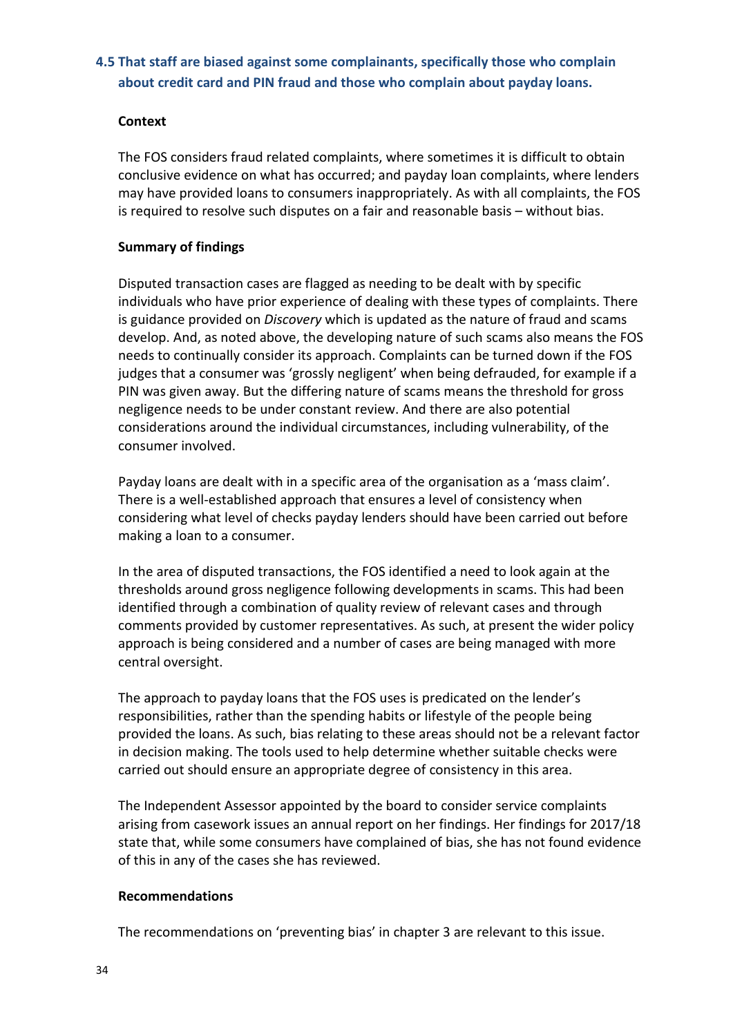### 4.5 That staff are biased against some complainants, specifically those who complain about credit card and PIN fraud and those who complain about payday loans.

**Context**

The FOS considers fraud related complaints, where sometimes it is difficult to obtain conclusive evidence on what has occurred; and payday loan complaints, where lenders may have provided loans to consumers inappropriately. As with all complaints, the FOS is required to resolve such disputes on a fair and reasonable basis – without bias.

**Summary of findings**

Disputed transaction cases are flagged as needing to be dealt with by specific individuals who have prior experience of dealing with these types of complaints. There is guidance provided on *Discovery* which is updated as the nature of fraud and scams develop. And, as noted above, the developing nature of such scams also means the FOS needs to continually consider its approach. Complaints can be turned down if the FOS judges that a consumer was 'grossly negligent' when being defrauded, for example if a PIN was given away. But the differing nature of scams means the threshold for gross negligence needs to be under constant review. And there are also potential considerations around the individual circumstances, including vulnerability, of the consumer involved.

Payday loans are dealt with in a specific area of the organisation as a 'mass claim'. There is a well-established approach that ensures a level of consistency when considering what level of checks payday lenders should have been carried out before making a loan to a consumer.

In the area of disputed transactions, the FOS identified a need to look again at the thresholds around gross negligence following developments in scams. This had been identified through a combination of quality review of relevant cases and through comments provided by customer representatives. As such, at present the wider policy approach is being considered and a number of cases are being managed with more central oversight.

The approach to payday loans that the FOS uses is predicated on the lender's responsibilities, rather than the spending habits or lifestyle of the people being provided the loans. As such, bias relating to these areas should not be a relevant factor in decision making. The tools used to help determine whether suitable checks were carried out should ensure an appropriate degree of consistency in this area.

The Independent Assessor appointed by the board to consider service complaints arising from casework issues an annual report on her findings. Her findings for 2017/18 state that, while some consumers have complained of bias, she has not found evidence of this in any of the cases she has reviewed.

**Recommendations**

The recommendations on 'preventing bias' in chapter 3 are relevant to this issue.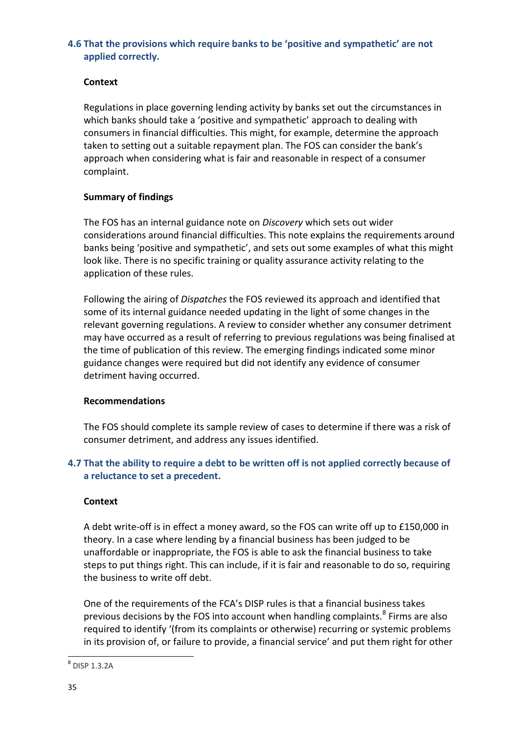### 4.6 That the provisions which require banks to be 'positive and sympathetic' are not applied correctly.

**Context**

Regulations in place governing lending activity by banks set out the circumstances in which banks should take a 'positive and sympathetic' approach to dealing with consumers in financial difficulties. This might, for example, determine the approach taken to setting out a suitable repayment plan. The FOS can consider the bank's approach when considering what is fair and reasonable in respect of a consumer complaint.

**Summary of findings**

The FOS has an internal guidance note on *Discovery* which sets out wider considerations around financial difficulties. This note explains the requirements around banks being 'positive and sympathetic', and sets out some examples of what this might look like. There is no specific training or quality assurance activity relating to the application of these rules.

Following the airing of *Dispatches* the FOS reviewed its approach and identified that some of its internal guidance needed updating in the light of some changes in the relevant governing regulations. A review to consider whether any consumer detriment may have occurred as a result of referring to previous regulations was being finalised at the time of publication of this review. The emerging findings indicated some minor guidance changes were required but did not identify any evidence of consumer detriment having occurred.

**Recommendations**

The FOS should complete its sample review of cases to determine if there was a risk of consumer detriment, and address any issues identified.

### 4.7 That the ability to require a debt to be written off is not applied correctly because of a reluctance to set a precedent.

**Context**

A debt write-off is in effect a money award, so the FOS can write off up to £150,000 in theory. In a case where lending by a financial business has been judged to be unaffordable or inappropriate, the FOS is able to ask the financial business to take steps to put things right. This can include, if it is fair and reasonable to do so, requiring the business to write off debt.

One of the requirements of the FCA's DISP rules is that a financial business takes previous decisions by the FOS into account when handling complaints.[8] Firms are also required to identify '(from its complaints or otherwise) recurring or systemic problems in its provision of, or failure to provide, a financial service' and put them right for other

[8] DISP 1.3.2A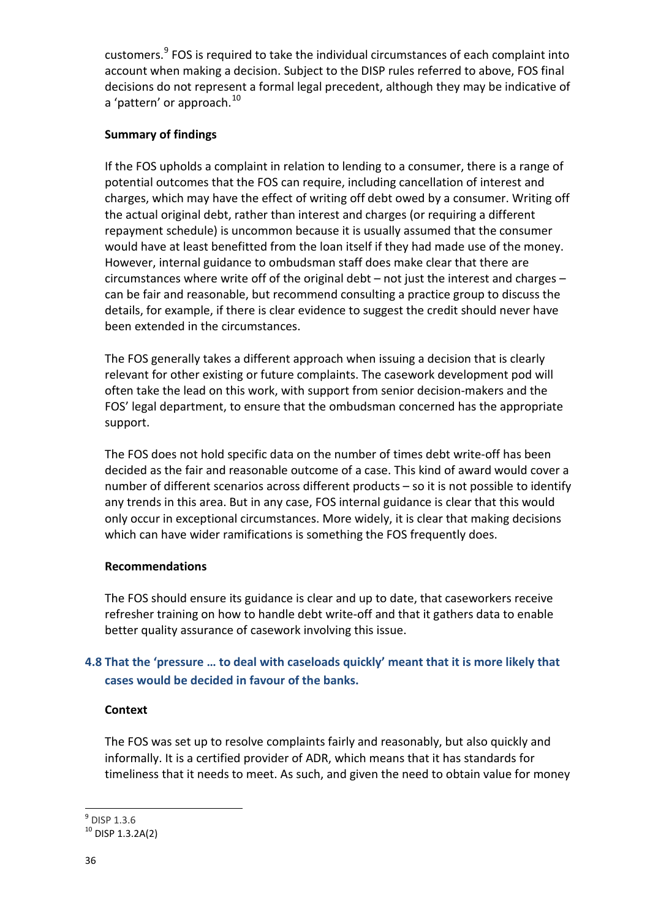customers.[9] FOS is required to take the individual circumstances of each complaint into account when making a decision. Subject to the DISP rules referred to above, FOS final decisions do not represent a formal legal precedent, although they may be indicative of a 'pattern' or approach.[10]

**Summary of findings**

If the FOS upholds a complaint in relation to lending to a consumer, there is a range of potential outcomes that the FOS can require, including cancellation of interest and charges, which may have the effect of writing off debt owed by a consumer. Writing off the actual original debt, rather than interest and charges (or requiring a different repayment schedule) is uncommon because it is usually assumed that the consumer would have at least benefitted from the loan itself if they had made use of the money. However, internal guidance to ombudsman staff does make clear that there are circumstances where write off of the original debt – not just the interest and charges – can be fair and reasonable, but recommend consulting a practice group to discuss the details, for example, if there is clear evidence to suggest the credit should never have been extended in the circumstances.

The FOS generally takes a different approach when issuing a decision that is clearly relevant for other existing or future complaints. The casework development pod will often take the lead on this work, with support from senior decision-makers and the FOS' legal department, to ensure that the ombudsman concerned has the appropriate support.

The FOS does not hold specific data on the number of times debt write-off has been decided as the fair and reasonable outcome of a case. This kind of award would cover a number of different scenarios across different products – so it is not possible to identify any trends in this area. But in any case, FOS internal guidance is clear that this would only occur in exceptional circumstances. More widely, it is clear that making decisions which can have wider ramifications is something the FOS frequently does.

**Recommendations**

The FOS should ensure its guidance is clear and up to date, that caseworkers receive refresher training on how to handle debt write-off and that it gathers data to enable better quality assurance of casework involving this issue.

### 4.8 That the 'pressure … to deal with caseloads quickly' meant that it is more likely that cases would be decided in favour of the banks.

**Context**

The FOS was set up to resolve complaints fairly and reasonably, but also quickly and informally. It is a certified provider of ADR, which means that it has standards for timeliness that it needs to meet. As such, and given the need to obtain value for money

[9] DISP 1.3.6

[10] DISP 1.3.2A(2)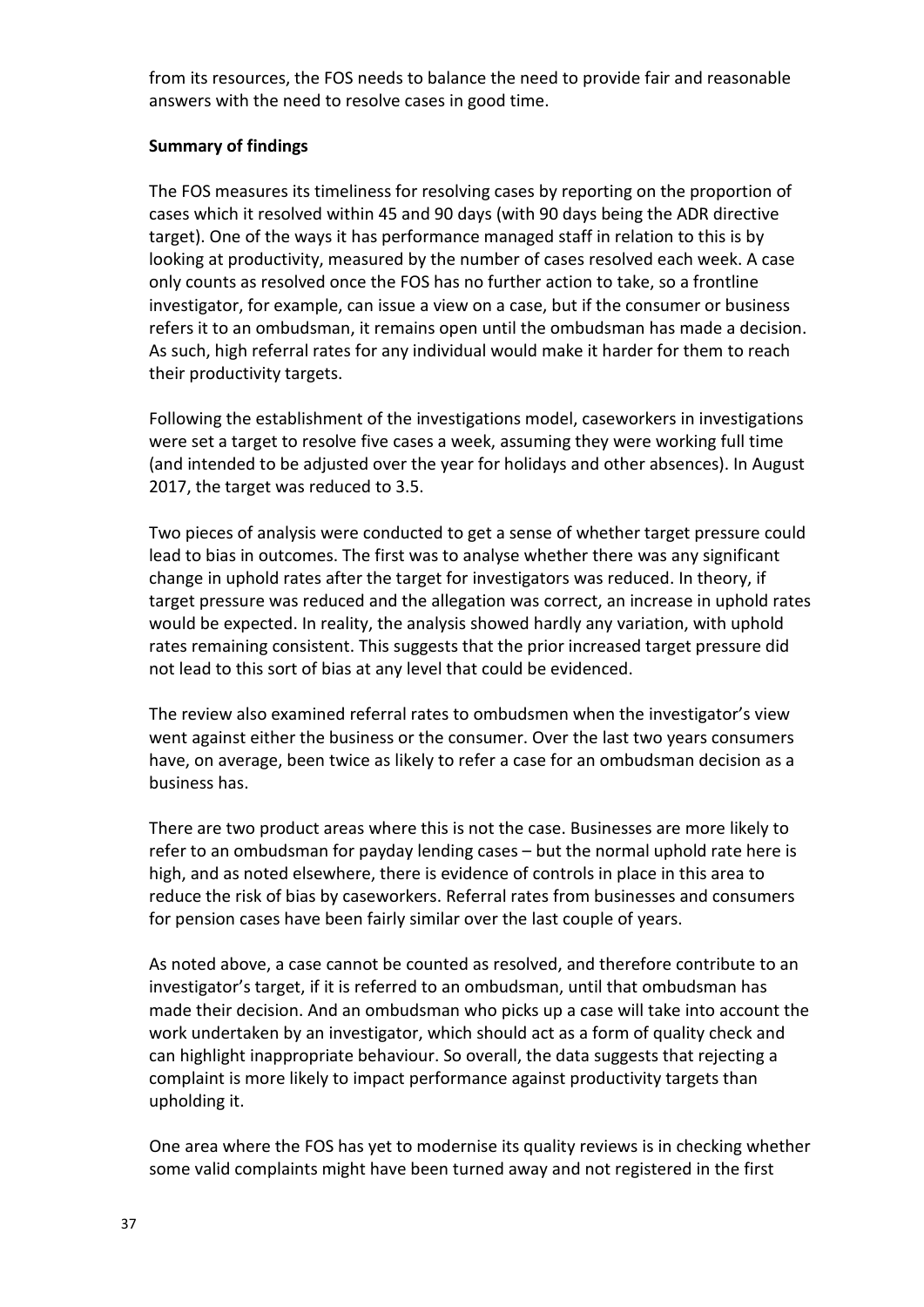from its resources, the FOS needs to balance the need to provide fair and reasonable answers with the need to resolve cases in good time.

**Summary of findings**

The FOS measures its timeliness for resolving cases by reporting on the proportion of cases which it resolved within 45 and 90 days (with 90 days being the ADR directive target). One of the ways it has performance managed staff in relation to this is by looking at productivity, measured by the number of cases resolved each week. A case only counts as resolved once the FOS has no further action to take, so a frontline investigator, for example, can issue a view on a case, but if the consumer or business refers it to an ombudsman, it remains open until the ombudsman has made a decision. As such, high referral rates for any individual would make it harder for them to reach their productivity targets.

Following the establishment of the investigations model, caseworkers in investigations were set a target to resolve five cases a week, assuming they were working full time (and intended to be adjusted over the year for holidays and other absences). In August 2017, the target was reduced to 3.5.

Two pieces of analysis were conducted to get a sense of whether target pressure could lead to bias in outcomes. The first was to analyse whether there was any significant change in uphold rates after the target for investigators was reduced. In theory, if target pressure was reduced and the allegation was correct, an increase in uphold rates would be expected. In reality, the analysis showed hardly any variation, with uphold rates remaining consistent. This suggests that the prior increased target pressure did not lead to this sort of bias at any level that could be evidenced.

The review also examined referral rates to ombudsmen when the investigator's view went against either the business or the consumer. Over the last two years consumers have, on average, been twice as likely to refer a case for an ombudsman decision as a business has.

There are two product areas where this is not the case. Businesses are more likely to refer to an ombudsman for payday lending cases – but the normal uphold rate here is high, and as noted elsewhere, there is evidence of controls in place in this area to reduce the risk of bias by caseworkers. Referral rates from businesses and consumers for pension cases have been fairly similar over the last couple of years.

As noted above, a case cannot be counted as resolved, and therefore contribute to an investigator's target, if it is referred to an ombudsman, until that ombudsman has made their decision. And an ombudsman who picks up a case will take into account the work undertaken by an investigator, which should act as a form of quality check and can highlight inappropriate behaviour. So overall, the data suggests that rejecting a complaint is more likely to impact performance against productivity targets than upholding it.

One area where the FOS has yet to modernise its quality reviews is in checking whether some valid complaints might have been turned away and not registered in the first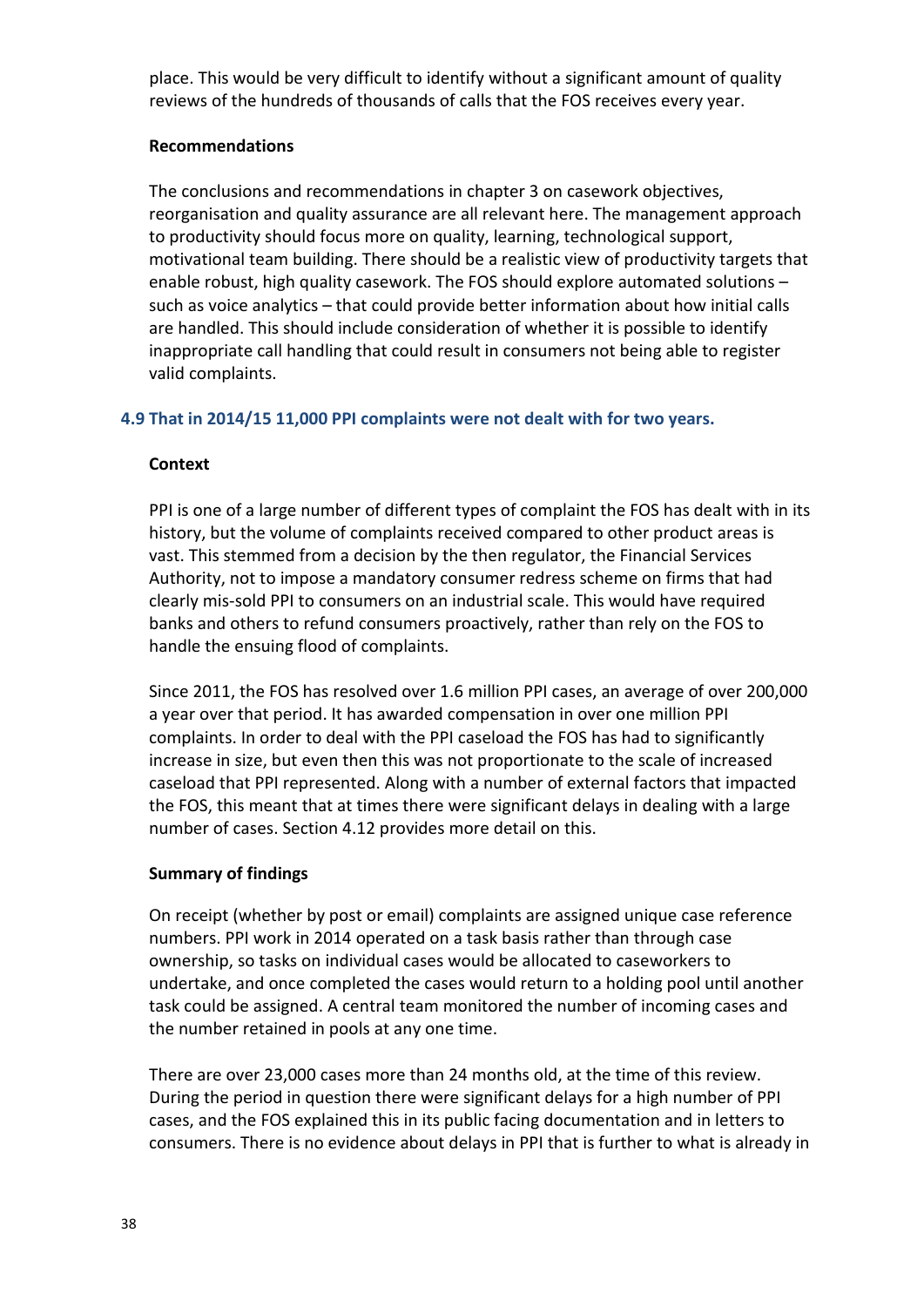place. This would be very difficult to identify without a significant amount of quality reviews of the hundreds of thousands of calls that the FOS receives every year.

**Recommendations**

The conclusions and recommendations in chapter 3 on casework objectives, reorganisation and quality assurance are all relevant here. The management approach to productivity should focus more on quality, learning, technological support, motivational team building. There should be a realistic view of productivity targets that enable robust, high quality casework. The FOS should explore automated solutions – such as voice analytics – that could provide better information about how initial calls are handled. This should include consideration of whether it is possible to identify inappropriate call handling that could result in consumers not being able to register valid complaints.

### 4.9 That in 2014/15 11,000 PPI complaints were not dealt with for two years.

**Context**

PPI is one of a large number of different types of complaint the FOS has dealt with in its history, but the volume of complaints received compared to other product areas is vast. This stemmed from a decision by the then regulator, the Financial Services Authority, not to impose a mandatory consumer redress scheme on firms that had clearly mis-sold PPI to consumers on an industrial scale. This would have required banks and others to refund consumers proactively, rather than rely on the FOS to handle the ensuing flood of complaints.

Since 2011, the FOS has resolved over 1.6 million PPI cases, an average of over 200,000 a year over that period. It has awarded compensation in over one million PPI complaints. In order to deal with the PPI caseload the FOS has had to significantly increase in size, but even then this was not proportionate to the scale of increased caseload that PPI represented. Along with a number of external factors that impacted the FOS, this meant that at times there were significant delays in dealing with a large number of cases. Section 4.12 provides more detail on this.

**Summary of findings**

On receipt (whether by post or email) complaints are assigned unique case reference numbers. PPI work in 2014 operated on a task basis rather than through case ownership, so tasks on individual cases would be allocated to caseworkers to undertake, and once completed the cases would return to a holding pool until another task could be assigned. A central team monitored the number of incoming cases and the number retained in pools at any one time.

There are over 23,000 cases more than 24 months old, at the time of this review. During the period in question there were significant delays for a high number of PPI cases, and the FOS explained this in its public facing documentation and in letters to consumers. There is no evidence about delays in PPI that is further to what is already in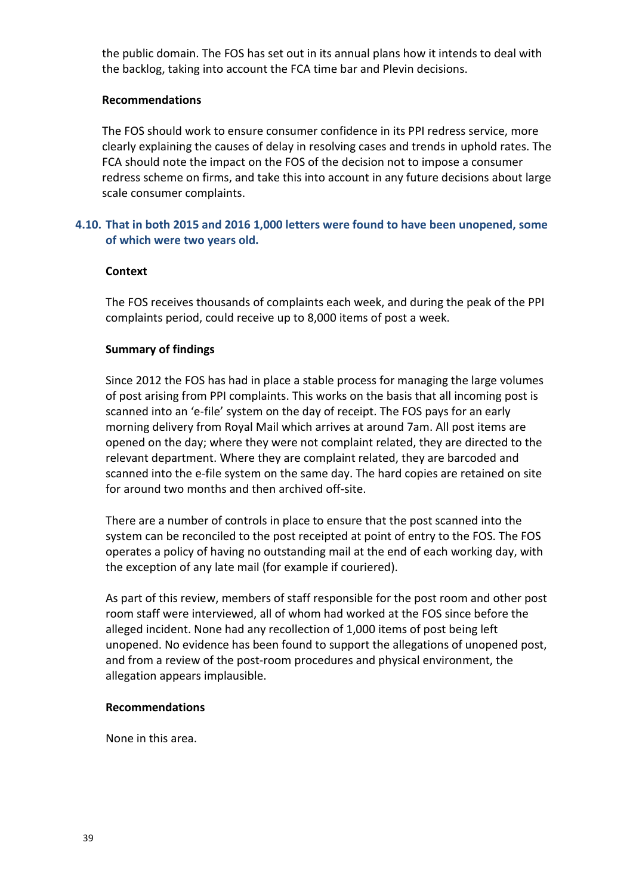the public domain. The FOS has set out in its annual plans how it intends to deal with the backlog, taking into account the FCA time bar and Plevin decisions.

**Recommendations**

The FOS should work to ensure consumer confidence in its PPI redress service, more clearly explaining the causes of delay in resolving cases and trends in uphold rates. The FCA should note the impact on the FOS of the decision not to impose a consumer redress scheme on firms, and take this into account in any future decisions about large scale consumer complaints.

### 4.10. That in both 2015 and 2016 1,000 letters were found to have been unopened, some of which were two years old.

**Context**

The FOS receives thousands of complaints each week, and during the peak of the PPI complaints period, could receive up to 8,000 items of post a week.

**Summary of findings**

Since 2012 the FOS has had in place a stable process for managing the large volumes of post arising from PPI complaints. This works on the basis that all incoming post is scanned into an 'e-file' system on the day of receipt. The FOS pays for an early morning delivery from Royal Mail which arrives at around 7am. All post items are opened on the day; where they were not complaint related, they are directed to the relevant department. Where they are complaint related, they are barcoded and scanned into the e-file system on the same day. The hard copies are retained on site for around two months and then archived off-site.

There are a number of controls in place to ensure that the post scanned into the system can be reconciled to the post receipted at point of entry to the FOS. The FOS operates a policy of having no outstanding mail at the end of each working day, with the exception of any late mail (for example if couriered).

As part of this review, members of staff responsible for the post room and other post room staff were interviewed, all of whom had worked at the FOS since before the alleged incident. None had any recollection of 1,000 items of post being left unopened. No evidence has been found to support the allegations of unopened post, and from a review of the post-room procedures and physical environment, the allegation appears implausible.

**Recommendations**

None in this area.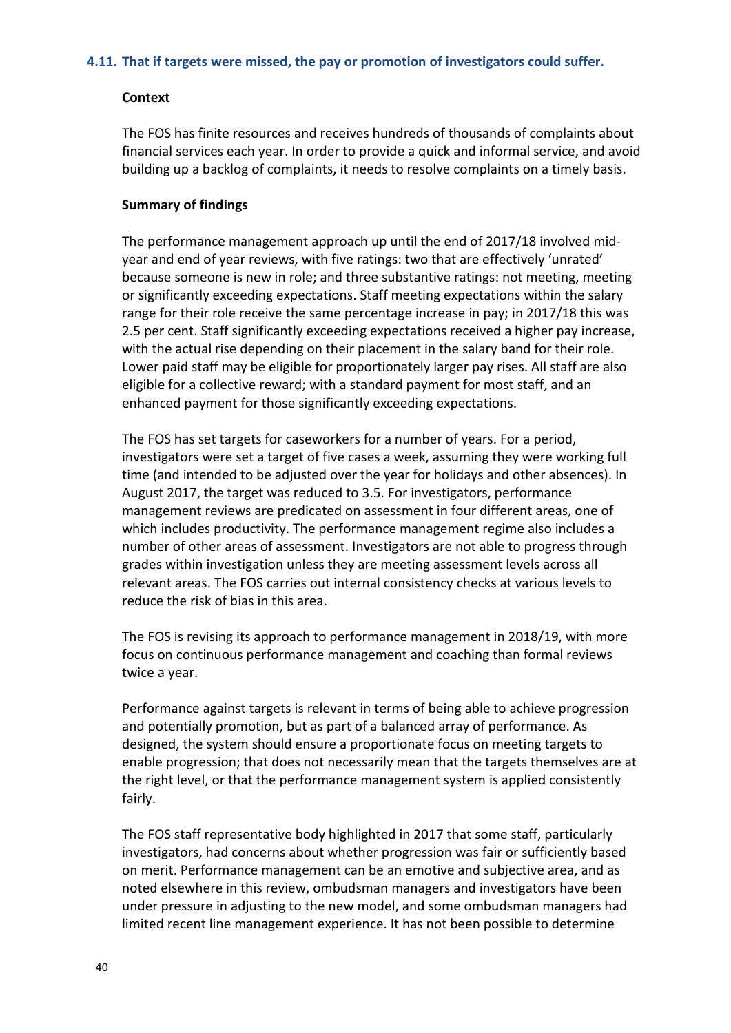### 4.11. That if targets were missed, the pay or promotion of investigators could suffer.

**Context**

The FOS has finite resources and receives hundreds of thousands of complaints about financial services each year. In order to provide a quick and informal service, and avoid building up a backlog of complaints, it needs to resolve complaints on a timely basis.

**Summary of findings**

The performance management approach up until the end of 2017/18 involved mid-year and end of year reviews, with five ratings: two that are effectively 'unrated' because someone is new in role; and three substantive ratings: not meeting, meeting or significantly exceeding expectations. Staff meeting expectations within the salary range for their role receive the same percentage increase in pay; in 2017/18 this was 2.5 per cent. Staff significantly exceeding expectations received a higher pay increase, with the actual rise depending on their placement in the salary band for their role. Lower paid staff may be eligible for proportionately larger pay rises. All staff are also eligible for a collective reward; with a standard payment for most staff, and an enhanced payment for those significantly exceeding expectations.

The FOS has set targets for caseworkers for a number of years. For a period, investigators were set a target of five cases a week, assuming they were working full time (and intended to be adjusted over the year for holidays and other absences). In August 2017, the target was reduced to 3.5. For investigators, performance management reviews are predicated on assessment in four different areas, one of which includes productivity. The performance management regime also includes a number of other areas of assessment. Investigators are not able to progress through grades within investigation unless they are meeting assessment levels across all relevant areas. The FOS carries out internal consistency checks at various levels to reduce the risk of bias in this area.

The FOS is revising its approach to performance management in 2018/19, with more focus on continuous performance management and coaching than formal reviews twice a year.

Performance against targets is relevant in terms of being able to achieve progression and potentially promotion, but as part of a balanced array of performance. As designed, the system should ensure a proportionate focus on meeting targets to enable progression; that does not necessarily mean that the targets themselves are at the right level, or that the performance management system is applied consistently fairly.

The FOS staff representative body highlighted in 2017 that some staff, particularly investigators, had concerns about whether progression was fair or sufficiently based on merit. Performance management can be an emotive and subjective area, and as noted elsewhere in this review, ombudsman managers and investigators have been under pressure in adjusting to the new model, and some ombudsman managers had limited recent line management experience. It has not been possible to determine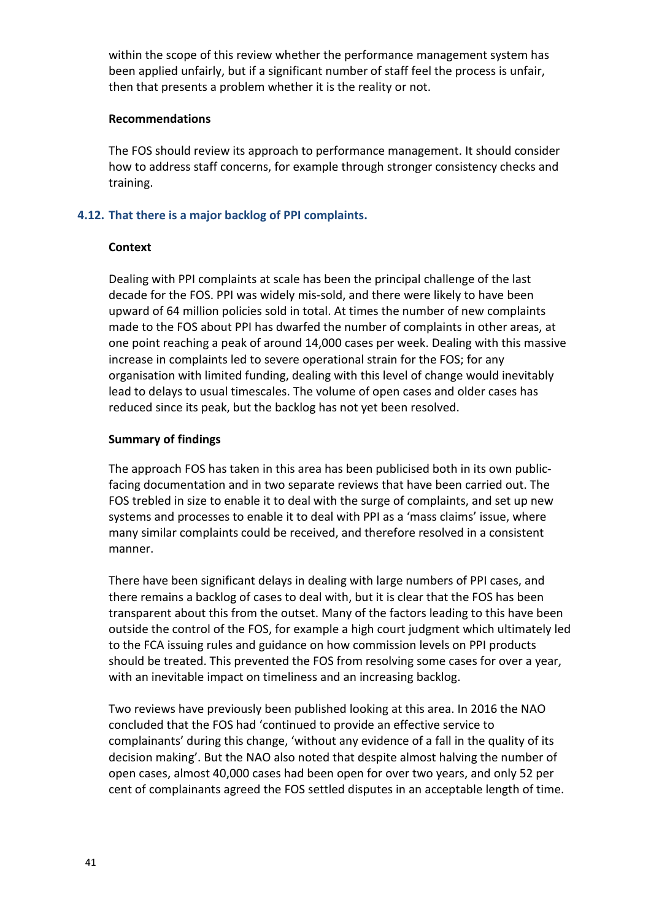within the scope of this review whether the performance management system has been applied unfairly, but if a significant number of staff feel the process is unfair, then that presents a problem whether it is the reality or not.

**Recommendations**

The FOS should review its approach to performance management. It should consider how to address staff concerns, for example through stronger consistency checks and training.

### 4.12. That there is a major backlog of PPI complaints.

**Context**

Dealing with PPI complaints at scale has been the principal challenge of the last decade for the FOS. PPI was widely mis-sold, and there were likely to have been upward of 64 million policies sold in total. At times the number of new complaints made to the FOS about PPI has dwarfed the number of complaints in other areas, at one point reaching a peak of around 14,000 cases per week. Dealing with this massive increase in complaints led to severe operational strain for the FOS; for any organisation with limited funding, dealing with this level of change would inevitably lead to delays to usual timescales. The volume of open cases and older cases has reduced since its peak, but the backlog has not yet been resolved.

**Summary of findings**

The approach FOS has taken in this area has been publicised both in its own public-facing documentation and in two separate reviews that have been carried out. The FOS trebled in size to enable it to deal with the surge of complaints, and set up new systems and processes to enable it to deal with PPI as a 'mass claims' issue, where many similar complaints could be received, and therefore resolved in a consistent manner.

There have been significant delays in dealing with large numbers of PPI cases, and there remains a backlog of cases to deal with, but it is clear that the FOS has been transparent about this from the outset. Many of the factors leading to this have been outside the control of the FOS, for example a high court judgment which ultimately led to the FCA issuing rules and guidance on how commission levels on PPI products should be treated. This prevented the FOS from resolving some cases for over a year, with an inevitable impact on timeliness and an increasing backlog.

Two reviews have previously been published looking at this area. In 2016 the NAO concluded that the FOS had 'continued to provide an effective service to complainants' during this change, 'without any evidence of a fall in the quality of its decision making'. But the NAO also noted that despite almost halving the number of open cases, almost 40,000 cases had been open for over two years, and only 52 per cent of complainants agreed the FOS settled disputes in an acceptable length of time.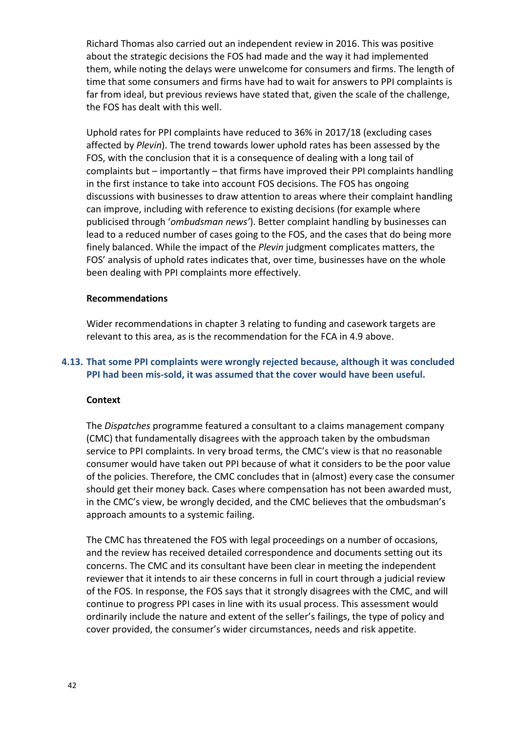Richard Thomas also carried out an independent review in 2016. This was positive about the strategic decisions the FOS had made and the way it had implemented them, while noting the delays were unwelcome for consumers and firms. The length of time that some consumers and firms have had to wait for answers to PPI complaints is far from ideal, but previous reviews have stated that, given the scale of the challenge, the FOS has dealt with this well.

Uphold rates for PPI complaints have reduced to 36% in 2017/18 (excluding cases affected by *Plevin*). The trend towards lower uphold rates has been assessed by the FOS, with the conclusion that it is a consequence of dealing with a long tail of complaints but – importantly – that firms have improved their PPI complaints handling in the first instance to take into account FOS decisions. The FOS has ongoing discussions with businesses to draw attention to areas where their complaint handling can improve, including with reference to existing decisions (for example where publicised through '*ombudsman news*'). Better complaint handling by businesses can lead to a reduced number of cases going to the FOS, and the cases that do being more finely balanced. While the impact of the *Plevin* judgment complicates matters, the FOS' analysis of uphold rates indicates that, over time, businesses have on the whole been dealing with PPI complaints more effectively.

**Recommendations**

Wider recommendations in chapter 3 relating to funding and casework targets are relevant to this area, as is the recommendation for the FCA in 4.9 above.

### 4.13. That some PPI complaints were wrongly rejected because, although it was concluded PPI had been mis-sold, it was assumed that the cover would have been useful.

**Context**

The *Dispatches* programme featured a consultant to a claims management company (CMC) that fundamentally disagrees with the approach taken by the ombudsman service to PPI complaints. In very broad terms, the CMC's view is that no reasonable consumer would have taken out PPI because of what it considers to be the poor value of the policies. Therefore, the CMC concludes that in (almost) every case the consumer should get their money back. Cases where compensation has not been awarded must, in the CMC's view, be wrongly decided, and the CMC believes that the ombudsman's approach amounts to a systemic failing.

The CMC has threatened the FOS with legal proceedings on a number of occasions, and the review has received detailed correspondence and documents setting out its concerns. The CMC and its consultant have been clear in meeting the independent reviewer that it intends to air these concerns in full in court through a judicial review of the FOS. In response, the FOS says that it strongly disagrees with the CMC, and will continue to progress PPI cases in line with its usual process. This assessment would ordinarily include the nature and extent of the seller's failings, the type of policy and cover provided, the consumer's wider circumstances, needs and risk appetite.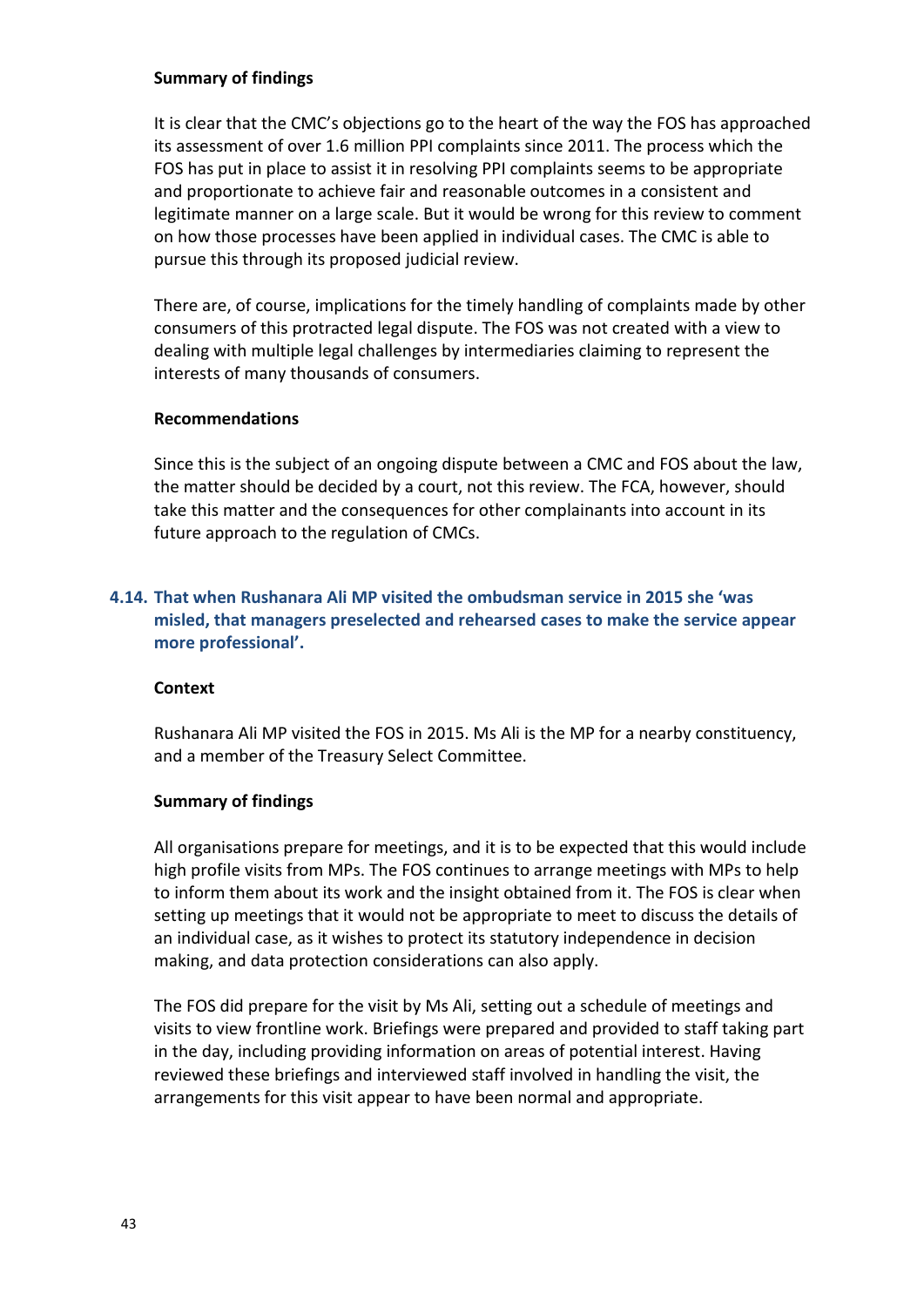**Summary of findings**

It is clear that the CMC's objections go to the heart of the way the FOS has approached its assessment of over 1.6 million PPI complaints since 2011. The process which the FOS has put in place to assist it in resolving PPI complaints seems to be appropriate and proportionate to achieve fair and reasonable outcomes in a consistent and legitimate manner on a large scale. But it would be wrong for this review to comment on how those processes have been applied in individual cases. The CMC is able to pursue this through its proposed judicial review.

There are, of course, implications for the timely handling of complaints made by other consumers of this protracted legal dispute. The FOS was not created with a view to dealing with multiple legal challenges by intermediaries claiming to represent the interests of many thousands of consumers.

**Recommendations**

Since this is the subject of an ongoing dispute between a CMC and FOS about the law, the matter should be decided by a court, not this review. The FCA, however, should take this matter and the consequences for other complainants into account in its future approach to the regulation of CMCs.

### 4.14. That when Rushanara Ali MP visited the ombudsman service in 2015 she 'was misled, that managers preselected and rehearsed cases to make the service appear more professional'.

**Context**

Rushanara Ali MP visited the FOS in 2015. Ms Ali is the MP for a nearby constituency, and a member of the Treasury Select Committee.

**Summary of findings**

All organisations prepare for meetings, and it is to be expected that this would include high profile visits from MPs. The FOS continues to arrange meetings with MPs to help to inform them about its work and the insight obtained from it. The FOS is clear when setting up meetings that it would not be appropriate to meet to discuss the details of an individual case, as it wishes to protect its statutory independence in decision making, and data protection considerations can also apply.

The FOS did prepare for the visit by Ms Ali, setting out a schedule of meetings and visits to view frontline work. Briefings were prepared and provided to staff taking part in the day, including providing information on areas of potential interest. Having reviewed these briefings and interviewed staff involved in handling the visit, the arrangements for this visit appear to have been normal and appropriate.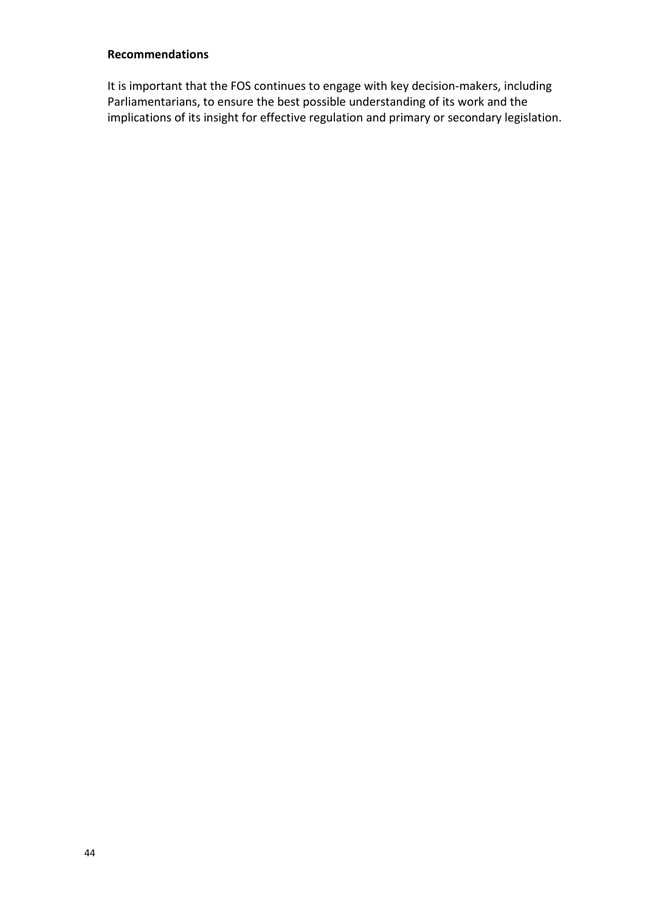**Recommendations**

It is important that the FOS continues to engage with key decision-makers, including Parliamentarians, to ensure the best possible understanding of its work and the implications of its insight for effective regulation and primary or secondary legislation.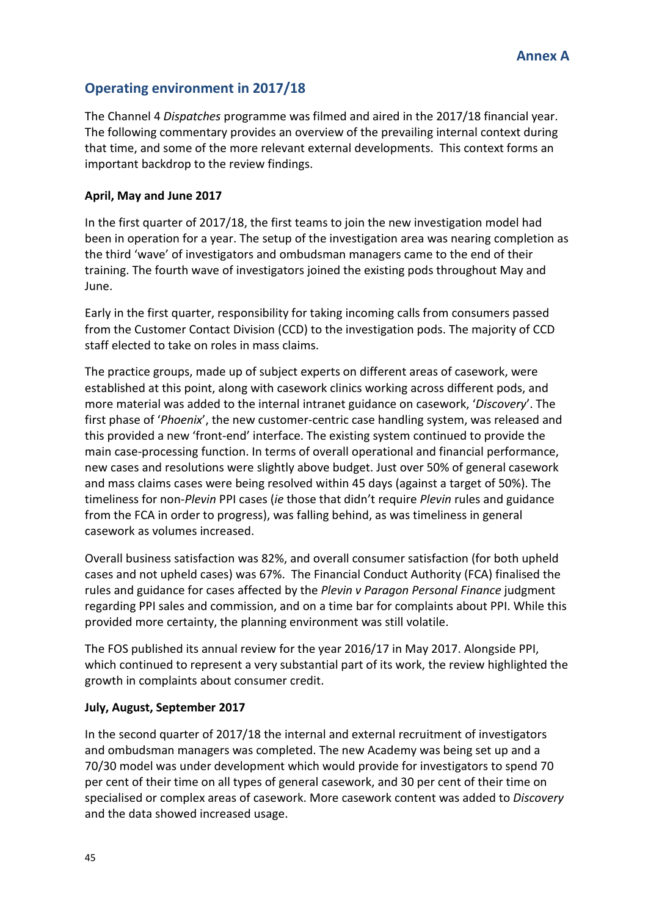# Annex A

## Operating environment in 2017/18

The Channel 4 *Dispatches* programme was filmed and aired in the 2017/18 financial year. The following commentary provides an overview of the prevailing internal context during that time, and some of the more relevant external developments. This context forms an important backdrop to the review findings.

**April, May and June 2017**

In the first quarter of 2017/18, the first teams to join the new investigation model had been in operation for a year. The setup of the investigation area was nearing completion as the third 'wave' of investigators and ombudsman managers came to the end of their training. The fourth wave of investigators joined the existing pods throughout May and June.

Early in the first quarter, responsibility for taking incoming calls from consumers passed from the Customer Contact Division (CCD) to the investigation pods. The majority of CCD staff elected to take on roles in mass claims.

The practice groups, made up of subject experts on different areas of casework, were established at this point, along with casework clinics working across different pods, and more material was added to the internal intranet guidance on casework, '*Discovery*'. The first phase of '*Phoenix*', the new customer-centric case handling system, was released and this provided a new 'front-end' interface. The existing system continued to provide the main case-processing function. In terms of overall operational and financial performance, new cases and resolutions were slightly above budget. Just over 50% of general casework and mass claims cases were being resolved within 45 days (against a target of 50%). The timeliness for non-*Plevin* PPI cases (*ie* those that didn't require *Plevin* rules and guidance from the FCA in order to progress), was falling behind, as was timeliness in general casework as volumes increased.

Overall business satisfaction was 82%, and overall consumer satisfaction (for both upheld cases and not upheld cases) was 67%. The Financial Conduct Authority (FCA) finalised the rules and guidance for cases affected by the *Plevin v Paragon Personal Finance* judgment regarding PPI sales and commission, and on a time bar for complaints about PPI. While this provided more certainty, the planning environment was still volatile.

The FOS published its annual review for the year 2016/17 in May 2017. Alongside PPI, which continued to represent a very substantial part of its work, the review highlighted the growth in complaints about consumer credit.

**July, August, September 2017**

In the second quarter of 2017/18 the internal and external recruitment of investigators and ombudsman managers was completed. The new Academy was being set up and a 70/30 model was under development which would provide for investigators to spend 70 per cent of their time on all types of general casework, and 30 per cent of their time on specialised or complex areas of casework. More casework content was added to *Discovery* and the data showed increased usage.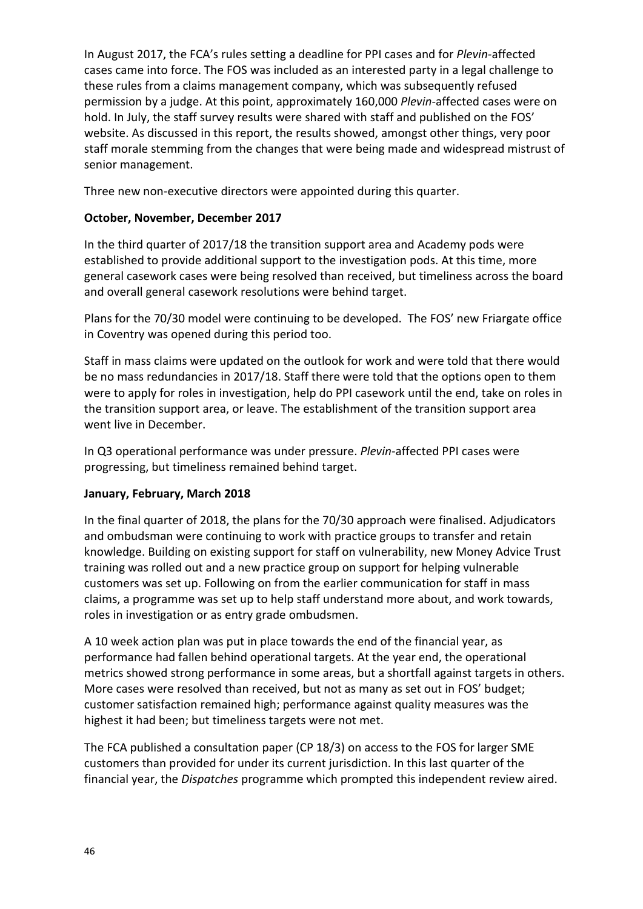In August 2017, the FCA's rules setting a deadline for PPI cases and for *Plevin*-affected cases came into force. The FOS was included as an interested party in a legal challenge to these rules from a claims management company, which was subsequently refused permission by a judge. At this point, approximately 160,000 *Plevin*-affected cases were on hold. In July, the staff survey results were shared with staff and published on the FOS' website. As discussed in this report, the results showed, amongst other things, very poor staff morale stemming from the changes that were being made and widespread mistrust of senior management.

Three new non-executive directors were appointed during this quarter.

**October, November, December 2017**

In the third quarter of 2017/18 the transition support area and Academy pods were established to provide additional support to the investigation pods. At this time, more general casework cases were being resolved than received, but timeliness across the board and overall general casework resolutions were behind target.

Plans for the 70/30 model were continuing to be developed. The FOS' new Friargate office in Coventry was opened during this period too.

Staff in mass claims were updated on the outlook for work and were told that there would be no mass redundancies in 2017/18. Staff there were told that the options open to them were to apply for roles in investigation, help do PPI casework until the end, take on roles in the transition support area, or leave. The establishment of the transition support area went live in December.

In Q3 operational performance was under pressure. *Plevin*-affected PPI cases were progressing, but timeliness remained behind target.

**January, February, March 2018**

In the final quarter of 2018, the plans for the 70/30 approach were finalised. Adjudicators and ombudsman were continuing to work with practice groups to transfer and retain knowledge. Building on existing support for staff on vulnerability, new Money Advice Trust training was rolled out and a new practice group on support for helping vulnerable customers was set up. Following on from the earlier communication for staff in mass claims, a programme was set up to help staff understand more about, and work towards, roles in investigation or as entry grade ombudsmen.

A 10 week action plan was put in place towards the end of the financial year, as performance had fallen behind operational targets. At the year end, the operational metrics showed strong performance in some areas, but a shortfall against targets in others. More cases were resolved than received, but not as many as set out in FOS' budget; customer satisfaction remained high; performance against quality measures was the highest it had been; but timeliness targets were not met.

The FCA published a consultation paper (CP 18/3) on access to the FOS for larger SME customers than provided for under its current jurisdiction. In this last quarter of the financial year, the *Dispatches* programme which prompted this independent review aired.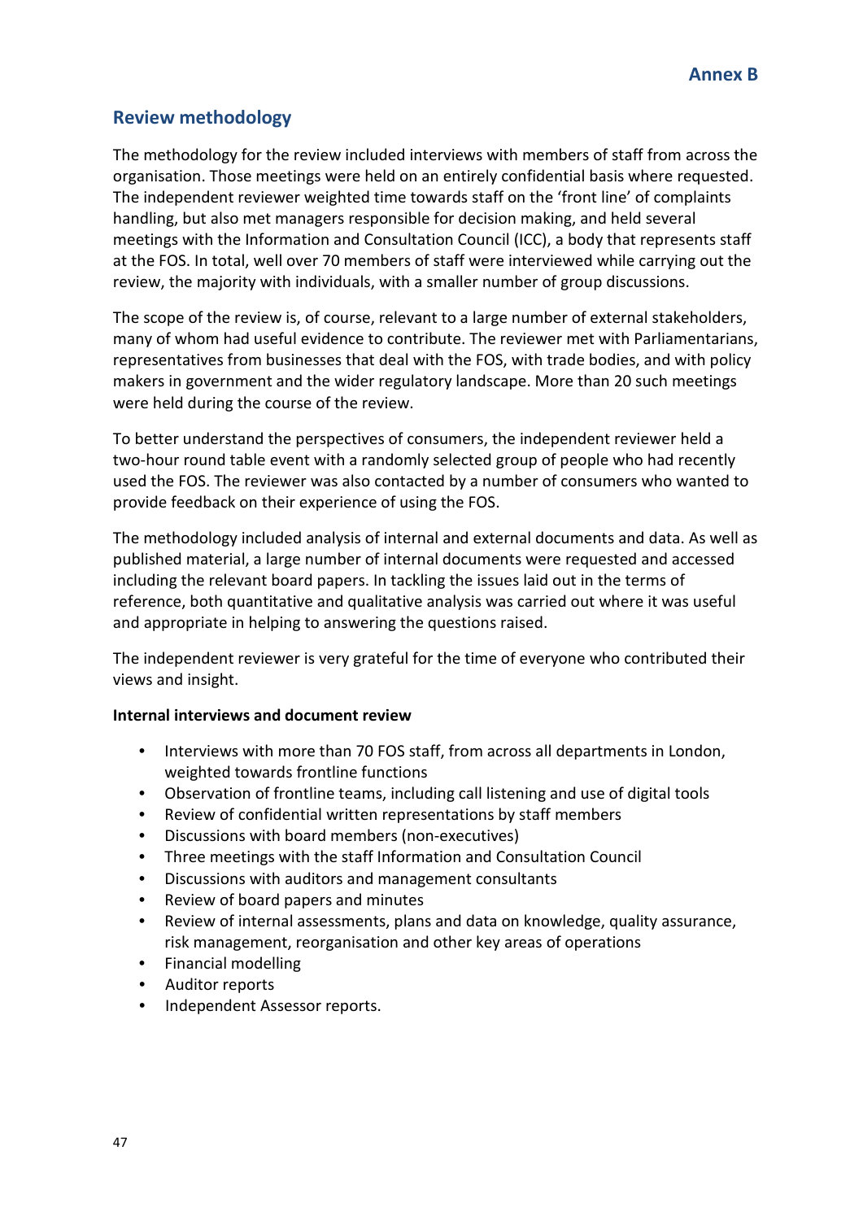# Annex B

## Review methodology

The methodology for the review included interviews with members of staff from across the organisation. Those meetings were held on an entirely confidential basis where requested. The independent reviewer weighted time towards staff on the 'front line' of complaints handling, but also met managers responsible for decision making, and held several meetings with the Information and Consultation Council (ICC), a body that represents staff at the FOS. In total, well over 70 members of staff were interviewed while carrying out the review, the majority with individuals, with a smaller number of group discussions.

The scope of the review is, of course, relevant to a large number of external stakeholders, many of whom had useful evidence to contribute. The reviewer met with Parliamentarians, representatives from businesses that deal with the FOS, with trade bodies, and with policy makers in government and the wider regulatory landscape. More than 20 such meetings were held during the course of the review.

To better understand the perspectives of consumers, the independent reviewer held a two-hour round table event with a randomly selected group of people who had recently used the FOS. The reviewer was also contacted by a number of consumers who wanted to provide feedback on their experience of using the FOS.

The methodology included analysis of internal and external documents and data. As well as published material, a large number of internal documents were requested and accessed including the relevant board papers. In tackling the issues laid out in the terms of reference, both quantitative and qualitative analysis was carried out where it was useful and appropriate in helping to answering the questions raised.

The independent reviewer is very grateful for the time of everyone who contributed their views and insight.

**Internal interviews and document review**

- Interviews with more than 70 FOS staff, from across all departments in London, weighted towards frontline functions
- Observation of frontline teams, including call listening and use of digital tools
- Review of confidential written representations by staff members
- Discussions with board members (non-executives)
- Three meetings with the staff Information and Consultation Council
- Discussions with auditors and management consultants
- Review of board papers and minutes
- Review of internal assessments, plans and data on knowledge, quality assurance, risk management, reorganisation and other key areas of operations
- Financial modelling
- Auditor reports
- Independent Assessor reports.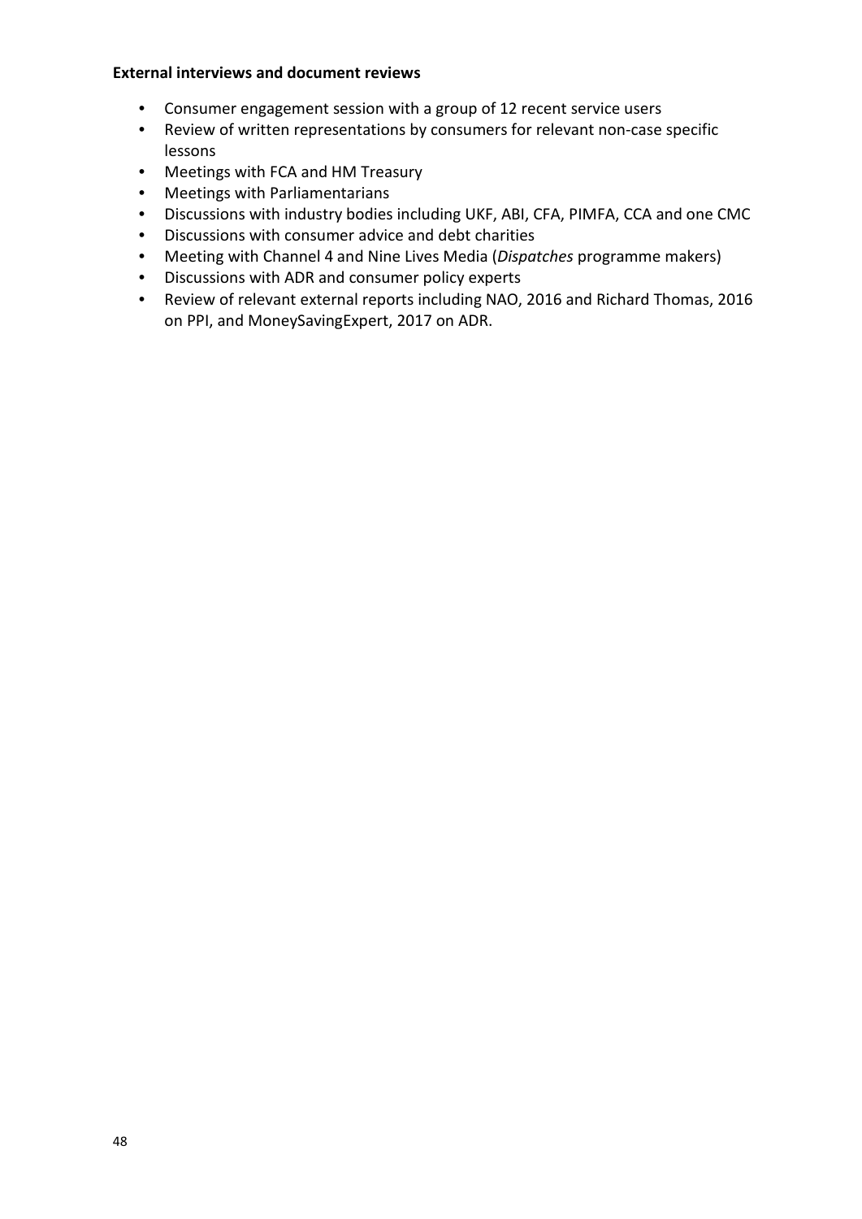**External interviews and document reviews**

- Consumer engagement session with a group of 12 recent service users
- Review of written representations by consumers for relevant non-case specific lessons
- Meetings with FCA and HM Treasury
- Meetings with Parliamentarians
- Discussions with industry bodies including UKF, ABI, CFA, PIMFA, CCA and one CMC
- Discussions with consumer advice and debt charities
- Meeting with Channel 4 and Nine Lives Media (*Dispatches* programme makers)
- Discussions with ADR and consumer policy experts
- Review of relevant external reports including NAO, 2016 and Richard Thomas, 2016 on PPI, and MoneySavingExpert, 2017 on ADR.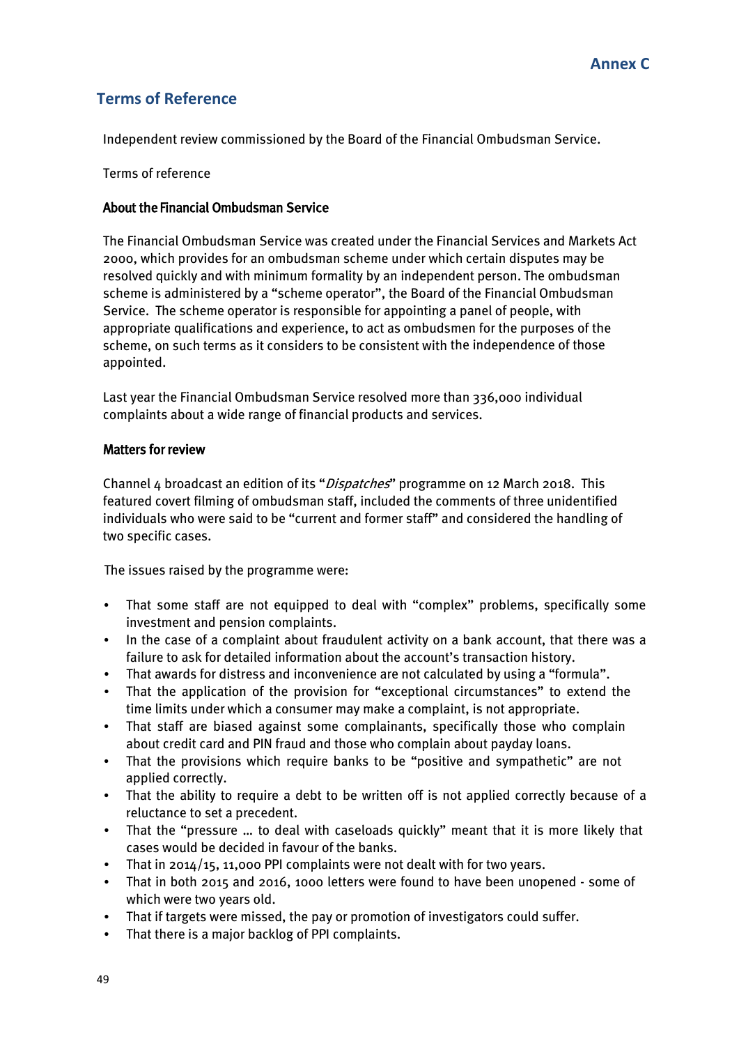**Annex C**

## Terms of Reference

Independent review commissioned by the Board of the Financial Ombudsman Service.

Terms of reference

### About the Financial Ombudsman Service

The Financial Ombudsman Service was created under the Financial Services and Markets Act 2000, which provides for an ombudsman scheme under which certain disputes may be resolved quickly and with minimum formality by an independent person. The ombudsman scheme is administered by a "scheme operator", the Board of the Financial Ombudsman Service. The scheme operator is responsible for appointing a panel of people, with appropriate qualifications and experience, to act as ombudsmen for the purposes of the scheme, on such terms as it considers to be consistent with the independence of those appointed.

Last year the Financial Ombudsman Service resolved more than 336,000 individual complaints about a wide range of financial products and services.

### Matters for review

Channel 4 broadcast an edition of its "*Dispatches*" programme on 12 March 2018. This featured covert filming of ombudsman staff, included the comments of three unidentified individuals who were said to be "current and former staff" and considered the handling of two specific cases.

The issues raised by the programme were:

- That some staff are not equipped to deal with "complex" problems, specifically some investment and pension complaints.
- In the case of a complaint about fraudulent activity on a bank account, that there was a failure to ask for detailed information about the account's transaction history.
- That awards for distress and inconvenience are not calculated by using a "formula".
- That the application of the provision for "exceptional circumstances" to extend the time limits under which a consumer may make a complaint, is not appropriate.
- That staff are biased against some complainants, specifically those who complain about credit card and PIN fraud and those who complain about payday loans.
- That the provisions which require banks to be "positive and sympathetic" are not applied correctly.
- That the ability to require a debt to be written off is not applied correctly because of a reluctance to set a precedent.
- That the "pressure … to deal with caseloads quickly" meant that it is more likely that cases would be decided in favour of the banks.
- That in 2014/15, 11,000 PPI complaints were not dealt with for two years.
- That in both 2015 and 2016, 1000 letters were found to have been unopened - some of which were two years old.
- That if targets were missed, the pay or promotion of investigators could suffer.
- That there is a major backlog of PPI complaints.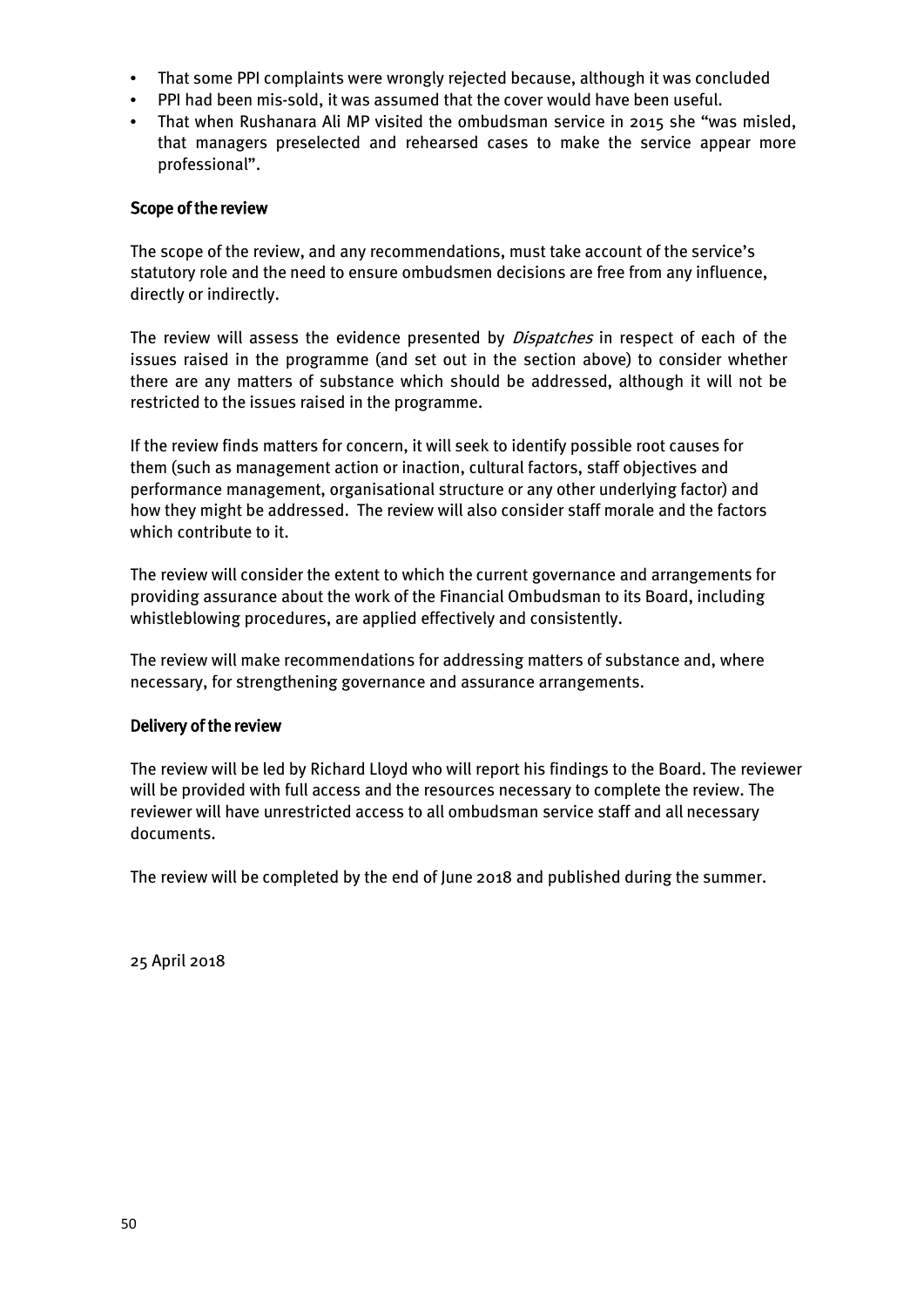- That some PPI complaints were wrongly rejected because, although it was concluded
- PPI had been mis-sold, it was assumed that the cover would have been useful.
- That when Rushanara Ali MP visited the ombudsman service in 2015 she "was misled, that managers preselected and rehearsed cases to make the service appear more professional".

### Scope of the review

The scope of the review, and any recommendations, must take account of the service's statutory role and the need to ensure ombudsmen decisions are free from any influence, directly or indirectly.

The review will assess the evidence presented by *Dispatches* in respect of each of the issues raised in the programme (and set out in the section above) to consider whether there are any matters of substance which should be addressed, although it will not be restricted to the issues raised in the programme.

If the review finds matters for concern, it will seek to identify possible root causes for them (such as management action or inaction, cultural factors, staff objectives and performance management, organisational structure or any other underlying factor) and how they might be addressed. The review will also consider staff morale and the factors which contribute to it.

The review will consider the extent to which the current governance and arrangements for providing assurance about the work of the Financial Ombudsman to its Board, including whistleblowing procedures, are applied effectively and consistently.

The review will make recommendations for addressing matters of substance and, where necessary, for strengthening governance and assurance arrangements.

### Delivery of the review

The review will be led by Richard Lloyd who will report his findings to the Board. The reviewer will be provided with full access and the resources necessary to complete the review. The reviewer will have unrestricted access to all ombudsman service staff and all necessary documents.

The review will be completed by the end of June 2018 and published during the summer.

25 April 2018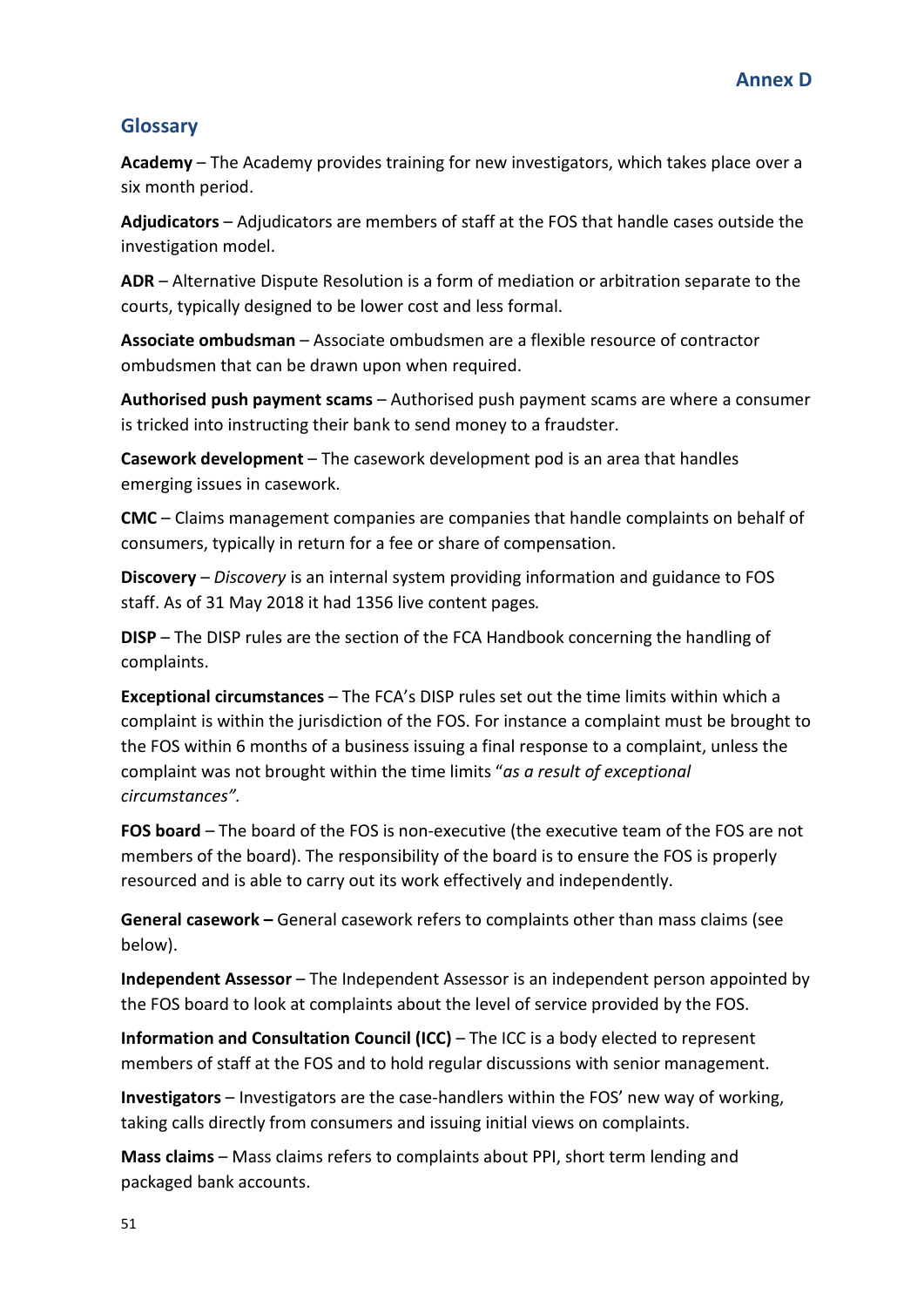## Annex D

## Glossary

**Academy** – The Academy provides training for new investigators, which takes place over a six month period.

**Adjudicators** – Adjudicators are members of staff at the FOS that handle cases outside the investigation model.

**ADR** – Alternative Dispute Resolution is a form of mediation or arbitration separate to the courts, typically designed to be lower cost and less formal.

**Associate ombudsman** – Associate ombudsmen are a flexible resource of contractor ombudsmen that can be drawn upon when required.

**Authorised push payment scams** – Authorised push payment scams are where a consumer is tricked into instructing their bank to send money to a fraudster.

**Casework development** – The casework development pod is an area that handles emerging issues in casework.

**CMC** – Claims management companies are companies that handle complaints on behalf of consumers, typically in return for a fee or share of compensation.

**Discovery** – *Discovery* is an internal system providing information and guidance to FOS staff. As of 31 May 2018 it had 1356 live content pages*.*

**DISP** – The DISP rules are the section of the FCA Handbook concerning the handling of complaints.

**Exceptional circumstances** – The FCA's DISP rules set out the time limits within which a complaint is within the jurisdiction of the FOS. For instance a complaint must be brought to the FOS within 6 months of a business issuing a final response to a complaint, unless the complaint was not brought within the time limits "*as a result of exceptional circumstances".*

**FOS board** – The board of the FOS is non-executive (the executive team of the FOS are not members of the board). The responsibility of the board is to ensure the FOS is properly resourced and is able to carry out its work effectively and independently.

**General casework –** General casework refers to complaints other than mass claims (see below).

**Independent Assessor** – The Independent Assessor is an independent person appointed by the FOS board to look at complaints about the level of service provided by the FOS.

**Information and Consultation Council (ICC)** – The ICC is a body elected to represent members of staff at the FOS and to hold regular discussions with senior management.

**Investigators** – Investigators are the case-handlers within the FOS' new way of working, taking calls directly from consumers and issuing initial views on complaints.

**Mass claims** – Mass claims refers to complaints about PPI, short term lending and packaged bank accounts.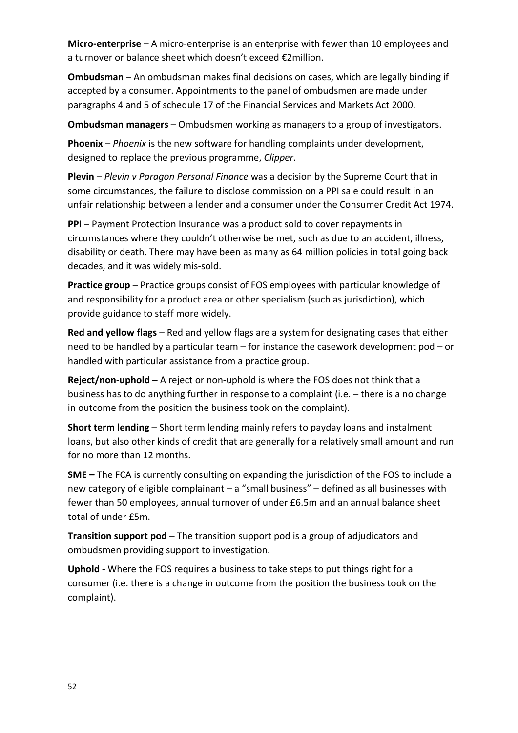**Micro-enterprise** – A micro-enterprise is an enterprise with fewer than 10 employees and a turnover or balance sheet which doesn't exceed €2million.

**Ombudsman** – An ombudsman makes final decisions on cases, which are legally binding if accepted by a consumer. Appointments to the panel of ombudsmen are made under paragraphs 4 and 5 of schedule 17 of the Financial Services and Markets Act 2000.

**Ombudsman managers** – Ombudsmen working as managers to a group of investigators.

**Phoenix** – *Phoenix* is the new software for handling complaints under development, designed to replace the previous programme, *Clipper*.

**Plevin** – *Plevin v Paragon Personal Finance* was a decision by the Supreme Court that in some circumstances, the failure to disclose commission on a PPI sale could result in an unfair relationship between a lender and a consumer under the Consumer Credit Act 1974.

**PPI** – Payment Protection Insurance was a product sold to cover repayments in circumstances where they couldn't otherwise be met, such as due to an accident, illness, disability or death. There may have been as many as 64 million policies in total going back decades, and it was widely mis-sold.

**Practice group** – Practice groups consist of FOS employees with particular knowledge of and responsibility for a product area or other specialism (such as jurisdiction), which provide guidance to staff more widely.

**Red and yellow flags** – Red and yellow flags are a system for designating cases that either need to be handled by a particular team – for instance the casework development pod – or handled with particular assistance from a practice group.

**Reject/non-uphold –** A reject or non-uphold is where the FOS does not think that a business has to do anything further in response to a complaint (i.e. – there is a no change in outcome from the position the business took on the complaint).

**Short term lending** – Short term lending mainly refers to payday loans and instalment loans, but also other kinds of credit that are generally for a relatively small amount and run for no more than 12 months.

**SME –** The FCA is currently consulting on expanding the jurisdiction of the FOS to include a new category of eligible complainant – a "small business" – defined as all businesses with fewer than 50 employees, annual turnover of under £6.5m and an annual balance sheet total of under £5m.

**Transition support pod** – The transition support pod is a group of adjudicators and ombudsmen providing support to investigation.

**Uphold -** Where the FOS requires a business to take steps to put things right for a consumer (i.e. there is a change in outcome from the position the business took on the complaint).